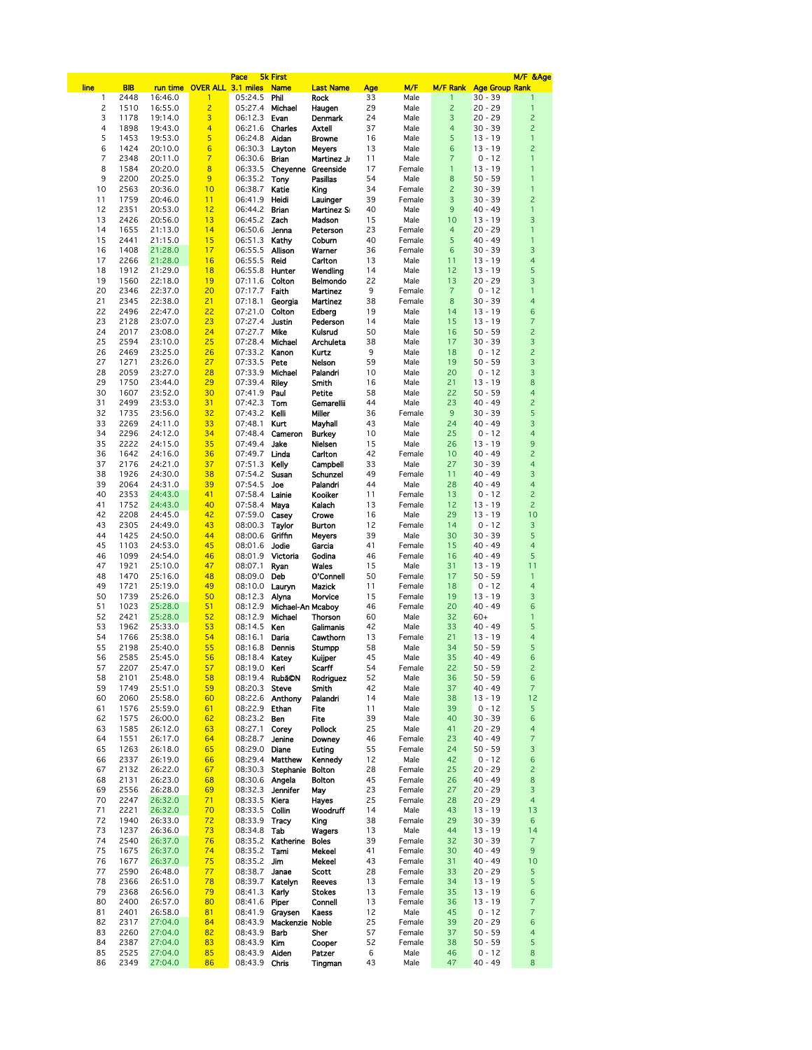| line | BIB | run time | OVER ALL | Pace 3.1 miles | 5k First Name | Last Name | Age | M/F | M/F Rank | Age Group | M/F &Age Rank |
|---|---|---|---|---|---|---|---|---|---|---|---|
| 1 | 2448 | 16:46.0 | 1 | 05:24.5 | Phil | Rock | 33 | Male | 1 | 30 - 39 | 1 |
| 2 | 1510 | 16:55.0 | 2 | 05:27.4 | Michael | Haugen | 29 | Male | 2 | 20 - 29 | 1 |
| 3 | 1178 | 19:14.0 | 3 | 06:12.3 | Evan | Denmark | 24 | Male | 3 | 20 - 29 | 2 |
| 4 | 1898 | 19:43.0 | 4 | 06:21.6 | Charles | Axtell | 37 | Male | 4 | 30 - 39 | 2 |
| 5 | 1453 | 19:53.0 | 5 | 06:24.8 | Aidan | Browne | 16 | Male | 5 | 13 - 19 | 1 |
| 6 | 1424 | 20:10.0 | 6 | 06:30.3 | Layton | Meyers | 13 | Male | 6 | 13 - 19 | 2 |
| 7 | 2348 | 20:11.0 | 7 | 06:30.6 | Brian | Martinez Jr | 11 | Male | 7 | 0 - 12 | 1 |
| 8 | 1584 | 20:20.0 | 8 | 06:33.5 | Cheyenne | Greenside | 17 | Female | 1 | 13 - 19 | 1 |
| 9 | 2200 | 20:25.0 | 9 | 06:35.2 | Tony | Pasillas | 54 | Male | 8 | 50 - 59 | 1 |
| 10 | 2563 | 20:36.0 | 10 | 06:38.7 | Katie | King | 34 | Female | 2 | 30 - 39 | 1 |
| 11 | 1759 | 20:46.0 | 11 | 06:41.9 | Heidi | Lauinger | 39 | Female | 3 | 30 - 39 | 2 |
| 12 | 2351 | 20:53.0 | 12 | 06:44.2 | Brian | Martinez Sr | 40 | Male | 9 | 40 - 49 | 1 |
| 13 | 2426 | 20:56.0 | 13 | 06:45.2 | Zach | Madson | 15 | Male | 10 | 13 - 19 | 3 |
| 14 | 1655 | 21:13.0 | 14 | 06:50.6 | Jenna | Peterson | 23 | Female | 4 | 20 - 29 | 1 |
| 15 | 2441 | 21:15.0 | 15 | 06:51.3 | Kathy | Coburn | 40 | Female | 5 | 40 - 49 | 1 |
| 16 | 1408 | 21:28.0 | 17 | 06:55.5 | Allison | Warner | 36 | Female | 6 | 30 - 39 | 3 |
| 17 | 2266 | 21:28.0 | 16 | 06:55.5 | Reid | Carlton | 13 | Male | 11 | 13 - 19 | 4 |
| 18 | 1912 | 21:29.0 | 18 | 06:55.8 | Hunter | Wendling | 14 | Male | 12 | 13 - 19 | 5 |
| 19 | 1560 | 22:18.0 | 19 | 07:11.6 | Colton | Belmondo | 22 | Male | 13 | 20 - 29 | 3 |
| 20 | 2346 | 22:37.0 | 20 | 07:17.7 | Faith | Martinez | 9 | Female | 7 | 0 - 12 | 1 |
| 21 | 2345 | 22:38.0 | 21 | 07:18.1 | Georgia | Martinez | 38 | Female | 8 | 30 - 39 | 4 |
| 22 | 2496 | 22:47.0 | 22 | 07:21.0 | Colton | Edberg | 19 | Male | 14 | 13 - 19 | 6 |
| 23 | 2128 | 23:07.0 | 23 | 07:27.4 | Justin | Pederson | 14 | Male | 15 | 13 - 19 | 7 |
| 24 | 2017 | 23:08.0 | 24 | 07:27.7 | Mike | Kulsrud | 50 | Male | 16 | 50 - 59 | 2 |
| 25 | 2594 | 23:10.0 | 25 | 07:28.4 | Michael | Archuleta | 38 | Male | 17 | 30 - 39 | 3 |
| 26 | 2469 | 23:25.0 | 26 | 07:33.2 | Kanon | Kurtz | 9 | Male | 18 | 0 - 12 | 2 |
| 27 | 1271 | 23:26.0 | 27 | 07:33.5 | Pete | Nelson | 59 | Male | 19 | 50 - 59 | 3 |
| 28 | 2059 | 23:27.0 | 28 | 07:33.9 | Michael | Palandri | 10 | Male | 20 | 0 - 12 | 3 |
| 29 | 1750 | 23:44.0 | 29 | 07:39.4 | Riley | Smith | 16 | Male | 21 | 13 - 19 | 8 |
| 30 | 1607 | 23:52.0 | 30 | 07:41.9 | Paul | Petite | 58 | Male | 22 | 50 - 59 | 4 |
| 31 | 2499 | 23:53.0 | 31 | 07:42.3 | Tom | Gemarellii | 44 | Male | 23 | 40 - 49 | 2 |
| 32 | 1735 | 23:56.0 | 32 | 07:43.2 | Kelli | Miller | 36 | Female | 9 | 30 - 39 | 5 |
| 33 | 2269 | 24:11.0 | 33 | 07:48.1 | Kurt | Mayhall | 43 | Male | 24 | 40 - 49 | 3 |
| 34 | 2296 | 24:12.0 | 34 | 07:48.4 | Cameron | Burkey | 10 | Male | 25 | 0 - 12 | 4 |
| 35 | 2222 | 24:15.0 | 35 | 07:49.4 | Jake | Nielsen | 15 | Male | 26 | 13 - 19 | 9 |
| 36 | 1642 | 24:16.0 | 36 | 07:49.7 | Linda | Carlton | 42 | Female | 10 | 40 - 49 | 2 |
| 37 | 2176 | 24:21.0 | 37 | 07:51.3 | Kelly | Campbell | 33 | Male | 27 | 30 - 39 | 4 |
| 38 | 1926 | 24:30.0 | 38 | 07:54.2 | Susan | Schunzel | 49 | Female | 11 | 40 - 49 | 3 |
| 39 | 2064 | 24:31.0 | 39 | 07:54.5 | Joe | Palandri | 44 | Male | 28 | 40 - 49 | 4 |
| 40 | 2353 | 24:43.0 | 41 | 07:58.4 | Lainie | Kooiker | 11 | Female | 13 | 0 - 12 | 2 |
| 41 | 1752 | 24:43.0 | 40 | 07:58.4 | Maya | Kalach | 13 | Female | 12 | 13 - 19 | 2 |
| 42 | 2208 | 24:45.0 | 42 | 07:59.0 | Casey | Crowe | 16 | Male | 29 | 13 - 19 | 10 |
| 43 | 2305 | 24:49.0 | 43 | 08:00.3 | Taylor | Burton | 12 | Female | 14 | 0 - 12 | 3 |
| 44 | 1425 | 24:50.0 | 44 | 08:00.6 | Griffin | Meyers | 39 | Male | 30 | 30 - 39 | 5 |
| 45 | 1103 | 24:53.0 | 45 | 08:01.6 | Jodie | Garcia | 41 | Female | 15 | 40 - 49 | 4 |
| 46 | 1099 | 24:54.0 | 46 | 08:01.9 | Victoria | Godina | 46 | Female | 16 | 40 - 49 | 5 |
| 47 | 1921 | 25:10.0 | 47 | 08:07.1 | Ryan | Wales | 15 | Male | 31 | 13 - 19 | 11 |
| 48 | 1470 | 25:16.0 | 48 | 08:09.0 | Deb | O'Connell | 50 | Female | 17 | 50 - 59 | 1 |
| 49 | 1721 | 25:19.0 | 49 | 08:10.0 | Lauryn | Mazick | 11 | Female | 18 | 0 - 12 | 4 |
| 50 | 1739 | 25:26.0 | 50 | 08:12.3 | Alyna | Morvice | 15 | Female | 19 | 13 - 19 | 3 |
| 51 | 1023 | 25:28.0 | 51 | 08:12.9 | Michael-An | Mcaboy | 46 | Female | 20 | 40 - 49 | 6 |
| 52 | 2421 | 25:28.0 | 52 | 08:12.9 | Michael | Thorson | 60 | Male | 32 | 60+ | 1 |
| 53 | 1962 | 25:33.0 | 53 | 08:14.5 | Ken | Galimanis | 42 | Male | 33 | 40 - 49 | 5 |
| 54 | 1766 | 25:38.0 | 54 | 08:16.1 | Daria | Cawthorn | 13 | Female | 21 | 13 - 19 | 4 |
| 55 | 2198 | 25:40.0 | 55 | 08:16.8 | Dennis | Stumpp | 58 | Male | 34 | 50 - 59 | 5 |
| 56 | 2585 | 25:45.0 | 56 | 08:18.4 | Katey | Kuijper | 45 | Male | 35 | 40 - 49 | 6 |
| 57 | 2207 | 25:47.0 | 57 | 08:19.0 | Keri | Scarff | 54 | Female | 22 | 50 - 59 | 2 |
| 58 | 2101 | 25:48.0 | 58 | 08:19.4 | RubÃ©N | Rodriguez | 52 | Male | 36 | 50 - 59 | 6 |
| 59 | 1749 | 25:51.0 | 59 | 08:20.3 | Steve | Smith | 42 | Male | 37 | 40 - 49 | 7 |
| 60 | 2060 | 25:58.0 | 60 | 08:22.6 | Anthony | Palandri | 14 | Male | 38 | 13 - 19 | 12 |
| 61 | 1576 | 25:59.0 | 61 | 08:22.9 | Ethan | Fite | 11 | Male | 39 | 0 - 12 | 5 |
| 62 | 1575 | 26:00.0 | 62 | 08:23.2 | Ben | Fite | 39 | Male | 40 | 30 - 39 | 6 |
| 63 | 1585 | 26:12.0 | 63 | 08:27.1 | Corey | Pollock | 25 | Male | 41 | 20 - 29 | 4 |
| 64 | 1551 | 26:17.0 | 64 | 08:28.7 | Jenine | Downey | 46 | Female | 23 | 40 - 49 | 7 |
| 65 | 1263 | 26:18.0 | 65 | 08:29.0 | Diane | Euting | 55 | Female | 24 | 50 - 59 | 3 |
| 66 | 2337 | 26:19.0 | 66 | 08:29.4 | Matthew | Kennedy | 12 | Male | 42 | 0 - 12 | 6 |
| 67 | 2132 | 26:22.0 | 67 | 08:30.3 | Stephanie | Bolton | 28 | Female | 25 | 20 - 29 | 2 |
| 68 | 2131 | 26:23.0 | 68 | 08:30.6 | Angela | Bolton | 45 | Female | 26 | 40 - 49 | 8 |
| 69 | 2556 | 26:28.0 | 69 | 08:32.3 | Jennifer | May | 23 | Female | 27 | 20 - 29 | 3 |
| 70 | 2247 | 26:32.0 | 71 | 08:33.5 | Kiera | Hayes | 25 | Female | 28 | 20 - 29 | 4 |
| 71 | 2221 | 26:32.0 | 70 | 08:33.5 | Collin | Woodruff | 14 | Male | 43 | 13 - 19 | 13 |
| 72 | 1940 | 26:33.0 | 72 | 08:33.9 | Tracy | King | 38 | Female | 29 | 30 - 39 | 6 |
| 73 | 1237 | 26:36.0 | 73 | 08:34.8 | Tab | Wagers | 13 | Male | 44 | 13 - 19 | 14 |
| 74 | 2540 | 26:37.0 | 76 | 08:35.2 | Katherine | Boles | 39 | Female | 32 | 30 - 39 | 7 |
| 75 | 1675 | 26:37.0 | 74 | 08:35.2 | Tami | Mekeel | 41 | Female | 30 | 40 - 49 | 9 |
| 76 | 1677 | 26:37.0 | 75 | 08:35.2 | Jim | Mekeel | 43 | Female | 31 | 40 - 49 | 10 |
| 77 | 2590 | 26:48.0 | 77 | 08:38.7 | Janae | Scott | 28 | Female | 33 | 20 - 29 | 5 |
| 78 | 2366 | 26:51.0 | 78 | 08:39.7 | Katelyn | Reeves | 13 | Female | 34 | 13 - 19 | 5 |
| 79 | 2368 | 26:56.0 | 79 | 08:41.3 | Karly | Stokes | 13 | Female | 35 | 13 - 19 | 6 |
| 80 | 2400 | 26:57.0 | 80 | 08:41.6 | Piper | Connell | 13 | Female | 36 | 13 - 19 | 7 |
| 81 | 2401 | 26:58.0 | 81 | 08:41.9 | Graysen | Kaess | 12 | Male | 45 | 0 - 12 | 7 |
| 82 | 2317 | 27:04.0 | 84 | 08:43.9 | Mackenzie | Noble | 25 | Female | 39 | 20 - 29 | 6 |
| 83 | 2260 | 27:04.0 | 82 | 08:43.9 | Barb | Sher | 57 | Female | 37 | 50 - 59 | 4 |
| 84 | 2387 | 27:04.0 | 83 | 08:43.9 | Kim | Cooper | 52 | Female | 38 | 50 - 59 | 5 |
| 85 | 2525 | 27:04.0 | 85 | 08:43.9 | Aiden | Patzer | 6 | Male | 46 | 0 - 12 | 8 |
| 86 | 2349 | 27:04.0 | 86 | 08:43.9 | Chris | Tingman | 43 | Male | 47 | 40 - 49 | 8 |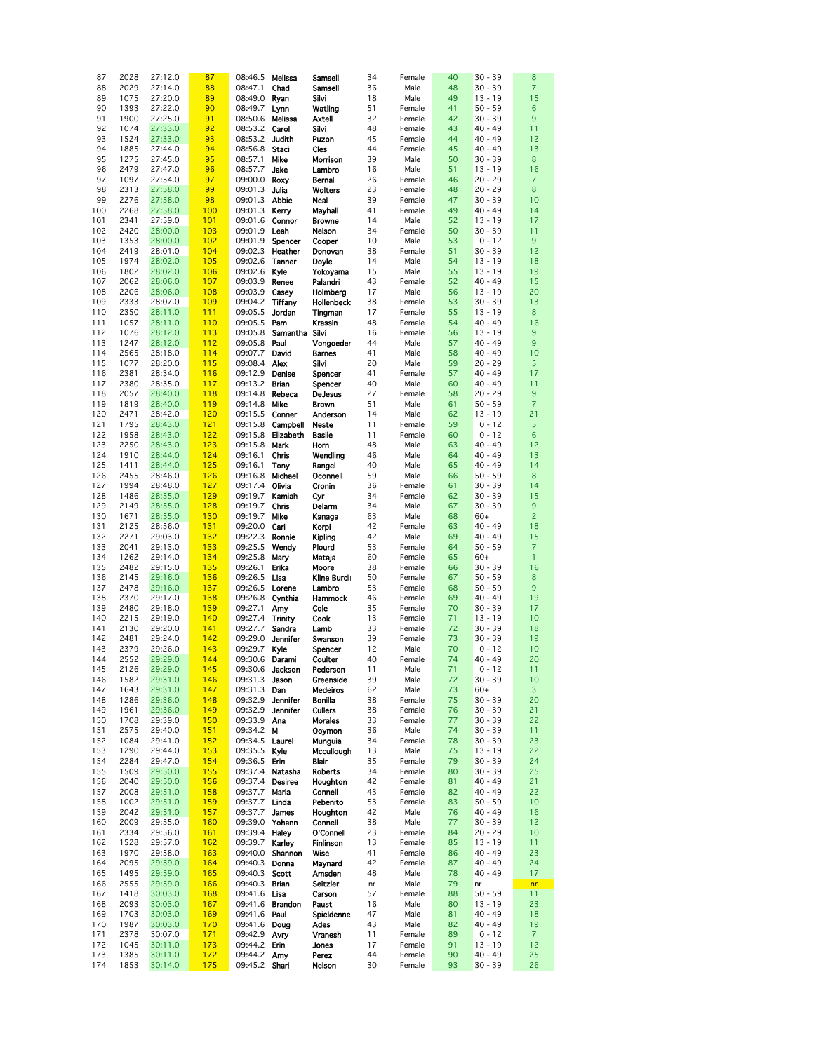| | | | | | | | | | | | |
|---|---|---|---|---|---|---|---|---|---|---|---|
| 87 | 2028 | 27:12.0 | 87 | 08:46.5 | Melissa | Samsell | 34 | Female | 40 | 30 - 39 | 8 |
| 88 | 2029 | 27:14.0 | 88 | 08:47.1 | Chad | Samsell | 36 | Male | 48 | 30 - 39 | 7 |
| 89 | 1075 | 27:20.0 | 89 | 08:49.0 | Ryan | Silvi | 18 | Male | 49 | 13 - 19 | 15 |
| 90 | 1393 | 27:22.0 | 90 | 08:49.7 | Lynn | Watling | 51 | Female | 41 | 50 - 59 | 6 |
| 91 | 1900 | 27:25.0 | 91 | 08:50.6 | Melissa | Axtell | 32 | Female | 42 | 30 - 39 | 9 |
| 92 | 1074 | 27:33.0 | 92 | 08:53.2 | Carol | Silvi | 48 | Female | 43 | 40 - 49 | 11 |
| 93 | 1524 | 27:33.0 | 93 | 08:53.2 | Judith | Puzon | 45 | Female | 44 | 40 - 49 | 12 |
| 94 | 1885 | 27:44.0 | 94 | 08:56.8 | Staci | Cles | 44 | Female | 45 | 40 - 49 | 13 |
| 95 | 1275 | 27:45.0 | 95 | 08:57.1 | Mike | Morrison | 39 | Male | 50 | 30 - 39 | 8 |
| 96 | 2479 | 27:47.0 | 96 | 08:57.7 | Jake | Lambro | 16 | Male | 51 | 13 - 19 | 16 |
| 97 | 1097 | 27:54.0 | 97 | 09:00.0 | Roxy | Bernal | 26 | Female | 46 | 20 - 29 | 7 |
| 98 | 2313 | 27:58.0 | 99 | 09:01.3 | Julia | Wolters | 23 | Female | 48 | 20 - 29 | 8 |
| 99 | 2276 | 27:58.0 | 98 | 09:01.3 | Abbie | Neal | 39 | Female | 47 | 30 - 39 | 10 |
| 100 | 2268 | 27:58.0 | 100 | 09:01.3 | Kerry | Mayhall | 41 | Female | 49 | 40 - 49 | 14 |
| 101 | 2341 | 27:59.0 | 101 | 09:01.6 | Connor | Browne | 14 | Male | 52 | 13 - 19 | 17 |
| 102 | 2420 | 28:00.0 | 103 | 09:01.9 | Leah | Nelson | 34 | Female | 50 | 30 - 39 | 11 |
| 103 | 1353 | 28:00.0 | 102 | 09:01.9 | Spencer | Cooper | 10 | Male | 53 | 0 - 12 | 9 |
| 104 | 2419 | 28:01.0 | 104 | 09:02.3 | Heather | Donovan | 38 | Female | 51 | 30 - 39 | 12 |
| 105 | 1974 | 28:02.0 | 105 | 09:02.6 | Tanner | Doyle | 14 | Male | 54 | 13 - 19 | 18 |
| 106 | 1802 | 28:02.0 | 106 | 09:02.6 | Kyle | Yokoyama | 15 | Male | 55 | 13 - 19 | 19 |
| 107 | 2062 | 28:06.0 | 107 | 09:03.9 | Renee | Palandri | 43 | Female | 52 | 40 - 49 | 15 |
| 108 | 2206 | 28:06.0 | 108 | 09:03.9 | Casey | Holmberg | 17 | Male | 56 | 13 - 19 | 20 |
| 109 | 2333 | 28:07.0 | 109 | 09:04.2 | Tiffany | Hollenbeck | 38 | Female | 53 | 30 - 39 | 13 |
| 110 | 2350 | 28:11.0 | 111 | 09:05.5 | Jordan | Tingman | 17 | Female | 55 | 13 - 19 | 8 |
| 111 | 1057 | 28:11.0 | 110 | 09:05.5 | Pam | Krassin | 48 | Female | 54 | 40 - 49 | 16 |
| 112 | 1076 | 28:12.0 | 113 | 09:05.8 | Samantha | Silvi | 16 | Female | 56 | 13 - 19 | 9 |
| 113 | 1247 | 28:12.0 | 112 | 09:05.8 | Paul | Vongoeder | 44 | Male | 57 | 40 - 49 | 9 |
| 114 | 2565 | 28:18.0 | 114 | 09:07.7 | David | Barnes | 41 | Male | 58 | 40 - 49 | 10 |
| 115 | 1077 | 28:20.0 | 115 | 09:08.4 | Alex | Silvi | 20 | Male | 59 | 20 - 29 | 5 |
| 116 | 2381 | 28:34.0 | 116 | 09:12.9 | Denise | Spencer | 41 | Female | 57 | 40 - 49 | 17 |
| 117 | 2380 | 28:35.0 | 117 | 09:13.2 | Brian | Spencer | 40 | Male | 60 | 40 - 49 | 11 |
| 118 | 2057 | 28:40.0 | 118 | 09:14.8 | Rebeca | DeJesus | 27 | Female | 58 | 20 - 29 | 9 |
| 119 | 1819 | 28:40.0 | 119 | 09:14.8 | Mike | Brown | 51 | Male | 61 | 50 - 59 | 7 |
| 120 | 2471 | 28:42.0 | 120 | 09:15.5 | Conner | Anderson | 14 | Male | 62 | 13 - 19 | 21 |
| 121 | 1795 | 28:43.0 | 121 | 09:15.8 | Campbell | Neste | 11 | Female | 59 | 0 - 12 | 5 |
| 122 | 1958 | 28:43.0 | 122 | 09:15.8 | Elizabeth | Basile | 11 | Female | 60 | 0 - 12 | 6 |
| 123 | 2250 | 28:43.0 | 123 | 09:15.8 | Mark | Horn | 48 | Male | 63 | 40 - 49 | 12 |
| 124 | 1910 | 28:44.0 | 124 | 09:16.1 | Chris | Wendling | 46 | Male | 64 | 40 - 49 | 13 |
| 125 | 1411 | 28:44.0 | 125 | 09:16.1 | Tony | Rangel | 40 | Male | 65 | 40 - 49 | 14 |
| 126 | 2455 | 28:46.0 | 126 | 09:16.8 | Michael | Oconnell | 59 | Male | 66 | 50 - 59 | 8 |
| 127 | 1994 | 28:48.0 | 127 | 09:17.4 | Olivia | Cronin | 36 | Female | 61 | 30 - 39 | 14 |
| 128 | 1486 | 28:55.0 | 129 | 09:19.7 | Kamiah | Cyr | 34 | Female | 62 | 30 - 39 | 15 |
| 129 | 2149 | 28:55.0 | 128 | 09:19.7 | Chris | Delarm | 34 | Male | 67 | 30 - 39 | 9 |
| 130 | 1671 | 28:55.0 | 130 | 09:19.7 | Mike | Kanaga | 63 | Male | 68 | 60+ | 2 |
| 131 | 2125 | 28:56.0 | 131 | 09:20.0 | Cari | Korpi | 42 | Female | 63 | 40 - 49 | 18 |
| 132 | 2271 | 29:03.0 | 132 | 09:22.3 | Ronnie | Kipling | 42 | Male | 69 | 40 - 49 | 15 |
| 133 | 2041 | 29:13.0 | 133 | 09:25.5 | Wendy | Plourd | 53 | Female | 64 | 50 - 59 | 7 |
| 134 | 1262 | 29:14.0 | 134 | 09:25.8 | Mary | Mataja | 60 | Female | 65 | 60+ | 1 |
| 135 | 2482 | 29:15.0 | 135 | 09:26.1 | Erika | Moore | 38 | Female | 66 | 30 - 39 | 16 |
| 136 | 2145 | 29:16.0 | 136 | 09:26.5 | Lisa | Kline Burdi | 50 | Female | 67 | 50 - 59 | 8 |
| 137 | 2478 | 29:16.0 | 137 | 09:26.5 | Lorene | Lambro | 53 | Female | 68 | 50 - 59 | 9 |
| 138 | 2370 | 29:17.0 | 138 | 09:26.8 | Cynthia | Hammock | 46 | Female | 69 | 40 - 49 | 19 |
| 139 | 2480 | 29:18.0 | 139 | 09:27.1 | Amy | Cole | 35 | Female | 70 | 30 - 39 | 17 |
| 140 | 2215 | 29:19.0 | 140 | 09:27.4 | Trinity | Cook | 13 | Female | 71 | 13 - 19 | 10 |
| 141 | 2130 | 29:20.0 | 141 | 09:27.7 | Sandra | Lamb | 33 | Female | 72 | 30 - 39 | 18 |
| 142 | 2481 | 29:24.0 | 142 | 09:29.0 | Jennifer | Swanson | 39 | Female | 73 | 30 - 39 | 19 |
| 143 | 2379 | 29:26.0 | 143 | 09:29.7 | Kyle | Spencer | 12 | Male | 70 | 0 - 12 | 10 |
| 144 | 2552 | 29:29.0 | 144 | 09:30.6 | Darami | Coulter | 40 | Female | 74 | 40 - 49 | 20 |
| 145 | 2126 | 29:29.0 | 145 | 09:30.6 | Jackson | Pederson | 11 | Male | 71 | 0 - 12 | 11 |
| 146 | 1582 | 29:31.0 | 146 | 09:31.3 | Jason | Greenside | 39 | Male | 72 | 30 - 39 | 10 |
| 147 | 1643 | 29:31.0 | 147 | 09:31.3 | Dan | Medeiros | 62 | Male | 73 | 60+ | 3 |
| 148 | 1286 | 29:36.0 | 148 | 09:32.9 | Jennifer | Bonilla | 38 | Female | 75 | 30 - 39 | 20 |
| 149 | 1961 | 29:36.0 | 149 | 09:32.9 | Jennifer | Cullers | 38 | Female | 76 | 30 - 39 | 21 |
| 150 | 1708 | 29:39.0 | 150 | 09:33.9 | Ana | Morales | 33 | Female | 77 | 30 - 39 | 22 |
| 151 | 2575 | 29:40.0 | 151 | 09:34.2 | M | Ooymon | 36 | Male | 74 | 30 - 39 | 11 |
| 152 | 1084 | 29:41.0 | 152 | 09:34.5 | Laurel | Munguia | 34 | Female | 78 | 30 - 39 | 23 |
| 153 | 1290 | 29:44.0 | 153 | 09:35.5 | Kyle | Mccullough | 13 | Male | 75 | 13 - 19 | 22 |
| 154 | 2284 | 29:47.0 | 154 | 09:36.5 | Erin | Blair | 35 | Female | 79 | 30 - 39 | 24 |
| 155 | 1509 | 29:50.0 | 155 | 09:37.4 | Natasha | Roberts | 34 | Female | 80 | 30 - 39 | 25 |
| 156 | 2040 | 29:50.0 | 156 | 09:37.4 | Desiree | Houghton | 42 | Female | 81 | 40 - 49 | 21 |
| 157 | 2008 | 29:51.0 | 158 | 09:37.7 | Maria | Connell | 43 | Female | 82 | 40 - 49 | 22 |
| 158 | 1002 | 29:51.0 | 159 | 09:37.7 | Linda | Pebenito | 53 | Female | 83 | 50 - 59 | 10 |
| 159 | 2042 | 29:51.0 | 157 | 09:37.7 | James | Houghton | 42 | Male | 76 | 40 - 49 | 16 |
| 160 | 2009 | 29:55.0 | 160 | 09:39.0 | Yohann | Connell | 38 | Male | 77 | 30 - 39 | 12 |
| 161 | 2334 | 29:56.0 | 161 | 09:39.4 | Haley | O'Connell | 23 | Female | 84 | 20 - 29 | 10 |
| 162 | 1528 | 29:57.0 | 162 | 09:39.7 | Karley | Finlinson | 13 | Female | 85 | 13 - 19 | 11 |
| 163 | 1970 | 29:58.0 | 163 | 09:40.0 | Shannon | Wise | 41 | Female | 86 | 40 - 49 | 23 |
| 164 | 2095 | 29:59.0 | 164 | 09:40.3 | Donna | Maynard | 42 | Female | 87 | 40 - 49 | 24 |
| 165 | 1495 | 29:59.0 | 165 | 09:40.3 | Scott | Amsden | 48 | Male | 78 | 40 - 49 | 17 |
| 166 | 2555 | 29:59.0 | 166 | 09:40.3 | Brian | Seitzler | nr | Male | 79 | nr | nr |
| 167 | 1418 | 30:03.0 | 168 | 09:41.6 | Lisa | Carson | 57 | Female | 88 | 50 - 59 | 11 |
| 168 | 2093 | 30:03.0 | 167 | 09:41.6 | Brandon | Paust | 16 | Male | 80 | 13 - 19 | 23 |
| 169 | 1703 | 30:03.0 | 169 | 09:41.6 | Paul | Spieldenne | 47 | Male | 81 | 40 - 49 | 18 |
| 170 | 1987 | 30:03.0 | 170 | 09:41.6 | Doug | Ades | 43 | Male | 82 | 40 - 49 | 19 |
| 171 | 2378 | 30:07.0 | 171 | 09:42.9 | Avry | Vranesh | 11 | Female | 89 | 0 - 12 | 7 |
| 172 | 1045 | 30:11.0 | 173 | 09:44.2 | Erin | Jones | 17 | Female | 91 | 13 - 19 | 12 |
| 173 | 1385 | 30:11.0 | 172 | 09:44.2 | Amy | Perez | 44 | Female | 90 | 40 - 49 | 25 |
| 174 | 1853 | 30:14.0 | 175 | 09:45.2 | Shari | Nelson | 30 | Female | 93 | 30 - 39 | 26 |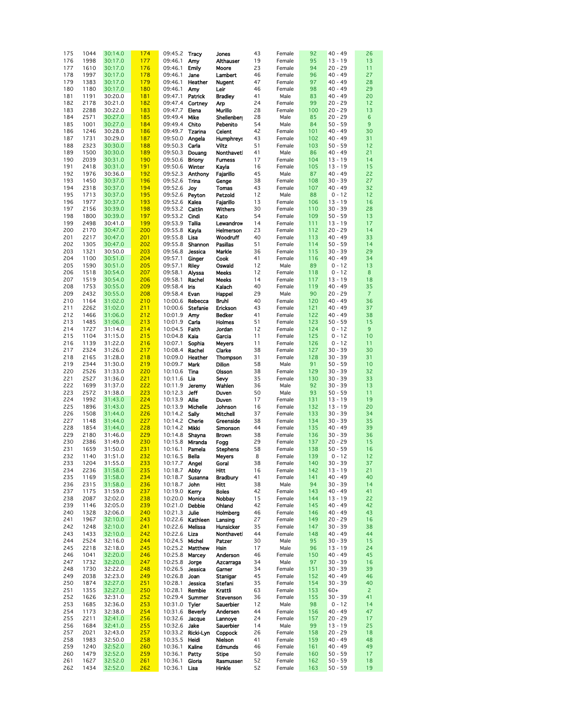| | | | | | | | | | | | |
|---|---|---|---|---|---|---|---|---|---|---|---|
| 175 | 1044 | 30:14.0 | 174 | 09:45.2 | Tracy | Jones | 43 | Female | 92 | 40 - 49 | 26 |
| 176 | 1998 | 30:17.0 | 177 | 09:46.1 | Amy | Althauser | 19 | Female | 95 | 13 - 19 | 13 |
| 177 | 1610 | 30:17.0 | 176 | 09:46.1 | Emily | Moore | 23 | Female | 94 | 20 - 29 | 11 |
| 178 | 1997 | 30:17.0 | 178 | 09:46.1 | Jane | Lambert | 46 | Female | 96 | 40 - 49 | 27 |
| 179 | 1383 | 30:17.0 | 179 | 09:46.1 | Heather | Nugent | 47 | Female | 97 | 40 - 49 | 28 |
| 180 | 1180 | 30:17.0 | 180 | 09:46.1 | Amy | Leir | 46 | Female | 98 | 40 - 49 | 29 |
| 181 | 1191 | 30:20.0 | 181 | 09:47.1 | Patrick | Bradley | 41 | Male | 83 | 40 - 49 | 20 |
| 182 | 2178 | 30:21.0 | 182 | 09:47.4 | Cortney | Arp | 24 | Female | 99 | 20 - 29 | 12 |
| 183 | 2288 | 30:22.0 | 183 | 09:47.7 | Elena | Murillo | 28 | Female | 100 | 20 - 29 | 13 |
| 184 | 2571 | 30:27.0 | 185 | 09:49.4 | Mike | Shellenberg | 28 | Male | 85 | 20 - 29 | 6 |
| 185 | 1001 | 30:27.0 | 184 | 09:49.4 | Chito | Pebenito | 54 | Male | 84 | 50 - 59 | 9 |
| 186 | 1246 | 30:28.0 | 186 | 09:49.7 | Tzarina | Celent | 42 | Female | 101 | 40 - 49 | 30 |
| 187 | 1731 | 30:29.0 | 187 | 09:50.0 | Angela | Humphreys | 43 | Female | 102 | 40 - 49 | 31 |
| 188 | 2323 | 30:30.0 | 188 | 09:50.3 | Carla | Viltz | 51 | Female | 103 | 50 - 59 | 12 |
| 189 | 1500 | 30:30.0 | 189 | 09:50.3 | Douang | Nonthavetl | 41 | Male | 86 | 40 - 49 | 21 |
| 190 | 2039 | 30:31.0 | 190 | 09:50.6 | Briony | Furness | 17 | Female | 104 | 13 - 19 | 14 |
| 191 | 2418 | 30:31.0 | 191 | 09:50.6 | Winter | Kayla | 16 | Female | 105 | 13 - 19 | 15 |
| 192 | 1976 | 30:36.0 | 192 | 09:52.3 | Anthony | Fajarillo | 45 | Male | 87 | 40 - 49 | 22 |
| 193 | 1450 | 30:37.0 | 196 | 09:52.6 | Trina | Genge | 38 | Female | 108 | 30 - 39 | 27 |
| 194 | 2318 | 30:37.0 | 194 | 09:52.6 | Joy | Tomas | 43 | Female | 107 | 40 - 49 | 32 |
| 195 | 1713 | 30:37.0 | 195 | 09:52.6 | Peyton | Petzold | 12 | Male | 88 | 0 - 12 | 12 |
| 196 | 1977 | 30:37.0 | 193 | 09:52.6 | Kalea | Fajarillo | 13 | Female | 106 | 13 - 19 | 16 |
| 197 | 2156 | 30:39.0 | 198 | 09:53.2 | Caitlin | Withers | 30 | Female | 110 | 30 - 39 | 28 |
| 198 | 1800 | 30:39.0 | 197 | 09:53.2 | Cindi | Kato | 54 | Female | 109 | 50 - 59 | 13 |
| 199 | 2498 | 30:41.0 | 199 | 09:53.9 | Tallia | Lewandrow | 14 | Female | 111 | 13 - 19 | 17 |
| 200 | 2170 | 30:47.0 | 200 | 09:55.8 | Kayla | Helmerson | 23 | Female | 112 | 20 - 29 | 14 |
| 201 | 2217 | 30:47.0 | 201 | 09:55.8 | Lisa | Woodruff | 40 | Female | 113 | 40 - 49 | 33 |
| 202 | 1305 | 30:47.0 | 202 | 09:55.8 | Shannon | Pasillas | 51 | Female | 114 | 50 - 59 | 14 |
| 203 | 1321 | 30:50.0 | 203 | 09:56.8 | Jessica | Markle | 36 | Female | 115 | 30 - 39 | 29 |
| 204 | 1100 | 30:51.0 | 204 | 09:57.1 | Ginger | Cook | 41 | Female | 116 | 40 - 49 | 34 |
| 205 | 1590 | 30:51.0 | 205 | 09:57.1 | Riley | Oswald | 12 | Male | 89 | 0 - 12 | 13 |
| 206 | 1518 | 30:54.0 | 207 | 09:58.1 | Alyssa | Meeks | 12 | Female | 118 | 0 - 12 | 8 |
| 207 | 1519 | 30:54.0 | 206 | 09:58.1 | Rachel | Meeks | 14 | Female | 117 | 13 - 19 | 18 |
| 208 | 1753 | 30:55.0 | 209 | 09:58.4 | Iris | Kalach | 40 | Female | 119 | 40 - 49 | 35 |
| 209 | 2432 | 30:55.0 | 208 | 09:58.4 | Evan | Happel | 29 | Male | 90 | 20 - 29 | 7 |
| 210 | 1164 | 31:02.0 | 210 | 10:00.6 | Rebecca | Bruhl | 40 | Female | 120 | 40 - 49 | 36 |
| 211 | 2262 | 31:02.0 | 211 | 10:00.6 | Stefanie | Erickson | 43 | Female | 121 | 40 - 49 | 37 |
| 212 | 1466 | 31:06.0 | 212 | 10:01.9 | Amy | Bedker | 41 | Female | 122 | 40 - 49 | 38 |
| 213 | 1485 | 31:06.0 | 213 | 10:01.9 | Carla | Holmes | 51 | Female | 123 | 50 - 59 | 15 |
| 214 | 1727 | 31:14.0 | 214 | 10:04.5 | Faith | Jordan | 12 | Female | 124 | 0 - 12 | 9 |
| 215 | 1104 | 31:15.0 | 215 | 10:04.8 | Kaia | Garcia | 11 | Female | 125 | 0 - 12 | 10 |
| 216 | 1139 | 31:22.0 | 216 | 10:07.1 | Sophia | Meyers | 11 | Female | 126 | 0 - 12 | 11 |
| 217 | 2324 | 31:26.0 | 217 | 10:08.4 | Rachel | Clarke | 38 | Female | 127 | 30 - 39 | 30 |
| 218 | 2165 | 31:28.0 | 218 | 10:09.0 | Heather | Thompson | 31 | Female | 128 | 30 - 39 | 31 |
| 219 | 2344 | 31:30.0 | 219 | 10:09.7 | Mark | Dillon | 58 | Male | 91 | 50 - 59 | 10 |
| 220 | 2526 | 31:33.0 | 220 | 10:10.6 | Tina | Olsson | 38 | Female | 129 | 30 - 39 | 32 |
| 221 | 2527 | 31:36.0 | 221 | 10:11.6 | Lia | Sevy | 35 | Female | 130 | 30 - 39 | 33 |
| 222 | 1699 | 31:37.0 | 222 | 10:11.9 | Jeremy | Wahlen | 36 | Male | 92 | 30 - 39 | 13 |
| 223 | 2572 | 31:38.0 | 223 | 10:12.3 | Jeff | Duven | 50 | Male | 93 | 50 - 59 | 11 |
| 224 | 1992 | 31:43.0 | 224 | 10:13.9 | Allie | Duven | 17 | Female | 131 | 13 - 19 | 19 |
| 225 | 1896 | 31:43.0 | 225 | 10:13.9 | Michelle | Johnson | 16 | Female | 132 | 13 - 19 | 20 |
| 226 | 1508 | 31:44.0 | 226 | 10:14.2 | Sally | Mitchell | 37 | Female | 133 | 30 - 39 | 34 |
| 227 | 1148 | 31:44.0 | 227 | 10:14.2 | Cherie | Greenside | 38 | Female | 134 | 30 - 39 | 35 |
| 228 | 1854 | 31:44.0 | 228 | 10:14.2 | Mikki | Simonson | 44 | Female | 135 | 40 - 49 | 39 |
| 229 | 2180 | 31:46.0 | 229 | 10:14.8 | Shayna | Brown | 38 | Female | 136 | 30 - 39 | 36 |
| 230 | 2386 | 31:49.0 | 230 | 10:15.8 | Miranda | Fogg | 29 | Female | 137 | 20 - 29 | 15 |
| 231 | 1659 | 31:50.0 | 231 | 10:16.1 | Pamela | Stephens | 58 | Female | 138 | 50 - 59 | 16 |
| 232 | 1140 | 31:51.0 | 232 | 10:16.5 | Bella | Meyers | 8 | Female | 139 | 0 - 12 | 12 |
| 233 | 1204 | 31:55.0 | 233 | 10:17.7 | Angel | Goral | 38 | Female | 140 | 30 - 39 | 37 |
| 234 | 2236 | 31:58.0 | 235 | 10:18.7 | Abby | Hitt | 16 | Female | 142 | 13 - 19 | 21 |
| 235 | 1169 | 31:58.0 | 234 | 10:18.7 | Susanna | Bradbury | 41 | Female | 141 | 40 - 49 | 40 |
| 236 | 2315 | 31:58.0 | 236 | 10:18.7 | John | Hitt | 38 | Male | 94 | 30 - 39 | 14 |
| 237 | 1175 | 31:59.0 | 237 | 10:19.0 | Kerry | Boles | 42 | Female | 143 | 40 - 49 | 41 |
| 238 | 2087 | 32:02.0 | 238 | 10:20.0 | Monica | Nobbay | 15 | Female | 144 | 13 - 19 | 22 |
| 239 | 1146 | 32:05.0 | 239 | 10:21.0 | Debbie | Ohland | 42 | Female | 145 | 40 - 49 | 42 |
| 240 | 1328 | 32:06.0 | 240 | 10:21.3 | Julie | Holmberg | 46 | Female | 146 | 40 - 49 | 43 |
| 241 | 1967 | 32:10.0 | 243 | 10:22.6 | Kathleen | Lansing | 27 | Female | 149 | 20 - 29 | 16 |
| 242 | 1248 | 32:10.0 | 241 | 10:22.6 | Melissa | Hunsicker | 35 | Female | 147 | 30 - 39 | 38 |
| 243 | 1433 | 32:10.0 | 242 | 10:22.6 | Liza | Nonthavetl | 44 | Female | 148 | 40 - 49 | 44 |
| 244 | 2524 | 32:16.0 | 244 | 10:24.5 | Michel | Patzer | 30 | Male | 95 | 30 - 39 | 15 |
| 245 | 2218 | 32:18.0 | 245 | 10:25.2 | Matthew | Hsin | 17 | Male | 96 | 13 - 19 | 24 |
| 246 | 1041 | 32:20.0 | 246 | 10:25.8 | Marcey | Anderson | 46 | Female | 150 | 40 - 49 | 45 |
| 247 | 1732 | 32:20.0 | 247 | 10:25.8 | Jorge | Azcarraga | 34 | Male | 97 | 30 - 39 | 16 |
| 248 | 1730 | 32:22.0 | 248 | 10:26.5 | Jessica | Garner | 34 | Female | 151 | 30 - 39 | 39 |
| 249 | 2038 | 32:23.0 | 249 | 10:26.8 | Joan | Stanigar | 45 | Female | 152 | 40 - 49 | 46 |
| 250 | 1874 | 32:27.0 | 251 | 10:28.1 | Jessica | Stefani | 35 | Female | 154 | 30 - 39 | 40 |
| 251 | 1355 | 32:27.0 | 250 | 10:28.1 | Rembie | Krattli | 63 | Female | 153 | 60+ | 2 |
| 252 | 1626 | 32:31.0 | 252 | 10:29.4 | Summer | Stevenson | 36 | Female | 155 | 30 - 39 | 41 |
| 253 | 1685 | 32:36.0 | 253 | 10:31.0 | Tyler | Sauerbier | 12 | Male | 98 | 0 - 12 | 14 |
| 254 | 1173 | 32:38.0 | 254 | 10:31.6 | Beverly | Andersen | 44 | Female | 156 | 40 - 49 | 47 |
| 255 | 2211 | 32:41.0 | 256 | 10:32.6 | Jacque | Lannoye | 24 | Female | 157 | 20 - 29 | 17 |
| 256 | 1684 | 32:41.0 | 255 | 10:32.6 | Jake | Sauerbier | 14 | Male | 99 | 13 - 19 | 25 |
| 257 | 2021 | 32:43.0 | 257 | 10:33.2 | Ricki-Lyn | Coppock | 26 | Female | 158 | 20 - 29 | 18 |
| 258 | 1983 | 32:50.0 | 258 | 10:35.5 | Heidi | Nielson | 41 | Female | 159 | 40 - 49 | 48 |
| 259 | 1240 | 32:52.0 | 260 | 10:36.1 | Kaline | Edmunds | 46 | Female | 161 | 40 - 49 | 49 |
| 260 | 1479 | 32:52.0 | 259 | 10:36.1 | Patty | Stipe | 50 | Female | 160 | 50 - 59 | 17 |
| 261 | 1627 | 32:52.0 | 261 | 10:36.1 | Gloria | Rasmussen | 52 | Female | 162 | 50 - 59 | 18 |
| 262 | 1434 | 32:52.0 | 262 | 10:36.1 | Lisa | Hinkle | 52 | Female | 163 | 50 - 59 | 19 |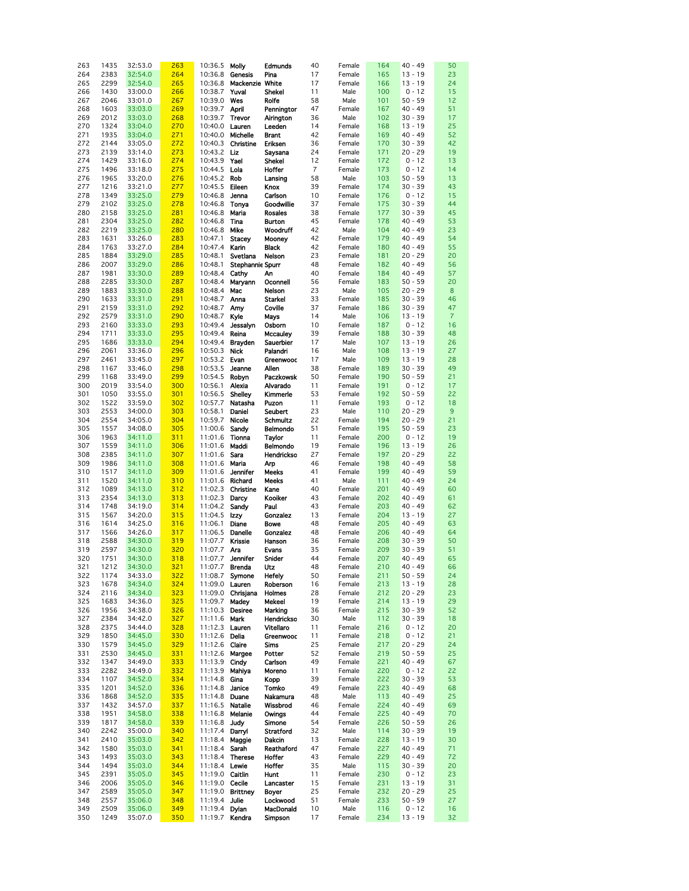| | | | | | | | | | | | | |
|---|---|---|---|---|---|---|---|---|---|---|---|---|
| 263 | 1435 | 32:53.0 | 263 | 10:36.5 | Molly | Edmunds | 40 | Female | 164 | 40 - 49 | 50 |
| 264 | 2383 | 32:54.0 | 264 | 10:36.8 | Genesis | Pina | 17 | Female | 165 | 13 - 19 | 23 |
| 265 | 2299 | 32:54.0 | 265 | 10:36.8 | Mackenzie | White | 17 | Female | 166 | 13 - 19 | 24 |
| 266 | 1430 | 33:00.0 | 266 | 10:38.7 | Yuval | Shekel | 11 | Male | 100 | 0 - 12 | 15 |
| 267 | 2046 | 33:01.0 | 267 | 10:39.0 | Wes | Rolfe | 58 | Male | 101 | 50 - 59 | 12 |
| 268 | 1603 | 33:03.0 | 269 | 10:39.7 | April | Pennington | 47 | Female | 167 | 40 - 49 | 51 |
| 269 | 2012 | 33:03.0 | 268 | 10:39.7 | Trevor | Airington | 36 | Male | 102 | 30 - 39 | 17 |
| 270 | 1324 | 33:04.0 | 270 | 10:40.0 | Lauren | Leeden | 14 | Female | 168 | 13 - 19 | 25 |
| 271 | 1935 | 33:04.0 | 271 | 10:40.0 | Michelle | Brant | 42 | Female | 169 | 40 - 49 | 52 |
| 272 | 2144 | 33:05.0 | 272 | 10:40.3 | Christine | Eriksen | 36 | Female | 170 | 30 - 39 | 42 |
| 273 | 2139 | 33:14.0 | 273 | 10:43.2 | Liz | Saysana | 24 | Female | 171 | 20 - 29 | 19 |
| 274 | 1429 | 33:16.0 | 274 | 10:43.9 | Yael | Shekel | 12 | Female | 172 | 0 - 12 | 13 |
| 275 | 1496 | 33:18.0 | 275 | 10:44.5 | Lola | Hoffer | 7 | Female | 173 | 0 - 12 | 14 |
| 276 | 1965 | 33:20.0 | 276 | 10:45.2 | Rob | Lansing | 58 | Male | 103 | 50 - 59 | 13 |
| 277 | 1216 | 33:21.0 | 277 | 10:45.5 | Eileen | Knox | 39 | Female | 174 | 30 - 39 | 43 |
| 278 | 1349 | 33:25.0 | 279 | 10:46.8 | Jenna | Carlson | 10 | Female | 176 | 0 - 12 | 15 |
| 279 | 2102 | 33:25.0 | 278 | 10:46.8 | Tonya | Goodwillie | 37 | Female | 175 | 30 - 39 | 44 |
| 280 | 2158 | 33:25.0 | 281 | 10:46.8 | Maria | Rosales | 38 | Female | 177 | 30 - 39 | 45 |
| 281 | 2304 | 33:25.0 | 282 | 10:46.8 | Tina | Burton | 45 | Female | 178 | 40 - 49 | 53 |
| 282 | 2219 | 33:25.0 | 280 | 10:46.8 | Mike | Woodruff | 42 | Male | 104 | 40 - 49 | 23 |
| 283 | 1631 | 33:26.0 | 283 | 10:47.1 | Stacey | Mooney | 42 | Female | 179 | 40 - 49 | 54 |
| 284 | 1763 | 33:27.0 | 284 | 10:47.4 | Karin | Black | 42 | Female | 180 | 40 - 49 | 55 |
| 285 | 1884 | 33:29.0 | 285 | 10:48.1 | Svetlana | Nelson | 23 | Female | 181 | 20 - 29 | 20 |
| 286 | 2007 | 33:29.0 | 286 | 10:48.1 | Stephannie | Spurr | 48 | Female | 182 | 40 - 49 | 56 |
| 287 | 1981 | 33:30.0 | 289 | 10:48.4 | Cathy | An | 40 | Female | 184 | 40 - 49 | 57 |
| 288 | 2285 | 33:30.0 | 287 | 10:48.4 | Maryann | Oconnell | 56 | Female | 183 | 50 - 59 | 20 |
| 289 | 1883 | 33:30.0 | 288 | 10:48.4 | Mac | Nelson | 23 | Male | 105 | 20 - 29 | 8 |
| 290 | 1633 | 33:31.0 | 291 | 10:48.7 | Anna | Starkel | 33 | Female | 185 | 30 - 39 | 46 |
| 291 | 2159 | 33:31.0 | 292 | 10:48.7 | Amy | Coville | 37 | Female | 186 | 30 - 39 | 47 |
| 292 | 2579 | 33:31.0 | 290 | 10:48.7 | Kyle | Mays | 14 | Male | 106 | 13 - 19 | 7 |
| 293 | 2160 | 33:33.0 | 293 | 10:49.4 | Jessalyn | Osborn | 10 | Female | 187 | 0 - 12 | 16 |
| 294 | 1711 | 33:33.0 | 295 | 10:49.4 | Reina | Mccauley | 39 | Female | 188 | 30 - 39 | 48 |
| 295 | 1686 | 33:33.0 | 294 | 10:49.4 | Brayden | Sauerbier | 17 | Male | 107 | 13 - 19 | 26 |
| 296 | 2061 | 33:36.0 | 296 | 10:50.3 | Nick | Palandri | 16 | Male | 108 | 13 - 19 | 27 |
| 297 | 2461 | 33:45.0 | 297 | 10:53.2 | Evan | Greenwooc | 17 | Male | 109 | 13 - 19 | 28 |
| 298 | 1167 | 33:46.0 | 298 | 10:53.5 | Jeanne | Allen | 38 | Female | 189 | 30 - 39 | 49 |
| 299 | 1168 | 33:49.0 | 299 | 10:54.5 | Robyn | Paczkowsk | 50 | Female | 190 | 50 - 59 | 21 |
| 300 | 2019 | 33:54.0 | 300 | 10:56.1 | Alexia | Alvarado | 11 | Female | 191 | 0 - 12 | 17 |
| 301 | 1050 | 33:55.0 | 301 | 10:56.5 | Shelley | Kimmerle | 53 | Female | 192 | 50 - 59 | 22 |
| 302 | 1522 | 33:59.0 | 302 | 10:57.7 | Natasha | Puzon | 11 | Female | 193 | 0 - 12 | 18 |
| 303 | 2553 | 34:00.0 | 303 | 10:58.1 | Daniel | Seubert | 23 | Male | 110 | 20 - 29 | 9 |
| 304 | 2554 | 34:05.0 | 304 | 10:59.7 | Nicole | Schmultz | 22 | Female | 194 | 20 - 29 | 21 |
| 305 | 1557 | 34:08.0 | 305 | 11:00.6 | Sandy | Belmondo | 51 | Female | 195 | 50 - 59 | 23 |
| 306 | 1963 | 34:11.0 | 311 | 11:01.6 | Tionna | Taylor | 11 | Female | 200 | 0 - 12 | 19 |
| 307 | 1559 | 34:11.0 | 306 | 11:01.6 | Maddi | Belmondo | 19 | Female | 196 | 13 - 19 | 26 |
| 308 | 2385 | 34:11.0 | 307 | 11:01.6 | Sara | Hendrickso | 27 | Female | 197 | 20 - 29 | 22 |
| 309 | 1986 | 34:11.0 | 308 | 11:01.6 | Maria | Arp | 46 | Female | 198 | 40 - 49 | 58 |
| 310 | 1517 | 34:11.0 | 309 | 11:01.6 | Jennifer | Meeks | 41 | Female | 199 | 40 - 49 | 59 |
| 311 | 1520 | 34:11.0 | 310 | 11:01.6 | Richard | Meeks | 41 | Male | 111 | 40 - 49 | 24 |
| 312 | 1089 | 34:13.0 | 312 | 11:02.3 | Christine | Kane | 40 | Female | 201 | 40 - 49 | 60 |
| 313 | 2354 | 34:13.0 | 313 | 11:02.3 | Darcy | Kooiker | 43 | Female | 202 | 40 - 49 | 61 |
| 314 | 1748 | 34:19.0 | 314 | 11:04.2 | Sandy | Paul | 43 | Female | 203 | 40 - 49 | 62 |
| 315 | 1567 | 34:20.0 | 315 | 11:04.5 | Izzy | Gonzalez | 13 | Female | 204 | 13 - 19 | 27 |
| 316 | 1614 | 34:25.0 | 316 | 11:06.1 | Diane | Bowe | 48 | Female | 205 | 40 - 49 | 63 |
| 317 | 1566 | 34:26.0 | 317 | 11:06.5 | Danelle | Gonzalez | 48 | Female | 206 | 40 - 49 | 64 |
| 318 | 2588 | 34:30.0 | 319 | 11:07.7 | Krissie | Hanson | 36 | Female | 208 | 30 - 39 | 50 |
| 319 | 2597 | 34:30.0 | 320 | 11:07.7 | Ara | Evans | 35 | Female | 209 | 30 - 39 | 51 |
| 320 | 1751 | 34:30.0 | 318 | 11:07.7 | Jennifer | Snider | 44 | Female | 207 | 40 - 49 | 65 |
| 321 | 1212 | 34:30.0 | 321 | 11:07.7 | Brenda | Utz | 48 | Female | 210 | 40 - 49 | 66 |
| 322 | 1174 | 34:33.0 | 322 | 11:08.7 | Symone | Hefely | 50 | Female | 211 | 50 - 59 | 24 |
| 323 | 1678 | 34:34.0 | 324 | 11:09.0 | Lauren | Roberson | 16 | Female | 213 | 13 - 19 | 28 |
| 324 | 2116 | 34:34.0 | 323 | 11:09.0 | Chrisjana | Holmes | 28 | Female | 212 | 20 - 29 | 23 |
| 325 | 1683 | 34:36.0 | 325 | 11:09.7 | Madey | Mekeel | 19 | Female | 214 | 13 - 19 | 29 |
| 326 | 1956 | 34:38.0 | 326 | 11:10.3 | Desiree | Marking | 36 | Female | 215 | 30 - 39 | 52 |
| 327 | 2384 | 34:42.0 | 327 | 11:11.6 | Mark | Hendrickso | 30 | Male | 112 | 30 - 39 | 18 |
| 328 | 2375 | 34:44.0 | 328 | 11:12.3 | Lauren | Vitellaro | 11 | Female | 216 | 0 - 12 | 20 |
| 329 | 1850 | 34:45.0 | 330 | 11:12.6 | Delia | Greenwooc | 11 | Female | 218 | 0 - 12 | 21 |
| 330 | 1579 | 34:45.0 | 329 | 11:12.6 | Claire | Sims | 25 | Female | 217 | 20 - 29 | 24 |
| 331 | 2530 | 34:45.0 | 331 | 11:12.6 | Margee | Potter | 52 | Female | 219 | 50 - 59 | 25 |
| 332 | 1347 | 34:49.0 | 333 | 11:13.9 | Cindy | Carlson | 49 | Female | 221 | 40 - 49 | 67 |
| 333 | 2282 | 34:49.0 | 332 | 11:13.9 | Mahiya | Moreno | 11 | Female | 220 | 0 - 12 | 22 |
| 334 | 1107 | 34:52.0 | 334 | 11:14.8 | Gina | Kopp | 39 | Female | 222 | 30 - 39 | 53 |
| 335 | 1201 | 34:52.0 | 336 | 11:14.8 | Janice | Tomko | 49 | Female | 223 | 40 - 49 | 68 |
| 336 | 1868 | 34:52.0 | 335 | 11:14.8 | Duane | Nakamura | 48 | Male | 113 | 40 - 49 | 25 |
| 337 | 1432 | 34:57.0 | 337 | 11:16.5 | Natalie | Wissbrod | 46 | Female | 224 | 40 - 49 | 69 |
| 338 | 1951 | 34:58.0 | 338 | 11:16.8 | Melanie | Owings | 44 | Female | 225 | 40 - 49 | 70 |
| 339 | 1817 | 34:58.0 | 339 | 11:16.8 | Judy | Simone | 54 | Female | 226 | 50 - 59 | 26 |
| 340 | 2242 | 35:00.0 | 340 | 11:17.4 | Darryl | Stratford | 32 | Male | 114 | 30 - 39 | 19 |
| 341 | 2410 | 35:03.0 | 342 | 11:18.4 | Maggie | Dakcin | 13 | Female | 228 | 13 - 19 | 30 |
| 342 | 1580 | 35:03.0 | 341 | 11:18.4 | Sarah | Reathaford | 47 | Female | 227 | 40 - 49 | 71 |
| 343 | 1493 | 35:03.0 | 343 | 11:18.4 | Therese | Hoffer | 43 | Female | 229 | 40 - 49 | 72 |
| 344 | 1494 | 35:03.0 | 344 | 11:18.4 | Lewie | Hoffer | 35 | Male | 115 | 30 - 39 | 20 |
| 345 | 2391 | 35:05.0 | 345 | 11:19.0 | Caitlin | Hunt | 11 | Female | 230 | 0 - 12 | 23 |
| 346 | 2006 | 35:05.0 | 346 | 11:19.0 | Cecile | Lancaster | 15 | Female | 231 | 13 - 19 | 31 |
| 347 | 2589 | 35:05.0 | 347 | 11:19.0 | Brittney | Boyer | 25 | Female | 232 | 20 - 29 | 25 |
| 348 | 2557 | 35:06.0 | 348 | 11:19.4 | Julie | Lockwood | 51 | Female | 233 | 50 - 59 | 27 |
| 349 | 2509 | 35:06.0 | 349 | 11:19.4 | Dylan | MacDonald | 10 | Male | 116 | 0 - 12 | 16 |
| 350 | 1249 | 35:07.0 | 350 | 11:19.7 | Kendra | Simpson | 17 | Female | 234 | 13 - 19 | 32 |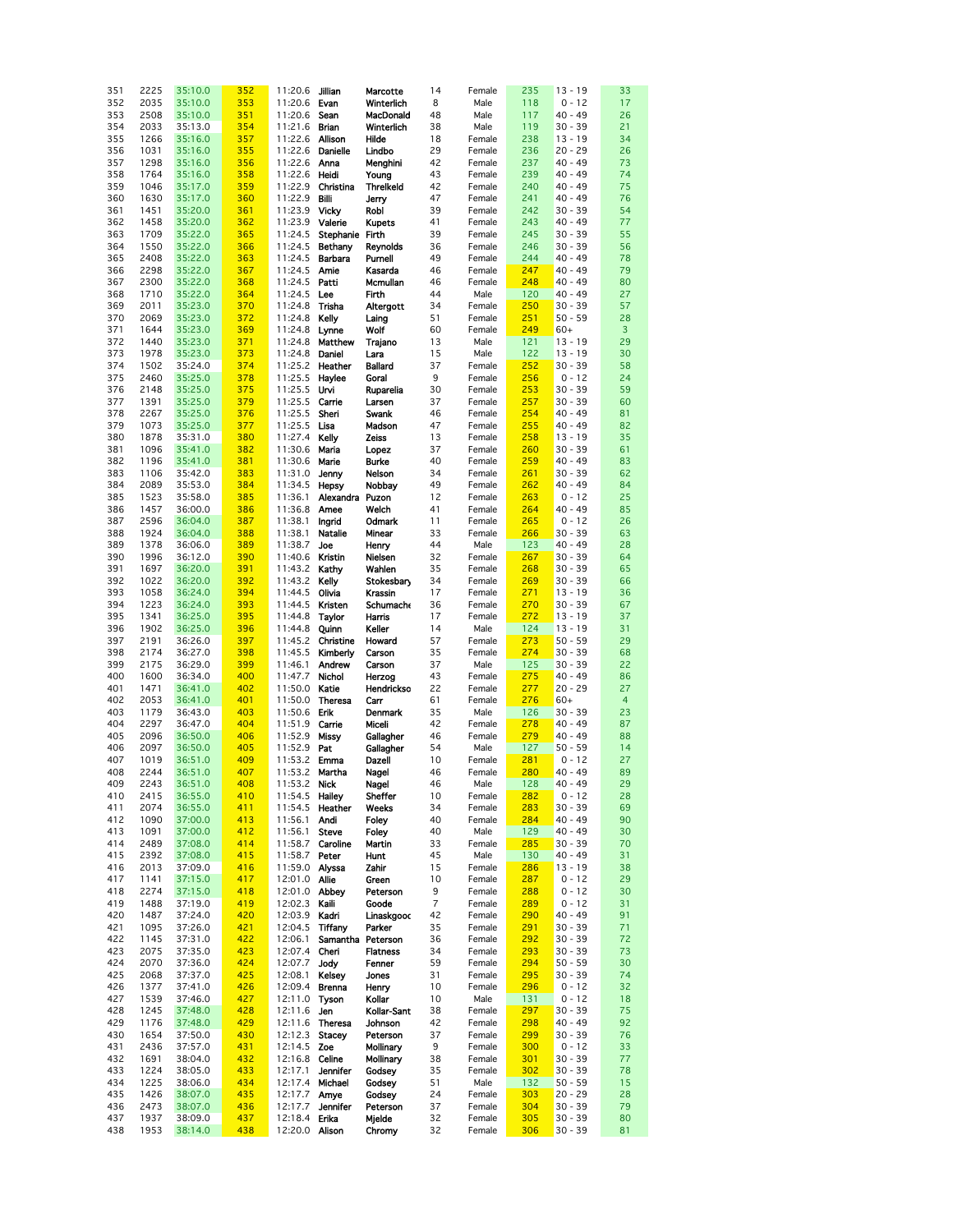| | | | | | | | | | | | | |
|---|---|---|---|---|---|---|---|---|---|---|---|---|
| 351 | 2225 | 35:10.0 | 352 | 11:20.6 | Jillian | Marcotte | 14 | Female | 235 | 13 - 19 | 33 |
| 352 | 2035 | 35:10.0 | 353 | 11:20.6 | Evan | Winterlich | 8 | Male | 118 | 0 - 12 | 17 |
| 353 | 2508 | 35:10.0 | 351 | 11:20.6 | Sean | MacDonald | 48 | Male | 117 | 40 - 49 | 26 |
| 354 | 2033 | 35:13.0 | 354 | 11:21.6 | Brian | Winterlich | 38 | Male | 119 | 30 - 39 | 21 |
| 355 | 1266 | 35:16.0 | 357 | 11:22.6 | Allison | Hilde | 18 | Female | 238 | 13 - 19 | 34 |
| 356 | 1031 | 35:16.0 | 355 | 11:22.6 | Danielle | Lindbo | 29 | Female | 236 | 20 - 29 | 26 |
| 357 | 1298 | 35:16.0 | 356 | 11:22.6 | Anna | Menghini | 42 | Female | 237 | 40 - 49 | 73 |
| 358 | 1764 | 35:16.0 | 358 | 11:22.6 | Heidi | Young | 43 | Female | 239 | 40 - 49 | 74 |
| 359 | 1046 | 35:17.0 | 359 | 11:22.9 | Christina | Threlkeld | 42 | Female | 240 | 40 - 49 | 75 |
| 360 | 1630 | 35:17.0 | 360 | 11:22.9 | Billi | Jerry | 47 | Female | 241 | 40 - 49 | 76 |
| 361 | 1451 | 35:20.0 | 361 | 11:23.9 | Vicky | Robl | 39 | Female | 242 | 30 - 39 | 54 |
| 362 | 1458 | 35:20.0 | 362 | 11:23.9 | Valerie | Kupets | 41 | Female | 243 | 40 - 49 | 77 |
| 363 | 1709 | 35:22.0 | 365 | 11:24.5 | Stephanie | Firth | 39 | Female | 245 | 30 - 39 | 55 |
| 364 | 1550 | 35:22.0 | 366 | 11:24.5 | Bethany | Reynolds | 36 | Female | 246 | 30 - 39 | 56 |
| 365 | 2408 | 35:22.0 | 363 | 11:24.5 | Barbara | Purnell | 49 | Female | 244 | 40 - 49 | 78 |
| 366 | 2298 | 35:22.0 | 367 | 11:24.5 | Amie | Kasarda | 46 | Female | 247 | 40 - 49 | 79 |
| 367 | 2300 | 35:22.0 | 368 | 11:24.5 | Patti | Mcmullan | 46 | Female | 248 | 40 - 49 | 80 |
| 368 | 1710 | 35:22.0 | 364 | 11:24.5 | Lee | Firth | 44 | Male | 120 | 40 - 49 | 27 |
| 369 | 2011 | 35:23.0 | 370 | 11:24.8 | Trisha | Altergott | 34 | Female | 250 | 30 - 39 | 57 |
| 370 | 2069 | 35:23.0 | 372 | 11:24.8 | Kelly | Laing | 51 | Female | 251 | 50 - 59 | 28 |
| 371 | 1644 | 35:23.0 | 369 | 11:24.8 | Lynne | Wolf | 60 | Female | 249 | 60+ | 3 |
| 372 | 1440 | 35:23.0 | 371 | 11:24.8 | Matthew | Trajano | 13 | Male | 121 | 13 - 19 | 29 |
| 373 | 1978 | 35:23.0 | 373 | 11:24.8 | Daniel | Lara | 15 | Male | 122 | 13 - 19 | 30 |
| 374 | 1502 | 35:24.0 | 374 | 11:25.2 | Heather | Ballard | 37 | Female | 252 | 30 - 39 | 58 |
| 375 | 2460 | 35:25.0 | 378 | 11:25.5 | Haylee | Goral | 9 | Female | 256 | 0 - 12 | 24 |
| 376 | 2148 | 35:25.0 | 375 | 11:25.5 | Urvi | Ruparelia | 30 | Female | 253 | 30 - 39 | 59 |
| 377 | 1391 | 35:25.0 | 379 | 11:25.5 | Carrie | Larsen | 37 | Female | 257 | 30 - 39 | 60 |
| 378 | 2267 | 35:25.0 | 376 | 11:25.5 | Sheri | Swank | 46 | Female | 254 | 40 - 49 | 81 |
| 379 | 1073 | 35:25.0 | 377 | 11:25.5 | Lisa | Madson | 47 | Female | 255 | 40 - 49 | 82 |
| 380 | 1878 | 35:31.0 | 380 | 11:27.4 | Kelly | Zeiss | 13 | Female | 258 | 13 - 19 | 35 |
| 381 | 1096 | 35:41.0 | 382 | 11:30.6 | Maria | Lopez | 37 | Female | 260 | 30 - 39 | 61 |
| 382 | 1196 | 35:41.0 | 381 | 11:30.6 | Marie | Burke | 40 | Female | 259 | 40 - 49 | 83 |
| 383 | 1106 | 35:42.0 | 383 | 11:31.0 | Jenny | Nelson | 34 | Female | 261 | 30 - 39 | 62 |
| 384 | 2089 | 35:53.0 | 384 | 11:34.5 | Hepsy | Nobbay | 49 | Female | 262 | 40 - 49 | 84 |
| 385 | 1523 | 35:58.0 | 385 | 11:36.1 | Alexandra | Puzon | 12 | Female | 263 | 0 - 12 | 25 |
| 386 | 1457 | 36:00.0 | 386 | 11:36.8 | Amee | Welch | 41 | Female | 264 | 40 - 49 | 85 |
| 387 | 2596 | 36:04.0 | 387 | 11:38.1 | Ingrid | Odmark | 11 | Female | 265 | 0 - 12 | 26 |
| 388 | 1924 | 36:04.0 | 388 | 11:38.1 | Natalie | Minear | 33 | Female | 266 | 30 - 39 | 63 |
| 389 | 1378 | 36:06.0 | 389 | 11:38.7 | Joe | Henry | 44 | Male | 123 | 40 - 49 | 28 |
| 390 | 1996 | 36:12.0 | 390 | 11:40.6 | Kristin | Nielsen | 32 | Female | 267 | 30 - 39 | 64 |
| 391 | 1697 | 36:20.0 | 391 | 11:43.2 | Kathy | Wahlen | 35 | Female | 268 | 30 - 39 | 65 |
| 392 | 1022 | 36:20.0 | 392 | 11:43.2 | Kelly | Stokesbary | 34 | Female | 269 | 30 - 39 | 66 |
| 393 | 1058 | 36:24.0 | 394 | 11:44.5 | Olivia | Krassin | 17 | Female | 271 | 13 - 19 | 36 |
| 394 | 1223 | 36:24.0 | 393 | 11:44.5 | Kristen | Schumache | 36 | Female | 270 | 30 - 39 | 67 |
| 395 | 1341 | 36:25.0 | 395 | 11:44.8 | Taylor | Harris | 17 | Female | 272 | 13 - 19 | 37 |
| 396 | 1902 | 36:25.0 | 396 | 11:44.8 | Quinn | Keller | 14 | Male | 124 | 13 - 19 | 31 |
| 397 | 2191 | 36:26.0 | 397 | 11:45.2 | Christine | Howard | 57 | Female | 273 | 50 - 59 | 29 |
| 398 | 2174 | 36:27.0 | 398 | 11:45.5 | Kimberly | Carson | 35 | Female | 274 | 30 - 39 | 68 |
| 399 | 2175 | 36:29.0 | 399 | 11:46.1 | Andrew | Carson | 37 | Male | 125 | 30 - 39 | 22 |
| 400 | 1600 | 36:34.0 | 400 | 11:47.7 | Nichol | Herzog | 43 | Female | 275 | 40 - 49 | 86 |
| 401 | 1471 | 36:41.0 | 402 | 11:50.0 | Katie | Hendrickso | 22 | Female | 277 | 20 - 29 | 27 |
| 402 | 2053 | 36:41.0 | 401 | 11:50.0 | Theresa | Carr | 61 | Female | 276 | 60+ | 4 |
| 403 | 1179 | 36:43.0 | 403 | 11:50.6 | Erik | Denmark | 35 | Male | 126 | 30 - 39 | 23 |
| 404 | 2297 | 36:47.0 | 404 | 11:51.9 | Carrie | Miceli | 42 | Female | 278 | 40 - 49 | 87 |
| 405 | 2096 | 36:50.0 | 406 | 11:52.9 | Missy | Gallagher | 46 | Female | 279 | 40 - 49 | 88 |
| 406 | 2097 | 36:50.0 | 405 | 11:52.9 | Pat | Gallagher | 54 | Male | 127 | 50 - 59 | 14 |
| 407 | 1019 | 36:51.0 | 409 | 11:53.2 | Emma | Dazell | 10 | Female | 281 | 0 - 12 | 27 |
| 408 | 2244 | 36:51.0 | 407 | 11:53.2 | Martha | Nagel | 46 | Female | 280 | 40 - 49 | 89 |
| 409 | 2243 | 36:51.0 | 408 | 11:53.2 | Nick | Nagel | 46 | Male | 128 | 40 - 49 | 29 |
| 410 | 2415 | 36:55.0 | 410 | 11:54.5 | Hailey | Sheffer | 10 | Female | 282 | 0 - 12 | 28 |
| 411 | 2074 | 36:55.0 | 411 | 11:54.5 | Heather | Weeks | 34 | Female | 283 | 30 - 39 | 69 |
| 412 | 1090 | 37:00.0 | 413 | 11:56.1 | Andi | Foley | 40 | Female | 284 | 40 - 49 | 90 |
| 413 | 1091 | 37:00.0 | 412 | 11:56.1 | Steve | Foley | 40 | Male | 129 | 40 - 49 | 30 |
| 414 | 2489 | 37:08.0 | 414 | 11:58.7 | Caroline | Martin | 33 | Female | 285 | 30 - 39 | 70 |
| 415 | 2392 | 37:08.0 | 415 | 11:58.7 | Peter | Hunt | 45 | Male | 130 | 40 - 49 | 31 |
| 416 | 2013 | 37:09.0 | 416 | 11:59.0 | Alyssa | Zahir | 15 | Female | 286 | 13 - 19 | 38 |
| 417 | 1141 | 37:15.0 | 417 | 12:01.0 | Allie | Green | 10 | Female | 287 | 0 - 12 | 29 |
| 418 | 2274 | 37:15.0 | 418 | 12:01.0 | Abbey | Peterson | 9 | Female | 288 | 0 - 12 | 30 |
| 419 | 1488 | 37:19.0 | 419 | 12:02.3 | Kaili | Goode | 7 | Female | 289 | 0 - 12 | 31 |
| 420 | 1487 | 37:24.0 | 420 | 12:03.9 | Kadri | Linaskgooc | 42 | Female | 290 | 40 - 49 | 91 |
| 421 | 1095 | 37:26.0 | 421 | 12:04.5 | Tiffany | Parker | 35 | Female | 291 | 30 - 39 | 71 |
| 422 | 1145 | 37:31.0 | 422 | 12:06.1 | Samantha | Peterson | 36 | Female | 292 | 30 - 39 | 72 |
| 423 | 2075 | 37:35.0 | 423 | 12:07.4 | Cheri | Flatness | 34 | Female | 293 | 30 - 39 | 73 |
| 424 | 2070 | 37:36.0 | 424 | 12:07.7 | Jody | Fenner | 59 | Female | 294 | 50 - 59 | 30 |
| 425 | 2068 | 37:37.0 | 425 | 12:08.1 | Kelsey | Jones | 31 | Female | 295 | 30 - 39 | 74 |
| 426 | 1377 | 37:41.0 | 426 | 12:09.4 | Brenna | Henry | 10 | Female | 296 | 0 - 12 | 32 |
| 427 | 1539 | 37:46.0 | 427 | 12:11.0 | Tyson | Kollar | 10 | Male | 131 | 0 - 12 | 18 |
| 428 | 1245 | 37:48.0 | 428 | 12:11.6 | Jen | Kollar-Sant | 38 | Female | 297 | 30 - 39 | 75 |
| 429 | 1176 | 37:48.0 | 429 | 12:11.6 | Theresa | Johnson | 42 | Female | 298 | 40 - 49 | 92 |
| 430 | 1654 | 37:50.0 | 430 | 12:12.3 | Stacey | Peterson | 37 | Female | 299 | 30 - 39 | 76 |
| 431 | 2436 | 37:57.0 | 431 | 12:14.5 | Zoe | Mollinary | 9 | Female | 300 | 0 - 12 | 33 |
| 432 | 1691 | 38:04.0 | 432 | 12:16.8 | Celine | Mollinary | 38 | Female | 301 | 30 - 39 | 77 |
| 433 | 1224 | 38:05.0 | 433 | 12:17.1 | Jennifer | Godsey | 35 | Female | 302 | 30 - 39 | 78 |
| 434 | 1225 | 38:06.0 | 434 | 12:17.4 | Michael | Godsey | 51 | Male | 132 | 50 - 59 | 15 |
| 435 | 1426 | 38:07.0 | 435 | 12:17.7 | Amye | Godsey | 24 | Female | 303 | 20 - 29 | 28 |
| 436 | 2473 | 38:07.0 | 436 | 12:17.7 | Jennifer | Peterson | 37 | Female | 304 | 30 - 39 | 79 |
| 437 | 1937 | 38:09.0 | 437 | 12:18.4 | Erika | Mjelde | 32 | Female | 305 | 30 - 39 | 80 |
| 438 | 1953 | 38:14.0 | 438 | 12:20.0 | Alison | Chromy | 32 | Female | 306 | 30 - 39 | 81 |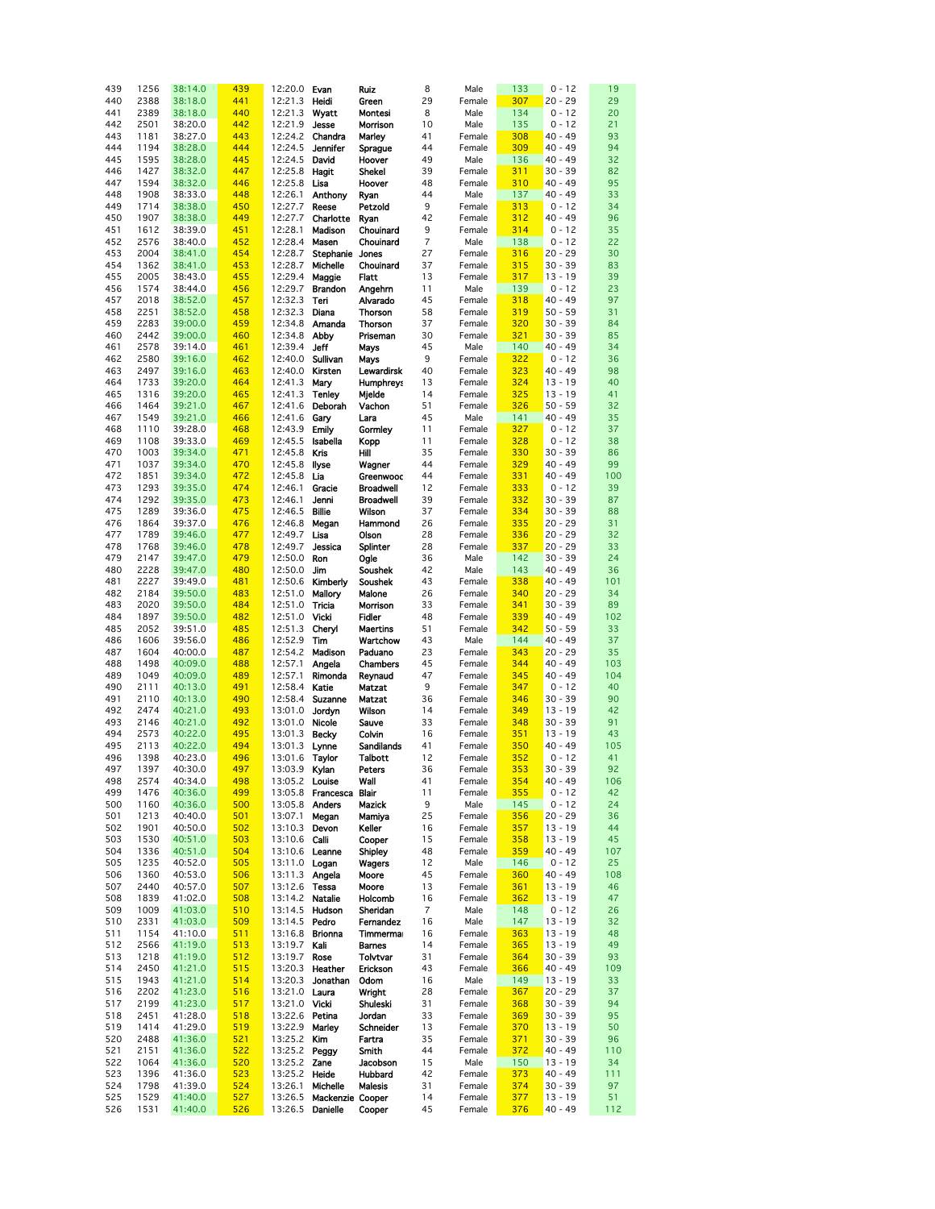| 439 | 1256 | 38:14.0 | 439 | 12:20.0 | Evan | Ruiz | 8 | Male | 133 | 0 - 12 | 19 |
|---|---|---|---|---|---|---|---|---|---|---|---|
| 440 | 2388 | 38:18.0 | 441 | 12:21.3 | Heidi | Green | 29 | Female | 307 | 20 - 29 | 29 |
| 441 | 2389 | 38:18.0 | 440 | 12:21.3 | Wyatt | Montesi | 8 | Male | 134 | 0 - 12 | 20 |
| 442 | 2501 | 38:20.0 | 442 | 12:21.9 | Jesse | Morrison | 10 | Male | 135 | 0 - 12 | 21 |
| 443 | 1181 | 38:27.0 | 443 | 12:24.2 | Chandra | Marley | 41 | Female | 308 | 40 - 49 | 93 |
| 444 | 1194 | 38:28.0 | 444 | 12:24.5 | Jennifer | Sprague | 44 | Female | 309 | 40 - 49 | 94 |
| 445 | 1595 | 38:28.0 | 445 | 12:24.5 | David | Hoover | 49 | Male | 136 | 40 - 49 | 32 |
| 446 | 1427 | 38:32.0 | 447 | 12:25.8 | Hagit | Shekel | 39 | Female | 311 | 30 - 39 | 82 |
| 447 | 1594 | 38:32.0 | 446 | 12:25.8 | Lisa | Hoover | 48 | Female | 310 | 40 - 49 | 95 |
| 448 | 1908 | 38:33.0 | 448 | 12:26.1 | Anthony | Ryan | 44 | Male | 137 | 40 - 49 | 33 |
| 449 | 1714 | 38:38.0 | 450 | 12:27.7 | Reese | Petzold | 9 | Female | 313 | 0 - 12 | 34 |
| 450 | 1907 | 38:38.0 | 449 | 12:27.7 | Charlotte | Ryan | 42 | Female | 312 | 40 - 49 | 96 |
| 451 | 1612 | 38:39.0 | 451 | 12:28.1 | Madison | Chouinard | 9 | Female | 314 | 0 - 12 | 35 |
| 452 | 2576 | 38:40.0 | 452 | 12:28.4 | Masen | Chouinard | 7 | Male | 138 | 0 - 12 | 22 |
| 453 | 2004 | 38:41.0 | 454 | 12:28.7 | Stephanie | Jones | 27 | Female | 316 | 20 - 29 | 30 |
| 454 | 1362 | 38:41.0 | 453 | 12:28.7 | Michelle | Chouinard | 37 | Female | 315 | 30 - 39 | 83 |
| 455 | 2005 | 38:43.0 | 455 | 12:29.4 | Maggie | Flatt | 13 | Female | 317 | 13 - 19 | 39 |
| 456 | 1574 | 38:44.0 | 456 | 12:29.7 | Brandon | Angehrn | 11 | Male | 139 | 0 - 12 | 23 |
| 457 | 2018 | 38:52.0 | 457 | 12:32.3 | Teri | Alvarado | 45 | Female | 318 | 40 - 49 | 97 |
| 458 | 2251 | 38:52.0 | 458 | 12:32.3 | Diana | Thorson | 58 | Female | 319 | 50 - 59 | 31 |
| 459 | 2283 | 39:00.0 | 459 | 12:34.8 | Amanda | Thorson | 37 | Female | 320 | 30 - 39 | 84 |
| 460 | 2442 | 39:00.0 | 460 | 12:34.8 | Abby | Priseman | 30 | Female | 321 | 30 - 39 | 85 |
| 461 | 2578 | 39:14.0 | 461 | 12:39.4 | Jeff | Mays | 45 | Male | 140 | 40 - 49 | 34 |
| 462 | 2580 | 39:16.0 | 462 | 12:40.0 | Sullivan | Mays | 9 | Female | 322 | 0 - 12 | 36 |
| 463 | 2497 | 39:16.0 | 463 | 12:40.0 | Kirsten | Lewardirsk | 40 | Female | 323 | 40 - 49 | 98 |
| 464 | 1733 | 39:20.0 | 464 | 12:41.3 | Mary | Humphreys | 13 | Female | 324 | 13 - 19 | 40 |
| 465 | 1316 | 39:20.0 | 465 | 12:41.3 | Tenley | Mjelde | 14 | Female | 325 | 13 - 19 | 41 |
| 466 | 1464 | 39:21.0 | 467 | 12:41.6 | Deborah | Vachon | 51 | Female | 326 | 50 - 59 | 32 |
| 467 | 1549 | 39:21.0 | 466 | 12:41.6 | Gary | Lara | 45 | Male | 141 | 40 - 49 | 35 |
| 468 | 1110 | 39:28.0 | 468 | 12:43.9 | Emily | Gormley | 11 | Female | 327 | 0 - 12 | 37 |
| 469 | 1108 | 39:33.0 | 469 | 12:45.5 | Isabella | Kopp | 11 | Female | 328 | 0 - 12 | 38 |
| 470 | 1003 | 39:34.0 | 471 | 12:45.8 | Kris | Hill | 35 | Female | 330 | 30 - 39 | 86 |
| 471 | 1037 | 39:34.0 | 470 | 12:45.8 | Ilyse | Wagner | 44 | Female | 329 | 40 - 49 | 99 |
| 472 | 1851 | 39:34.0 | 472 | 12:45.8 | Lia | Greenwooc | 44 | Female | 331 | 40 - 49 | 100 |
| 473 | 1293 | 39:35.0 | 474 | 12:46.1 | Gracie | Broadwell | 12 | Female | 333 | 0 - 12 | 39 |
| 474 | 1292 | 39:35.0 | 473 | 12:46.1 | Jenni | Broadwell | 39 | Female | 332 | 30 - 39 | 87 |
| 475 | 1289 | 39:36.0 | 475 | 12:46.5 | Billie | Wilson | 37 | Female | 334 | 30 - 39 | 88 |
| 476 | 1864 | 39:37.0 | 476 | 12:46.8 | Megan | Hammond | 26 | Female | 335 | 20 - 29 | 31 |
| 477 | 1789 | 39:46.0 | 477 | 12:49.7 | Lisa | Olson | 28 | Female | 336 | 20 - 29 | 32 |
| 478 | 1768 | 39:46.0 | 478 | 12:49.7 | Jessica | Splinter | 28 | Female | 337 | 20 - 29 | 33 |
| 479 | 2147 | 39:47.0 | 479 | 12:50.0 | Ron | Ogle | 36 | Male | 142 | 30 - 39 | 24 |
| 480 | 2228 | 39:47.0 | 480 | 12:50.0 | Jim | Soushek | 42 | Male | 143 | 40 - 49 | 36 |
| 481 | 2227 | 39:49.0 | 481 | 12:50.6 | Kimberly | Soushek | 43 | Female | 338 | 40 - 49 | 101 |
| 482 | 2184 | 39:50.0 | 483 | 12:51.0 | Mallory | Malone | 26 | Female | 340 | 20 - 29 | 34 |
| 483 | 2020 | 39:50.0 | 484 | 12:51.0 | Tricia | Morrison | 33 | Female | 341 | 30 - 39 | 89 |
| 484 | 1897 | 39:50.0 | 482 | 12:51.0 | Vicki | Fidler | 48 | Female | 339 | 40 - 49 | 102 |
| 485 | 2052 | 39:51.0 | 485 | 12:51.3 | Cheryl | Maertins | 51 | Female | 342 | 50 - 59 | 33 |
| 486 | 1606 | 39:56.0 | 486 | 12:52.9 | Tim | Wartchow | 43 | Male | 144 | 40 - 49 | 37 |
| 487 | 1604 | 40:00.0 | 487 | 12:54.2 | Madison | Paduano | 23 | Female | 343 | 20 - 29 | 35 |
| 488 | 1498 | 40:09.0 | 488 | 12:57.1 | Angela | Chambers | 45 | Female | 344 | 40 - 49 | 103 |
| 489 | 1049 | 40:09.0 | 489 | 12:57.1 | Rimonda | Reynaud | 47 | Female | 345 | 40 - 49 | 104 |
| 490 | 2111 | 40:13.0 | 491 | 12:58.4 | Katie | Matzat | 9 | Female | 347 | 0 - 12 | 40 |
| 491 | 2110 | 40:13.0 | 490 | 12:58.4 | Suzanne | Matzat | 36 | Female | 346 | 30 - 39 | 90 |
| 492 | 2474 | 40:21.0 | 493 | 13:01.0 | Jordyn | Wilson | 14 | Female | 349 | 13 - 19 | 42 |
| 493 | 2146 | 40:21.0 | 492 | 13:01.0 | Nicole | Sauve | 33 | Female | 348 | 30 - 39 | 91 |
| 494 | 2573 | 40:22.0 | 495 | 13:01.3 | Becky | Colvin | 16 | Female | 351 | 13 - 19 | 43 |
| 495 | 2113 | 40:22.0 | 494 | 13:01.3 | Lynne | Sandilands | 41 | Female | 350 | 40 - 49 | 105 |
| 496 | 1398 | 40:23.0 | 496 | 13:01.6 | Taylor | Talbott | 12 | Female | 352 | 0 - 12 | 41 |
| 497 | 1397 | 40:30.0 | 497 | 13:03.9 | Kylan | Peters | 36 | Female | 353 | 30 - 39 | 92 |
| 498 | 2574 | 40:34.0 | 498 | 13:05.2 | Louise | Wall | 41 | Female | 354 | 40 - 49 | 106 |
| 499 | 1476 | 40:36.0 | 499 | 13:05.8 | Francesca | Blair | 11 | Female | 355 | 0 - 12 | 42 |
| 500 | 1160 | 40:36.0 | 500 | 13:05.8 | Anders | Mazick | 9 | Male | 145 | 0 - 12 | 24 |
| 501 | 1213 | 40:40.0 | 501 | 13:07.1 | Megan | Mamiya | 25 | Female | 356 | 20 - 29 | 36 |
| 502 | 1901 | 40:50.0 | 502 | 13:10.3 | Devon | Keller | 16 | Female | 357 | 13 - 19 | 44 |
| 503 | 1530 | 40:51.0 | 503 | 13:10.6 | Calli | Cooper | 15 | Female | 358 | 13 - 19 | 45 |
| 504 | 1336 | 40:51.0 | 504 | 13:10.6 | Leanne | Shipley | 48 | Female | 359 | 40 - 49 | 107 |
| 505 | 1235 | 40:52.0 | 505 | 13:11.0 | Logan | Wagers | 12 | Male | 146 | 0 - 12 | 25 |
| 506 | 1360 | 40:53.0 | 506 | 13:11.3 | Angela | Moore | 45 | Female | 360 | 40 - 49 | 108 |
| 507 | 2440 | 40:57.0 | 507 | 13:12.6 | Tessa | Moore | 13 | Female | 361 | 13 - 19 | 46 |
| 508 | 1839 | 41:02.0 | 508 | 13:14.2 | Natalie | Holcomb | 16 | Female | 362 | 13 - 19 | 47 |
| 509 | 1009 | 41:03.0 | 510 | 13:14.5 | Hudson | Sheridan | 7 | Male | 148 | 0 - 12 | 26 |
| 510 | 2331 | 41:03.0 | 509 | 13:14.5 | Pedro | Fernandez | 16 | Male | 147 | 13 - 19 | 32 |
| 511 | 1154 | 41:10.0 | 511 | 13:16.8 | Brionna | Timmermai | 16 | Female | 363 | 13 - 19 | 48 |
| 512 | 2566 | 41:19.0 | 513 | 13:19.7 | Kali | Barnes | 14 | Female | 365 | 13 - 19 | 49 |
| 513 | 1218 | 41:19.0 | 512 | 13:19.7 | Rose | Tolvtvar | 31 | Female | 364 | 30 - 39 | 93 |
| 514 | 2450 | 41:21.0 | 515 | 13:20.3 | Heather | Erickson | 43 | Female | 366 | 40 - 49 | 109 |
| 515 | 1943 | 41:21.0 | 514 | 13:20.3 | Jonathan | Odom | 16 | Male | 149 | 13 - 19 | 33 |
| 516 | 2202 | 41:23.0 | 516 | 13:21.0 | Laura | Wright | 28 | Female | 367 | 20 - 29 | 37 |
| 517 | 2199 | 41:23.0 | 517 | 13:21.0 | Vicki | Shuleski | 31 | Female | 368 | 30 - 39 | 94 |
| 518 | 2451 | 41:28.0 | 518 | 13:22.6 | Petina | Jordan | 33 | Female | 369 | 30 - 39 | 95 |
| 519 | 1414 | 41:29.0 | 519 | 13:22.9 | Marley | Schneider | 13 | Female | 370 | 13 - 19 | 50 |
| 520 | 2488 | 41:36.0 | 521 | 13:25.2 | Kim | Fartra | 35 | Female | 371 | 30 - 39 | 96 |
| 521 | 2151 | 41:36.0 | 522 | 13:25.2 | Peggy | Smith | 44 | Female | 372 | 40 - 49 | 110 |
| 522 | 1064 | 41:36.0 | 520 | 13:25.2 | Zane | Jacobson | 15 | Male | 150 | 13 - 19 | 34 |
| 523 | 1396 | 41:36.0 | 523 | 13:25.2 | Heide | Hubbard | 42 | Female | 373 | 40 - 49 | 111 |
| 524 | 1798 | 41:39.0 | 524 | 13:26.1 | Michelle | Malesis | 31 | Female | 374 | 30 - 39 | 97 |
| 525 | 1529 | 41:40.0 | 527 | 13:26.5 | Mackenzie | Cooper | 14 | Female | 377 | 13 - 19 | 51 |
| 526 | 1531 | 41:40.0 | 526 | 13:26.5 | Danielle | Cooper | 45 | Female | 376 | 40 - 49 | 112 |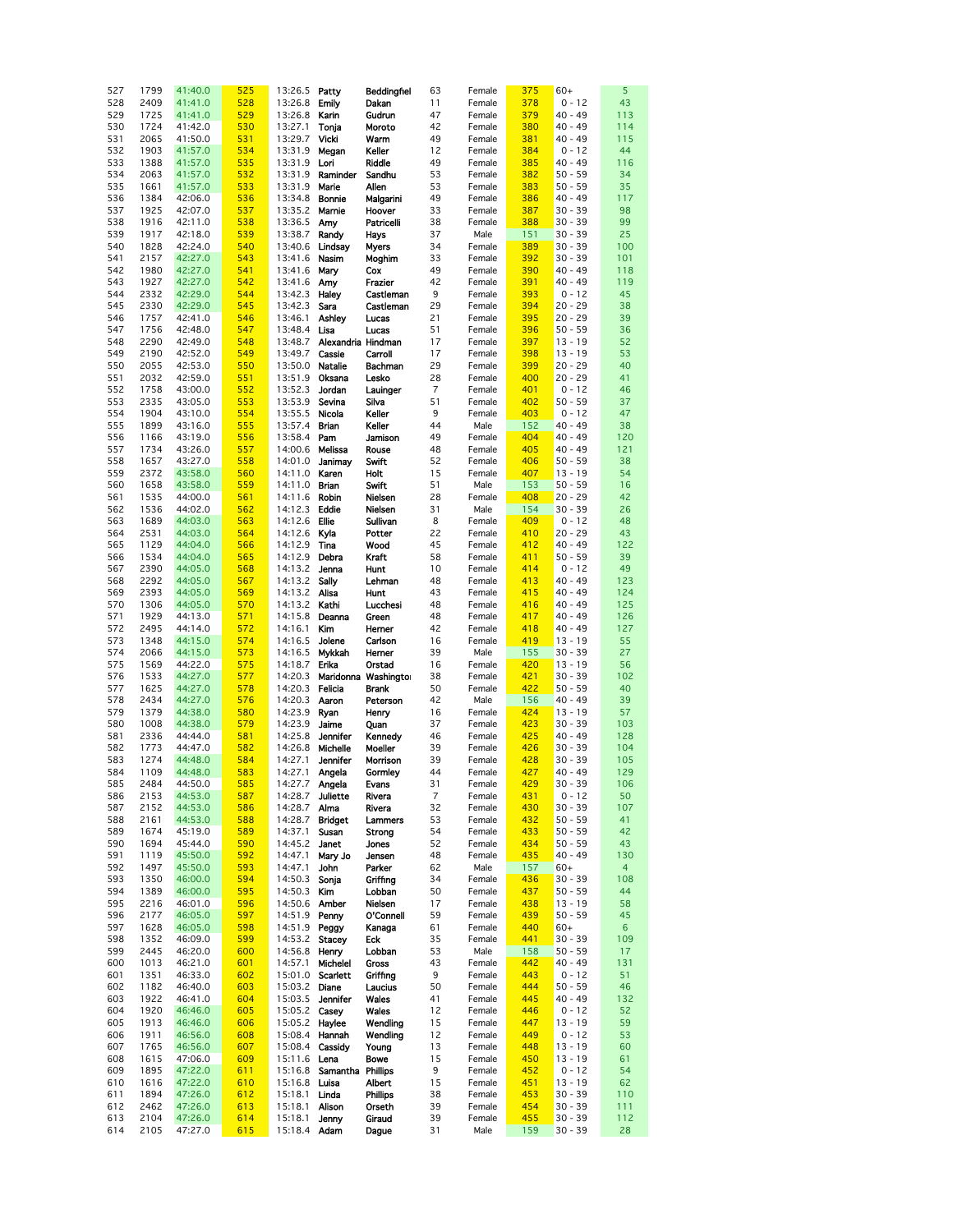| | | | | | | | | | | | |
|---|---|---|---|---|---|---|---|---|---|---|---|
| 527 | 1799 | 41:40.0 | 525 | 13:26.5 | Patty | Beddingfiel | 63 | Female | 375 | 60+ | 5 |
| 528 | 2409 | 41:41.0 | 528 | 13:26.8 | Emily | Dakan | 11 | Female | 378 | 0 - 12 | 43 |
| 529 | 1725 | 41:41.0 | 529 | 13:26.8 | Karin | Gudrun | 47 | Female | 379 | 40 - 49 | 113 |
| 530 | 1724 | 41:42.0 | 530 | 13:27.1 | Tonja | Moroto | 42 | Female | 380 | 40 - 49 | 114 |
| 531 | 2065 | 41:50.0 | 531 | 13:29.7 | Vicki | Warm | 49 | Female | 381 | 40 - 49 | 115 |
| 532 | 1903 | 41:57.0 | 534 | 13:31.9 | Megan | Keller | 12 | Female | 384 | 0 - 12 | 44 |
| 533 | 1388 | 41:57.0 | 535 | 13:31.9 | Lori | Riddle | 49 | Female | 385 | 40 - 49 | 116 |
| 534 | 2063 | 41:57.0 | 532 | 13:31.9 | Raminder | Sandhu | 53 | Female | 382 | 50 - 59 | 34 |
| 535 | 1661 | 41:57.0 | 533 | 13:31.9 | Marie | Allen | 53 | Female | 383 | 50 - 59 | 35 |
| 536 | 1384 | 42:06.0 | 536 | 13:34.8 | Bonnie | Malgarini | 49 | Female | 386 | 40 - 49 | 117 |
| 537 | 1925 | 42:07.0 | 537 | 13:35.2 | Marnie | Hoover | 33 | Female | 387 | 30 - 39 | 98 |
| 538 | 1916 | 42:11.0 | 538 | 13:36.5 | Amy | Patricelli | 38 | Female | 388 | 30 - 39 | 99 |
| 539 | 1917 | 42:18.0 | 539 | 13:38.7 | Randy | Hays | 37 | Male | 151 | 30 - 39 | 25 |
| 540 | 1828 | 42:24.0 | 540 | 13:40.6 | Lindsay | Myers | 34 | Female | 389 | 30 - 39 | 100 |
| 541 | 2157 | 42:27.0 | 543 | 13:41.6 | Nasim | Moghim | 33 | Female | 392 | 30 - 39 | 101 |
| 542 | 1980 | 42:27.0 | 541 | 13:41.6 | Mary | Cox | 49 | Female | 390 | 40 - 49 | 118 |
| 543 | 1927 | 42:27.0 | 542 | 13:41.6 | Amy | Frazier | 42 | Female | 391 | 40 - 49 | 119 |
| 544 | 2332 | 42:29.0 | 544 | 13:42.3 | Haley | Castleman | 9 | Female | 393 | 0 - 12 | 45 |
| 545 | 2330 | 42:29.0 | 545 | 13:42.3 | Sara | Castleman | 29 | Female | 394 | 20 - 29 | 38 |
| 546 | 1757 | 42:41.0 | 546 | 13:46.1 | Ashley | Lucas | 21 | Female | 395 | 20 - 29 | 39 |
| 547 | 1756 | 42:48.0 | 547 | 13:48.4 | Lisa | Lucas | 51 | Female | 396 | 50 - 59 | 36 |
| 548 | 2290 | 42:49.0 | 548 | 13:48.7 | Alexandria | Hindman | 17 | Female | 397 | 13 - 19 | 52 |
| 549 | 2190 | 42:52.0 | 549 | 13:49.7 | Cassie | Carroll | 17 | Female | 398 | 13 - 19 | 53 |
| 550 | 2055 | 42:53.0 | 550 | 13:50.0 | Natalie | Bachman | 29 | Female | 399 | 20 - 29 | 40 |
| 551 | 2032 | 42:59.0 | 551 | 13:51.9 | Oksana | Lesko | 28 | Female | 400 | 20 - 29 | 41 |
| 552 | 1758 | 43:00.0 | 552 | 13:52.3 | Jordan | Lauinger | 7 | Female | 401 | 0 - 12 | 46 |
| 553 | 2335 | 43:05.0 | 553 | 13:53.9 | Sevina | Silva | 51 | Female | 402 | 50 - 59 | 37 |
| 554 | 1904 | 43:10.0 | 554 | 13:55.5 | Nicola | Keller | 9 | Female | 403 | 0 - 12 | 47 |
| 555 | 1899 | 43:16.0 | 555 | 13:57.4 | Brian | Keller | 44 | Male | 152 | 40 - 49 | 38 |
| 556 | 1166 | 43:19.0 | 556 | 13:58.4 | Pam | Jamison | 49 | Female | 404 | 40 - 49 | 120 |
| 557 | 1734 | 43:26.0 | 557 | 14:00.6 | Melissa | Rouse | 48 | Female | 405 | 40 - 49 | 121 |
| 558 | 1657 | 43:27.0 | 558 | 14:01.0 | Janimay | Swift | 52 | Female | 406 | 50 - 59 | 38 |
| 559 | 2372 | 43:58.0 | 560 | 14:11.0 | Karen | Holt | 15 | Female | 407 | 13 - 19 | 54 |
| 560 | 1658 | 43:58.0 | 559 | 14:11.0 | Brian | Swift | 51 | Male | 153 | 50 - 59 | 16 |
| 561 | 1535 | 44:00.0 | 561 | 14:11.6 | Robin | Nielsen | 28 | Female | 408 | 20 - 29 | 42 |
| 562 | 1536 | 44:02.0 | 562 | 14:12.3 | Eddie | Nielsen | 31 | Male | 154 | 30 - 39 | 26 |
| 563 | 1689 | 44:03.0 | 563 | 14:12.6 | Ellie | Sullivan | 8 | Female | 409 | 0 - 12 | 48 |
| 564 | 2531 | 44:03.0 | 564 | 14:12.6 | Kyla | Potter | 22 | Female | 410 | 20 - 29 | 43 |
| 565 | 1129 | 44:04.0 | 566 | 14:12.9 | Tina | Wood | 45 | Female | 412 | 40 - 49 | 122 |
| 566 | 1534 | 44:04.0 | 565 | 14:12.9 | Debra | Kraft | 58 | Female | 411 | 50 - 59 | 39 |
| 567 | 2390 | 44:05.0 | 568 | 14:13.2 | Jenna | Hunt | 10 | Female | 414 | 0 - 12 | 49 |
| 568 | 2292 | 44:05.0 | 567 | 14:13.2 | Sally | Lehman | 48 | Female | 413 | 40 - 49 | 123 |
| 569 | 2393 | 44:05.0 | 569 | 14:13.2 | Alisa | Hunt | 43 | Female | 415 | 40 - 49 | 124 |
| 570 | 1306 | 44:05.0 | 570 | 14:13.2 | Kathi | Lucchesi | 48 | Female | 416 | 40 - 49 | 125 |
| 571 | 1929 | 44:13.0 | 571 | 14:15.8 | Deanna | Green | 48 | Female | 417 | 40 - 49 | 126 |
| 572 | 2495 | 44:14.0 | 572 | 14:16.1 | Kim | Herner | 42 | Female | 418 | 40 - 49 | 127 |
| 573 | 1348 | 44:15.0 | 574 | 14:16.5 | Jolene | Carlson | 16 | Female | 419 | 13 - 19 | 55 |
| 574 | 2066 | 44:15.0 | 573 | 14:16.5 | Mykkah | Herner | 39 | Male | 155 | 30 - 39 | 27 |
| 575 | 1569 | 44:22.0 | 575 | 14:18.7 | Erika | Orstad | 16 | Female | 420 | 13 - 19 | 56 |
| 576 | 1533 | 44:27.0 | 577 | 14:20.3 | Maridonna | Washingtoı | 38 | Female | 421 | 30 - 39 | 102 |
| 577 | 1625 | 44:27.0 | 578 | 14:20.3 | Felicia | Brank | 50 | Female | 422 | 50 - 59 | 40 |
| 578 | 2434 | 44:27.0 | 576 | 14:20.3 | Aaron | Peterson | 42 | Male | 156 | 40 - 49 | 39 |
| 579 | 1379 | 44:38.0 | 580 | 14:23.9 | Ryan | Henry | 16 | Female | 424 | 13 - 19 | 57 |
| 580 | 1008 | 44:38.0 | 579 | 14:23.9 | Jaime | Quan | 37 | Female | 423 | 30 - 39 | 103 |
| 581 | 2336 | 44:44.0 | 581 | 14:25.8 | Jennifer | Kennedy | 46 | Female | 425 | 40 - 49 | 128 |
| 582 | 1773 | 44:47.0 | 582 | 14:26.8 | Michelle | Moeller | 39 | Female | 426 | 30 - 39 | 104 |
| 583 | 1274 | 44:48.0 | 584 | 14:27.1 | Jennifer | Morrison | 39 | Female | 428 | 30 - 39 | 105 |
| 584 | 1109 | 44:48.0 | 583 | 14:27.1 | Angela | Gormley | 44 | Female | 427 | 40 - 49 | 129 |
| 585 | 2484 | 44:50.0 | 585 | 14:27.7 | Angela | Evans | 31 | Female | 429 | 30 - 39 | 106 |
| 586 | 2153 | 44:53.0 | 587 | 14:28.7 | Juliette | Rivera | 7 | Female | 431 | 0 - 12 | 50 |
| 587 | 2152 | 44:53.0 | 586 | 14:28.7 | Alma | Rivera | 32 | Female | 430 | 30 - 39 | 107 |
| 588 | 2161 | 44:53.0 | 588 | 14:28.7 | Bridget | Lammers | 53 | Female | 432 | 50 - 59 | 41 |
| 589 | 1674 | 45:19.0 | 589 | 14:37.1 | Susan | Strong | 54 | Female | 433 | 50 - 59 | 42 |
| 590 | 1694 | 45:44.0 | 590 | 14:45.2 | Janet | Jones | 52 | Female | 434 | 50 - 59 | 43 |
| 591 | 1119 | 45:50.0 | 592 | 14:47.1 | Mary Jo | Jensen | 48 | Female | 435 | 40 - 49 | 130 |
| 592 | 1497 | 45:50.0 | 593 | 14:47.1 | John | Parker | 62 | Male | 157 | 60+ | 4 |
| 593 | 1350 | 46:00.0 | 594 | 14:50.3 | Sonja | Griffing | 34 | Female | 436 | 30 - 39 | 108 |
| 594 | 1389 | 46:00.0 | 595 | 14:50.3 | Kim | Lobban | 50 | Female | 437 | 50 - 59 | 44 |
| 595 | 2216 | 46:01.0 | 596 | 14:50.6 | Amber | Nielsen | 17 | Female | 438 | 13 - 19 | 58 |
| 596 | 2177 | 46:05.0 | 597 | 14:51.9 | Penny | O'Connell | 59 | Female | 439 | 50 - 59 | 45 |
| 597 | 1628 | 46:05.0 | 598 | 14:51.9 | Peggy | Kanaga | 61 | Female | 440 | 60+ | 6 |
| 598 | 1352 | 46:09.0 | 599 | 14:53.2 | Stacey | Eck | 35 | Female | 441 | 30 - 39 | 109 |
| 599 | 2445 | 46:20.0 | 600 | 14:56.8 | Henry | Lobban | 53 | Male | 158 | 50 - 59 | 17 |
| 600 | 1013 | 46:21.0 | 601 | 14:57.1 | Michelel | Gross | 43 | Female | 442 | 40 - 49 | 131 |
| 601 | 1351 | 46:33.0 | 602 | 15:01.0 | Scarlett | Griffing | 9 | Female | 443 | 0 - 12 | 51 |
| 602 | 1182 | 46:40.0 | 603 | 15:03.2 | Diane | Laucius | 50 | Female | 444 | 50 - 59 | 46 |
| 603 | 1922 | 46:41.0 | 604 | 15:03.5 | Jennifer | Wales | 41 | Female | 445 | 40 - 49 | 132 |
| 604 | 1920 | 46:46.0 | 605 | 15:05.2 | Casey | Wales | 12 | Female | 446 | 0 - 12 | 52 |
| 605 | 1913 | 46:46.0 | 606 | 15:05.2 | Haylee | Wendling | 15 | Female | 447 | 13 - 19 | 59 |
| 606 | 1911 | 46:56.0 | 608 | 15:08.4 | Hannah | Wendling | 12 | Female | 449 | 0 - 12 | 53 |
| 607 | 1765 | 46:56.0 | 607 | 15:08.4 | Cassidy | Young | 13 | Female | 448 | 13 - 19 | 60 |
| 608 | 1615 | 47:06.0 | 609 | 15:11.6 | Lena | Bowe | 15 | Female | 450 | 13 - 19 | 61 |
| 609 | 1895 | 47:22.0 | 611 | 15:16.8 | Samantha | Phillips | 9 | Female | 452 | 0 - 12 | 54 |
| 610 | 1616 | 47:22.0 | 610 | 15:16.8 | Luisa | Albert | 15 | Female | 451 | 13 - 19 | 62 |
| 611 | 1894 | 47:26.0 | 612 | 15:18.1 | Linda | Phillips | 38 | Female | 453 | 30 - 39 | 110 |
| 612 | 2462 | 47:26.0 | 613 | 15:18.1 | Alison | Orseth | 39 | Female | 454 | 30 - 39 | 111 |
| 613 | 2104 | 47:26.0 | 614 | 15:18.1 | Jenny | Giraud | 39 | Female | 455 | 30 - 39 | 112 |
| 614 | 2105 | 47:27.0 | 615 | 15:18.4 | Adam | Dague | 31 | Male | 159 | 30 - 39 | 28 |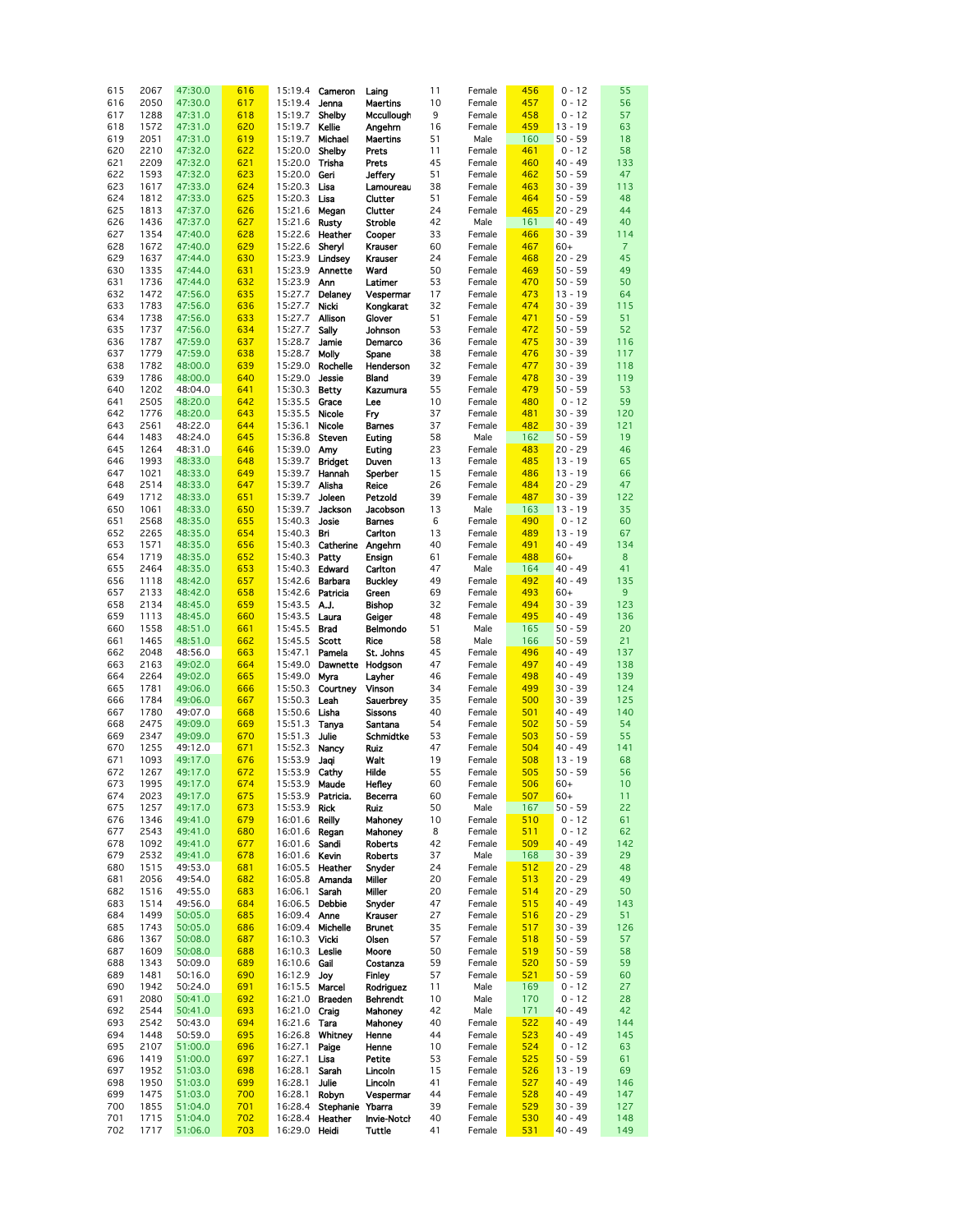| | | | | | | | | | | | |
|---|---|---|---|---|---|---|---|---|---|---|---|
| 615 | 2067 | 47:30.0 | 616 | 15:19.4 | Cameron | Laing | 11 | Female | 456 | 0 - 12 | 55 |
| 616 | 2050 | 47:30.0 | 617 | 15:19.4 | Jenna | Maertins | 10 | Female | 457 | 0 - 12 | 56 |
| 617 | 1288 | 47:31.0 | 618 | 15:19.7 | Shelby | Mccullough | 9 | Female | 458 | 0 - 12 | 57 |
| 618 | 1572 | 47:31.0 | 620 | 15:19.7 | Kellie | Angehrn | 16 | Female | 459 | 13 - 19 | 63 |
| 619 | 2051 | 47:31.0 | 619 | 15:19.7 | Michael | Maertins | 51 | Male | 160 | 50 - 59 | 18 |
| 620 | 2210 | 47:32.0 | 622 | 15:20.0 | Shelby | Prets | 11 | Female | 461 | 0 - 12 | 58 |
| 621 | 2209 | 47:32.0 | 621 | 15:20.0 | Trisha | Prets | 45 | Female | 460 | 40 - 49 | 133 |
| 622 | 1593 | 47:32.0 | 623 | 15:20.0 | Geri | Jeffery | 51 | Female | 462 | 50 - 59 | 47 |
| 623 | 1617 | 47:33.0 | 624 | 15:20.3 | Lisa | Lamoureau | 38 | Female | 463 | 30 - 39 | 113 |
| 624 | 1812 | 47:33.0 | 625 | 15:20.3 | Lisa | Clutter | 51 | Female | 464 | 50 - 59 | 48 |
| 625 | 1813 | 47:37.0 | 626 | 15:21.6 | Megan | Clutter | 24 | Female | 465 | 20 - 29 | 44 |
| 626 | 1436 | 47:37.0 | 627 | 15:21.6 | Rusty | Stroble | 42 | Male | 161 | 40 - 49 | 40 |
| 627 | 1354 | 47:40.0 | 628 | 15:22.6 | Heather | Cooper | 33 | Female | 466 | 30 - 39 | 114 |
| 628 | 1672 | 47:40.0 | 629 | 15:22.6 | Sheryl | Krauser | 60 | Female | 467 | 60+ | 7 |
| 629 | 1637 | 47:44.0 | 630 | 15:23.9 | Lindsey | Krauser | 24 | Female | 468 | 20 - 29 | 45 |
| 630 | 1335 | 47:44.0 | 631 | 15:23.9 | Annette | Ward | 50 | Female | 469 | 50 - 59 | 49 |
| 631 | 1736 | 47:44.0 | 632 | 15:23.9 | Ann | Latimer | 53 | Female | 470 | 50 - 59 | 50 |
| 632 | 1472 | 47:56.0 | 635 | 15:27.7 | Delaney | Vespermar | 17 | Female | 473 | 13 - 19 | 64 |
| 633 | 1783 | 47:56.0 | 636 | 15:27.7 | Nicki | Kongkarat | 32 | Female | 474 | 30 - 39 | 115 |
| 634 | 1738 | 47:56.0 | 633 | 15:27.7 | Allison | Glover | 51 | Female | 471 | 50 - 59 | 51 |
| 635 | 1737 | 47:56.0 | 634 | 15:27.7 | Sally | Johnson | 53 | Female | 472 | 50 - 59 | 52 |
| 636 | 1787 | 47:59.0 | 637 | 15:28.7 | Jamie | Demarco | 36 | Female | 475 | 30 - 39 | 116 |
| 637 | 1779 | 47:59.0 | 638 | 15:28.7 | Molly | Spane | 38 | Female | 476 | 30 - 39 | 117 |
| 638 | 1782 | 48:00.0 | 639 | 15:29.0 | Rochelle | Henderson | 32 | Female | 477 | 30 - 39 | 118 |
| 639 | 1786 | 48:00.0 | 640 | 15:29.0 | Jessie | Bland | 39 | Female | 478 | 30 - 39 | 119 |
| 640 | 1202 | 48:04.0 | 641 | 15:30.3 | Betty | Kazumura | 55 | Female | 479 | 50 - 59 | 53 |
| 641 | 2505 | 48:20.0 | 642 | 15:35.5 | Grace | Lee | 10 | Female | 480 | 0 - 12 | 59 |
| 642 | 1776 | 48:20.0 | 643 | 15:35.5 | Nicole | Fry | 37 | Female | 481 | 30 - 39 | 120 |
| 643 | 2561 | 48:22.0 | 644 | 15:36.1 | Nicole | Barnes | 37 | Female | 482 | 30 - 39 | 121 |
| 644 | 1483 | 48:24.0 | 645 | 15:36.8 | Steven | Euting | 58 | Male | 162 | 50 - 59 | 19 |
| 645 | 1264 | 48:31.0 | 646 | 15:39.0 | Amy | Euting | 23 | Female | 483 | 20 - 29 | 46 |
| 646 | 1993 | 48:33.0 | 648 | 15:39.7 | Bridget | Duven | 13 | Female | 485 | 13 - 19 | 65 |
| 647 | 1021 | 48:33.0 | 649 | 15:39.7 | Hannah | Sperber | 15 | Female | 486 | 13 - 19 | 66 |
| 648 | 2514 | 48:33.0 | 647 | 15:39.7 | Alisha | Reice | 26 | Female | 484 | 20 - 29 | 47 |
| 649 | 1712 | 48:33.0 | 651 | 15:39.7 | Joleen | Petzold | 39 | Female | 487 | 30 - 39 | 122 |
| 650 | 1061 | 48:33.0 | 650 | 15:39.7 | Jackson | Jacobson | 13 | Male | 163 | 13 - 19 | 35 |
| 651 | 2568 | 48:35.0 | 655 | 15:40.3 | Josie | Barnes | 6 | Female | 490 | 0 - 12 | 60 |
| 652 | 2265 | 48:35.0 | 654 | 15:40.3 | Bri | Carlton | 13 | Female | 489 | 13 - 19 | 67 |
| 653 | 1571 | 48:35.0 | 656 | 15:40.3 | Catherine | Angehrn | 40 | Female | 491 | 40 - 49 | 134 |
| 654 | 1719 | 48:35.0 | 652 | 15:40.3 | Patty | Ensign | 61 | Female | 488 | 60+ | 8 |
| 655 | 2464 | 48:35.0 | 653 | 15:40.3 | Edward | Carlton | 47 | Male | 164 | 40 - 49 | 41 |
| 656 | 1118 | 48:42.0 | 657 | 15:42.6 | Barbara | Buckley | 49 | Female | 492 | 40 - 49 | 135 |
| 657 | 2133 | 48:42.0 | 658 | 15:42.6 | Patricia | Green | 69 | Female | 493 | 60+ | 9 |
| 658 | 2134 | 48:45.0 | 659 | 15:43.5 | A.J. | Bishop | 32 | Female | 494 | 30 - 39 | 123 |
| 659 | 1113 | 48:45.0 | 660 | 15:43.5 | Laura | Geiger | 48 | Female | 495 | 40 - 49 | 136 |
| 660 | 1558 | 48:51.0 | 661 | 15:45.5 | Brad | Belmondo | 51 | Male | 165 | 50 - 59 | 20 |
| 661 | 1465 | 48:51.0 | 662 | 15:45.5 | Scott | Rice | 58 | Male | 166 | 50 - 59 | 21 |
| 662 | 2048 | 48:56.0 | 663 | 15:47.1 | Pamela | St. Johns | 45 | Female | 496 | 40 - 49 | 137 |
| 663 | 2163 | 49:02.0 | 664 | 15:49.0 | Dawnette | Hodgson | 47 | Female | 497 | 40 - 49 | 138 |
| 664 | 2264 | 49:02.0 | 665 | 15:49.0 | Myra | Layher | 46 | Female | 498 | 40 - 49 | 139 |
| 665 | 1781 | 49:06.0 | 666 | 15:50.3 | Courtney | Vinson | 34 | Female | 499 | 30 - 39 | 124 |
| 666 | 1784 | 49:06.0 | 667 | 15:50.3 | Leah | Sauerbrey | 35 | Female | 500 | 30 - 39 | 125 |
| 667 | 1780 | 49:07.0 | 668 | 15:50.6 | Lisha | Sissons | 40 | Female | 501 | 40 - 49 | 140 |
| 668 | 2475 | 49:09.0 | 669 | 15:51.3 | Tanya | Santana | 54 | Female | 502 | 50 - 59 | 54 |
| 669 | 2347 | 49:09.0 | 670 | 15:51.3 | Julie | Schmidtke | 53 | Female | 503 | 50 - 59 | 55 |
| 670 | 1255 | 49:12.0 | 671 | 15:52.3 | Nancy | Ruiz | 47 | Female | 504 | 40 - 49 | 141 |
| 671 | 1093 | 49:17.0 | 676 | 15:53.9 | Jaqi | Walt | 19 | Female | 508 | 13 - 19 | 68 |
| 672 | 1267 | 49:17.0 | 672 | 15:53.9 | Cathy | Hilde | 55 | Female | 505 | 50 - 59 | 56 |
| 673 | 1995 | 49:17.0 | 674 | 15:53.9 | Maude | Hefley | 60 | Female | 506 | 60+ | 10 |
| 674 | 2023 | 49:17.0 | 675 | 15:53.9 | Patricia. | Becerra | 60 | Female | 507 | 60+ | 11 |
| 675 | 1257 | 49:17.0 | 673 | 15:53.9 | Rick | Ruiz | 50 | Male | 167 | 50 - 59 | 22 |
| 676 | 1346 | 49:41.0 | 679 | 16:01.6 | Reilly | Mahoney | 10 | Female | 510 | 0 - 12 | 61 |
| 677 | 2543 | 49:41.0 | 680 | 16:01.6 | Regan | Mahoney | 8 | Female | 511 | 0 - 12 | 62 |
| 678 | 1092 | 49:41.0 | 677 | 16:01.6 | Sandi | Roberts | 42 | Female | 509 | 40 - 49 | 142 |
| 679 | 2532 | 49:41.0 | 678 | 16:01.6 | Kevin | Roberts | 37 | Male | 168 | 30 - 39 | 29 |
| 680 | 1515 | 49:53.0 | 681 | 16:05.5 | Heather | Snyder | 24 | Female | 512 | 20 - 29 | 48 |
| 681 | 2056 | 49:54.0 | 682 | 16:05.8 | Amanda | Miller | 20 | Female | 513 | 20 - 29 | 49 |
| 682 | 1516 | 49:55.0 | 683 | 16:06.1 | Sarah | Miller | 20 | Female | 514 | 20 - 29 | 50 |
| 683 | 1514 | 49:56.0 | 684 | 16:06.5 | Debbie | Snyder | 47 | Female | 515 | 40 - 49 | 143 |
| 684 | 1499 | 50:05.0 | 685 | 16:09.4 | Anne | Krauser | 27 | Female | 516 | 20 - 29 | 51 |
| 685 | 1743 | 50:05.0 | 686 | 16:09.4 | Michelle | Brunet | 35 | Female | 517 | 30 - 39 | 126 |
| 686 | 1367 | 50:08.0 | 687 | 16:10.3 | Vicki | Olsen | 57 | Female | 518 | 50 - 59 | 57 |
| 687 | 1609 | 50:08.0 | 688 | 16:10.3 | Leslie | Moore | 50 | Female | 519 | 50 - 59 | 58 |
| 688 | 1343 | 50:09.0 | 689 | 16:10.6 | Gail | Costanza | 59 | Female | 520 | 50 - 59 | 59 |
| 689 | 1481 | 50:16.0 | 690 | 16:12.9 | Joy | Finley | 57 | Female | 521 | 50 - 59 | 60 |
| 690 | 1942 | 50:24.0 | 691 | 16:15.5 | Marcel | Rodriguez | 11 | Male | 169 | 0 - 12 | 27 |
| 691 | 2080 | 50:41.0 | 692 | 16:21.0 | Braeden | Behrendt | 10 | Male | 170 | 0 - 12 | 28 |
| 692 | 2544 | 50:41.0 | 693 | 16:21.0 | Craig | Mahoney | 42 | Male | 171 | 40 - 49 | 42 |
| 693 | 2542 | 50:43.0 | 694 | 16:21.6 | Tara | Mahoney | 40 | Female | 522 | 40 - 49 | 144 |
| 694 | 1448 | 50:59.0 | 695 | 16:26.8 | Whitney | Henne | 44 | Female | 523 | 40 - 49 | 145 |
| 695 | 2107 | 51:00.0 | 696 | 16:27.1 | Paige | Henne | 10 | Female | 524 | 0 - 12 | 63 |
| 696 | 1419 | 51:00.0 | 697 | 16:27.1 | Lisa | Petite | 53 | Female | 525 | 50 - 59 | 61 |
| 697 | 1952 | 51:03.0 | 698 | 16:28.1 | Sarah | Lincoln | 15 | Female | 526 | 13 - 19 | 69 |
| 698 | 1950 | 51:03.0 | 699 | 16:28.1 | Julie | Lincoln | 41 | Female | 527 | 40 - 49 | 146 |
| 699 | 1475 | 51:03.0 | 700 | 16:28.1 | Robyn | Vespermar | 44 | Female | 528 | 40 - 49 | 147 |
| 700 | 1855 | 51:04.0 | 701 | 16:28.4 | Stephanie | Ybarra | 39 | Female | 529 | 30 - 39 | 127 |
| 701 | 1715 | 51:04.0 | 702 | 16:28.4 | Heather | Invie-Notcl | 40 | Female | 530 | 40 - 49 | 148 |
| 702 | 1717 | 51:06.0 | 703 | 16:29.0 | Heidi | Tuttle | 41 | Female | 531 | 40 - 49 | 149 |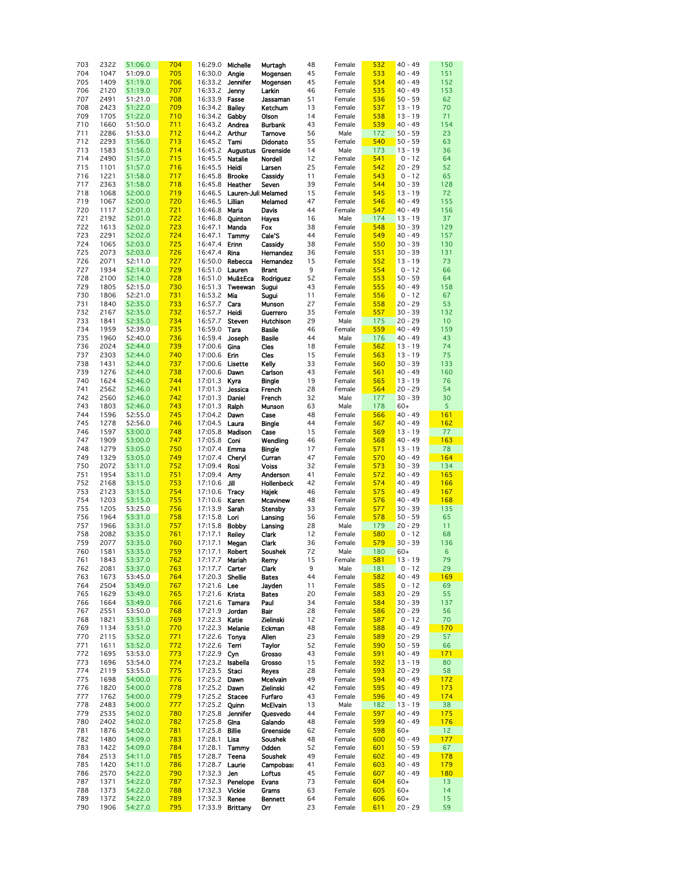| | | | | | | | | | | | |
|---|---|---|---|---|---|---|---|---|---|---|---|
| 703 | 2322 | 51:06.0 | 704 | 16:29.0 | Michelle | Murtagh | 48 | Female | 532 | 40 - 49 | 150 |
| 704 | 1047 | 51:09.0 | 705 | 16:30.0 | Angie | Mogensen | 45 | Female | 533 | 40 - 49 | 151 |
| 705 | 1409 | 51:19.0 | 706 | 16:33.2 | Jennifer | Mogensen | 45 | Female | 534 | 40 - 49 | 152 |
| 706 | 2120 | 51:19.0 | 707 | 16:33.2 | Jenny | Larkin | 46 | Female | 535 | 40 - 49 | 153 |
| 707 | 2491 | 51:21.0 | 708 | 16:33.9 | Fasse | Jassaman | 51 | Female | 536 | 50 - 59 | 62 |
| 708 | 2423 | 51:22.0 | 709 | 16:34.2 | Bailey | Ketchum | 13 | Female | 537 | 13 - 19 | 70 |
| 709 | 1705 | 51:22.0 | 710 | 16:34.2 | Gabby | Olson | 14 | Female | 538 | 13 - 19 | 71 |
| 710 | 1660 | 51:50.0 | 711 | 16:43.2 | Andrea | Burbank | 43 | Female | 539 | 40 - 49 | 154 |
| 711 | 2286 | 51:53.0 | 712 | 16:44.2 | Arthur | Tarnove | 56 | Male | 172 | 50 - 59 | 23 |
| 712 | 2293 | 51:56.0 | 713 | 16:45.2 | Tami | Didonato | 55 | Female | 540 | 50 - 59 | 63 |
| 713 | 1583 | 51:56.0 | 714 | 16:45.2 | Augustus | Greenside | 14 | Male | 173 | 13 - 19 | 36 |
| 714 | 2490 | 51:57.0 | 715 | 16:45.5 | Natalie | Nordell | 12 | Female | 541 | 0 - 12 | 64 |
| 715 | 1101 | 51:57.0 | 716 | 16:45.5 | Heidi | Larsen | 25 | Female | 542 | 20 - 29 | 52 |
| 716 | 1221 | 51:58.0 | 717 | 16:45.8 | Brooke | Cassidy | 11 | Female | 543 | 0 - 12 | 65 |
| 717 | 2363 | 51:58.0 | 718 | 16:45.8 | Heather | Seven | 39 | Female | 544 | 30 - 39 | 128 |
| 718 | 1068 | 52:00.0 | 719 | 16:46.5 | Lauren-Juli | Melamed | 15 | Female | 545 | 13 - 19 | 72 |
| 719 | 1067 | 52:00.0 | 720 | 16:46.5 | Lillian | Melamed | 47 | Female | 546 | 40 - 49 | 155 |
| 720 | 1117 | 52:01.0 | 721 | 16:46.8 | Maria | Davis | 44 | Female | 547 | 40 - 49 | 156 |
| 721 | 2192 | 52:01.0 | 722 | 16:46.8 | Quinton | Hayes | 16 | Male | 174 | 13 - 19 | 37 |
| 722 | 1613 | 52:02.0 | 723 | 16:47.1 | Manda | Fox | 38 | Female | 548 | 30 - 39 | 129 |
| 723 | 2291 | 52:02.0 | 724 | 16:47.1 | Tammy | Cale'S | 44 | Female | 549 | 40 - 49 | 157 |
| 724 | 1065 | 52:03.0 | 725 | 16:47.4 | Erinn | Cassidy | 38 | Female | 550 | 30 - 39 | 130 |
| 725 | 2073 | 52:03.0 | 726 | 16:47.4 | Rina | Hernandez | 36 | Female | 551 | 30 - 39 | 131 |
| 726 | 2071 | 52:11.0 | 727 | 16:50.0 | Rebecca | Hernandez | 15 | Female | 552 | 13 - 19 | 73 |
| 727 | 1934 | 52:14.0 | 729 | 16:51.0 | Lauren | Brant | 9 | Female | 554 | 0 - 12 | 66 |
| 728 | 2100 | 52:14.0 | 728 | 16:51.0 | Muã±Eca | Rodriguez | 52 | Female | 553 | 50 - 59 | 64 |
| 729 | 1805 | 52:15.0 | 730 | 16:51.3 | Tweewan | Sugui | 43 | Female | 555 | 40 - 49 | 158 |
| 730 | 1806 | 52:21.0 | 731 | 16:53.2 | Mia | Sugui | 11 | Female | 556 | 0 - 12 | 67 |
| 731 | 1840 | 52:35.0 | 733 | 16:57.7 | Cara | Munson | 27 | Female | 558 | 20 - 29 | 53 |
| 732 | 2167 | 52:35.0 | 732 | 16:57.7 | Heidi | Guerrero | 35 | Female | 557 | 30 - 39 | 132 |
| 733 | 1841 | 52:35.0 | 734 | 16:57.7 | Steven | Hutchison | 29 | Male | 175 | 20 - 29 | 10 |
| 734 | 1959 | 52:39.0 | 735 | 16:59.0 | Tara | Basile | 46 | Female | 559 | 40 - 49 | 159 |
| 735 | 1960 | 52:40.0 | 736 | 16:59.4 | Joseph | Basile | 44 | Male | 176 | 40 - 49 | 43 |
| 736 | 2024 | 52:44.0 | 739 | 17:00.6 | Gina | Cles | 18 | Female | 562 | 13 - 19 | 74 |
| 737 | 2303 | 52:44.0 | 740 | 17:00.6 | Erin | Cles | 15 | Female | 563 | 13 - 19 | 75 |
| 738 | 1431 | 52:44.0 | 737 | 17:00.6 | Lisette | Kelly | 33 | Female | 560 | 30 - 39 | 133 |
| 739 | 1276 | 52:44.0 | 738 | 17:00.6 | Dawn | Carlson | 43 | Female | 561 | 40 - 49 | 160 |
| 740 | 1624 | 52:46.0 | 744 | 17:01.3 | Kyra | Bingle | 19 | Female | 565 | 13 - 19 | 76 |
| 741 | 2562 | 52:46.0 | 741 | 17:01.3 | Jessica | French | 28 | Female | 564 | 20 - 29 | 54 |
| 742 | 2560 | 52:46.0 | 742 | 17:01.3 | Daniel | French | 32 | Male | 177 | 30 - 39 | 30 |
| 743 | 1803 | 52:46.0 | 743 | 17:01.3 | Ralph | Munson | 63 | Male | 178 | 60+ | 5 |
| 744 | 1596 | 52:55.0 | 745 | 17:04.2 | Dawn | Case | 48 | Female | 566 | 40 - 49 | 161 |
| 745 | 1278 | 52:56.0 | 746 | 17:04.5 | Laura | Bingle | 44 | Female | 567 | 40 - 49 | 162 |
| 746 | 1597 | 53:00.0 | 748 | 17:05.8 | Madison | Case | 15 | Female | 569 | 13 - 19 | 77 |
| 747 | 1909 | 53:00.0 | 747 | 17:05.8 | Coni | Wendling | 46 | Female | 568 | 40 - 49 | 163 |
| 748 | 1279 | 53:05.0 | 750 | 17:07.4 | Emma | Bingle | 17 | Female | 571 | 13 - 19 | 78 |
| 749 | 1329 | 53:05.0 | 749 | 17:07.4 | Cheryl | Curran | 47 | Female | 570 | 40 - 49 | 164 |
| 750 | 2072 | 53:11.0 | 752 | 17:09.4 | Rosi | Voiss | 32 | Female | 573 | 30 - 39 | 134 |
| 751 | 1954 | 53:11.0 | 751 | 17:09.4 | Amy | Anderson | 41 | Female | 572 | 40 - 49 | 165 |
| 752 | 2168 | 53:15.0 | 753 | 17:10.6 | Jill | Hollenbeck | 42 | Female | 574 | 40 - 49 | 166 |
| 753 | 2123 | 53:15.0 | 754 | 17:10.6 | Tracy | Hajek | 46 | Female | 575 | 40 - 49 | 167 |
| 754 | 1203 | 53:15.0 | 755 | 17:10.6 | Karen | Mcavinew | 48 | Female | 576 | 40 - 49 | 168 |
| 755 | 1205 | 53:25.0 | 756 | 17:13.9 | Sarah | Stensby | 33 | Female | 577 | 30 - 39 | 135 |
| 756 | 1964 | 53:31.0 | 758 | 17:15.8 | Lori | Lansing | 56 | Female | 578 | 50 - 59 | 65 |
| 757 | 1966 | 53:31.0 | 757 | 17:15.8 | Bobby | Lansing | 28 | Male | 179 | 20 - 29 | 11 |
| 758 | 2082 | 53:35.0 | 761 | 17:17.1 | Reiley | Clark | 12 | Female | 580 | 0 - 12 | 68 |
| 759 | 2077 | 53:35.0 | 760 | 17:17.1 | Megan | Clark | 36 | Female | 579 | 30 - 39 | 136 |
| 760 | 1581 | 53:35.0 | 759 | 17:17.1 | Robert | Soushek | 72 | Male | 180 | 60+ | 6 |
| 761 | 1843 | 53:37.0 | 762 | 17:17.7 | Mariah | Remy | 15 | Female | 581 | 13 - 19 | 79 |
| 762 | 2081 | 53:37.0 | 763 | 17:17.7 | Carter | Clark | 9 | Male | 181 | 0 - 12 | 29 |
| 763 | 1673 | 53:45.0 | 764 | 17:20.3 | Shellie | Bates | 44 | Female | 582 | 40 - 49 | 169 |
| 764 | 2504 | 53:49.0 | 767 | 17:21.6 | Lee | Jayden | 11 | Female | 585 | 0 - 12 | 69 |
| 765 | 1629 | 53:49.0 | 765 | 17:21.6 | Krista | Bates | 20 | Female | 583 | 20 - 29 | 55 |
| 766 | 1664 | 53:49.0 | 766 | 17:21.6 | Tamara | Paul | 34 | Female | 584 | 30 - 39 | 137 |
| 767 | 2551 | 53:50.0 | 768 | 17:21.9 | Jordan | Bair | 28 | Female | 586 | 20 - 29 | 56 |
| 768 | 1821 | 53:51.0 | 769 | 17:22.3 | Katie | Zielinski | 12 | Female | 587 | 0 - 12 | 70 |
| 769 | 1134 | 53:51.0 | 770 | 17:22.3 | Melanie | Eckman | 48 | Female | 588 | 40 - 49 | 170 |
| 770 | 2115 | 53:52.0 | 771 | 17:22.6 | Tonya | Allen | 23 | Female | 589 | 20 - 29 | 57 |
| 771 | 1611 | 53:52.0 | 772 | 17:22.6 | Terri | Taylor | 52 | Female | 590 | 50 - 59 | 66 |
| 772 | 1695 | 53:53.0 | 773 | 17:22.9 | Cyn | Grosso | 43 | Female | 591 | 40 - 49 | 171 |
| 773 | 1696 | 53:54.0 | 774 | 17:23.2 | Isabella | Grosso | 15 | Female | 592 | 13 - 19 | 80 |
| 774 | 2119 | 53:55.0 | 775 | 17:23.5 | Staci | Reyes | 28 | Female | 593 | 20 - 29 | 58 |
| 775 | 1698 | 54:00.0 | 776 | 17:25.2 | Dawn | Mcelvain | 49 | Female | 594 | 40 - 49 | 172 |
| 776 | 1820 | 54:00.0 | 778 | 17:25.2 | Dawn | Zielinski | 42 | Female | 595 | 40 - 49 | 173 |
| 777 | 1762 | 54:00.0 | 779 | 17:25.2 | Stacee | Furfaro | 43 | Female | 596 | 40 - 49 | 174 |
| 778 | 2483 | 54:00.0 | 777 | 17:25.2 | Quinn | McElvain | 13 | Male | 182 | 13 - 19 | 38 |
| 779 | 2535 | 54:02.0 | 780 | 17:25.8 | Jennifer | Quesvedo | 44 | Female | 597 | 40 - 49 | 175 |
| 780 | 2402 | 54:02.0 | 782 | 17:25.8 | Gina | Galando | 48 | Female | 599 | 40 - 49 | 176 |
| 781 | 1876 | 54:02.0 | 781 | 17:25.8 | Billie | Greenside | 62 | Female | 598 | 60+ | 12 |
| 782 | 1480 | 54:09.0 | 783 | 17:28.1 | Lisa | Soushek | 48 | Female | 600 | 40 - 49 | 177 |
| 783 | 1422 | 54:09.0 | 784 | 17:28.1 | Tammy | Odden | 52 | Female | 601 | 50 - 59 | 67 |
| 784 | 2513 | 54:11.0 | 785 | 17:28.7 | Teena | Soushek | 49 | Female | 602 | 40 - 49 | 178 |
| 785 | 1420 | 54:11.0 | 786 | 17:28.7 | Laurie | Campobass | 41 | Female | 603 | 40 - 49 | 179 |
| 786 | 2570 | 54:22.0 | 790 | 17:32.3 | Jen | Loftus | 45 | Female | 607 | 40 - 49 | 180 |
| 787 | 1371 | 54:22.0 | 787 | 17:32.3 | Penelope | Evans | 73 | Female | 604 | 60+ | 13 |
| 788 | 1373 | 54:22.0 | 788 | 17:32.3 | Vickie | Grams | 63 | Female | 605 | 60+ | 14 |
| 789 | 1372 | 54:22.0 | 789 | 17:32.3 | Renee | Bennett | 64 | Female | 606 | 60+ | 15 |
| 790 | 1906 | 54:27.0 | 795 | 17:33.9 | Brittany | Orr | 23 | Female | 611 | 20 - 29 | 59 |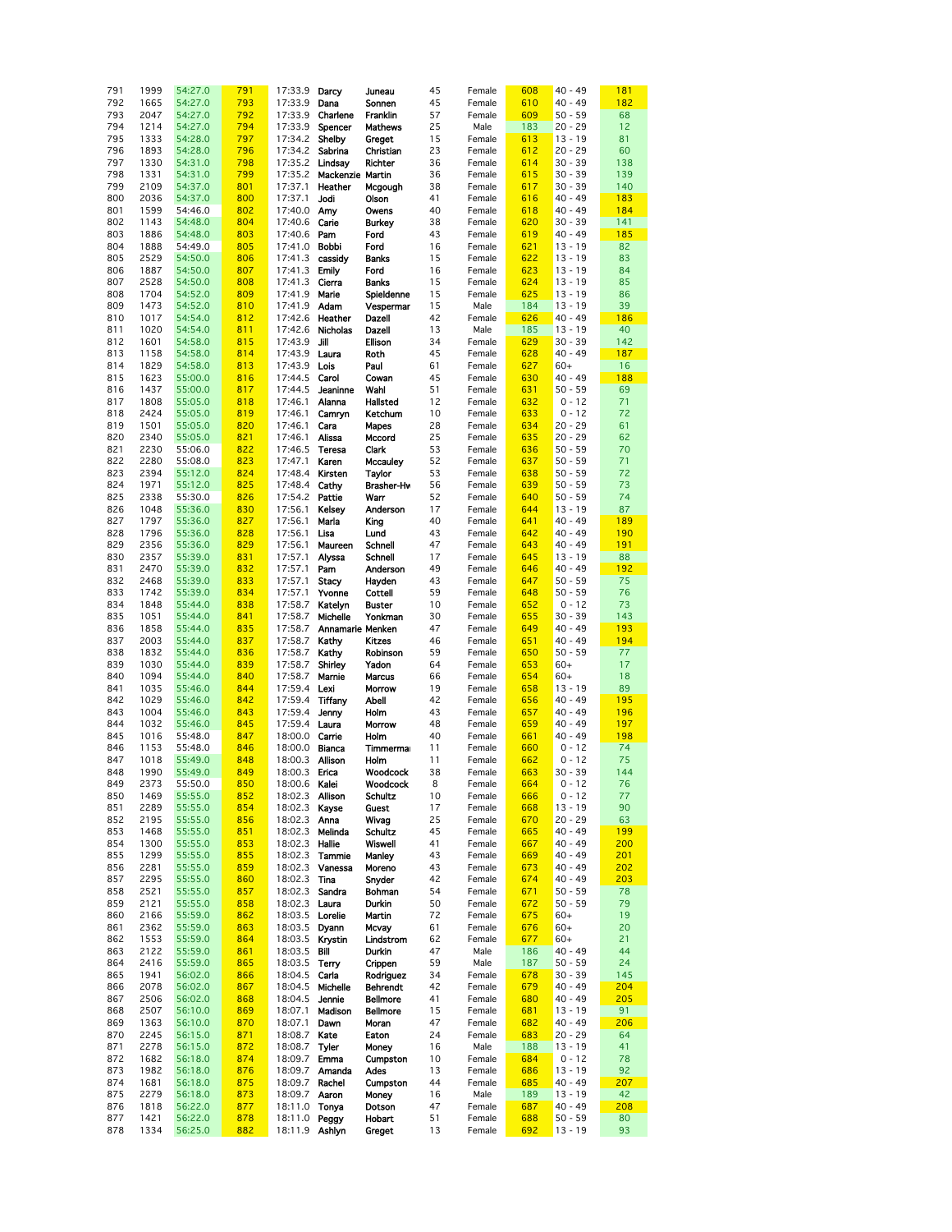| | | | | | | | | | | | | |
|---|---|---|---|---|---|---|---|---|---|---|---|---|
| 791 | 1999 | 54:27.0 | 791 | 17:33.9 | Darcy | Juneau | 45 | Female | 608 | 40 - 49 | 181 |
| 792 | 1665 | 54:27.0 | 793 | 17:33.9 | Dana | Sonnen | 45 | Female | 610 | 40 - 49 | 182 |
| 793 | 2047 | 54:27.0 | 792 | 17:33.9 | Charlene | Franklin | 57 | Female | 609 | 50 - 59 | 68 |
| 794 | 1214 | 54:27.0 | 794 | 17:33.9 | Spencer | Mathews | 25 | Male | 183 | 20 - 29 | 12 |
| 795 | 1333 | 54:28.0 | 797 | 17:34.2 | Shelby | Greget | 15 | Female | 613 | 13 - 19 | 81 |
| 796 | 1893 | 54:28.0 | 796 | 17:34.2 | Sabrina | Christian | 23 | Female | 612 | 20 - 29 | 60 |
| 797 | 1330 | 54:31.0 | 798 | 17:35.2 | Lindsay | Richter | 36 | Female | 614 | 30 - 39 | 138 |
| 798 | 1331 | 54:31.0 | 799 | 17:35.2 | Mackenzie | Martin | 36 | Female | 615 | 30 - 39 | 139 |
| 799 | 2109 | 54:37.0 | 801 | 17:37.1 | Heather | Mcgough | 38 | Female | 617 | 30 - 39 | 140 |
| 800 | 2036 | 54:37.0 | 800 | 17:37.1 | Jodi | Olson | 41 | Female | 616 | 40 - 49 | 183 |
| 801 | 1599 | 54:46.0 | 802 | 17:40.0 | Amy | Owens | 40 | Female | 618 | 40 - 49 | 184 |
| 802 | 1143 | 54:48.0 | 804 | 17:40.6 | Carie | Burkey | 38 | Female | 620 | 30 - 39 | 141 |
| 803 | 1886 | 54:48.0 | 803 | 17:40.6 | Pam | Ford | 43 | Female | 619 | 40 - 49 | 185 |
| 804 | 1888 | 54:49.0 | 805 | 17:41.0 | Bobbi | Ford | 16 | Female | 621 | 13 - 19 | 82 |
| 805 | 2529 | 54:50.0 | 806 | 17:41.3 | cassidy | Banks | 15 | Female | 622 | 13 - 19 | 83 |
| 806 | 1887 | 54:50.0 | 807 | 17:41.3 | Emily | Ford | 16 | Female | 623 | 13 - 19 | 84 |
| 807 | 2528 | 54:50.0 | 808 | 17:41.3 | Cierra | Banks | 15 | Female | 624 | 13 - 19 | 85 |
| 808 | 1704 | 54:52.0 | 809 | 17:41.9 | Marie | Spieldenne | 15 | Female | 625 | 13 - 19 | 86 |
| 809 | 1473 | 54:52.0 | 810 | 17:41.9 | Adam | Vespermar | 15 | Male | 184 | 13 - 19 | 39 |
| 810 | 1017 | 54:54.0 | 812 | 17:42.6 | Heather | Dazell | 42 | Female | 626 | 40 - 49 | 186 |
| 811 | 1020 | 54:54.0 | 811 | 17:42.6 | Nicholas | Dazell | 13 | Male | 185 | 13 - 19 | 40 |
| 812 | 1601 | 54:58.0 | 815 | 17:43.9 | Jill | Ellison | 34 | Female | 629 | 30 - 39 | 142 |
| 813 | 1158 | 54:58.0 | 814 | 17:43.9 | Laura | Roth | 45 | Female | 628 | 40 - 49 | 187 |
| 814 | 1829 | 54:58.0 | 813 | 17:43.9 | Lois | Paul | 61 | Female | 627 | 60+ | 16 |
| 815 | 1623 | 55:00.0 | 816 | 17:44.5 | Carol | Cowan | 45 | Female | 630 | 40 - 49 | 188 |
| 816 | 1437 | 55:00.0 | 817 | 17:44.5 | Jeaninne | Wahl | 51 | Female | 631 | 50 - 59 | 69 |
| 817 | 1808 | 55:05.0 | 818 | 17:46.1 | Alanna | Hallsted | 12 | Female | 632 | 0 - 12 | 71 |
| 818 | 2424 | 55:05.0 | 819 | 17:46.1 | Camryn | Ketchum | 10 | Female | 633 | 0 - 12 | 72 |
| 819 | 1501 | 55:05.0 | 820 | 17:46.1 | Cara | Mapes | 28 | Female | 634 | 20 - 29 | 61 |
| 820 | 2340 | 55:05.0 | 821 | 17:46.1 | Alissa | Mccord | 25 | Female | 635 | 20 - 29 | 62 |
| 821 | 2230 | 55:06.0 | 822 | 17:46.5 | Teresa | Clark | 53 | Female | 636 | 50 - 59 | 70 |
| 822 | 2280 | 55:08.0 | 823 | 17:47.1 | Karen | Mccauley | 52 | Female | 637 | 50 - 59 | 71 |
| 823 | 2394 | 55:12.0 | 824 | 17:48.4 | Kirsten | Taylor | 53 | Female | 638 | 50 - 59 | 72 |
| 824 | 1971 | 55:12.0 | 825 | 17:48.4 | Cathy | Brasher-Hw | 56 | Female | 639 | 50 - 59 | 73 |
| 825 | 2338 | 55:30.0 | 826 | 17:54.2 | Pattie | Warr | 52 | Female | 640 | 50 - 59 | 74 |
| 826 | 1048 | 55:36.0 | 830 | 17:56.1 | Kelsey | Anderson | 17 | Female | 644 | 13 - 19 | 87 |
| 827 | 1797 | 55:36.0 | 827 | 17:56.1 | Marla | King | 40 | Female | 641 | 40 - 49 | 189 |
| 828 | 1796 | 55:36.0 | 828 | 17:56.1 | Lisa | Lund | 43 | Female | 642 | 40 - 49 | 190 |
| 829 | 2356 | 55:36.0 | 829 | 17:56.1 | Maureen | Schnell | 47 | Female | 643 | 40 - 49 | 191 |
| 830 | 2357 | 55:39.0 | 831 | 17:57.1 | Alyssa | Schnell | 17 | Female | 645 | 13 - 19 | 88 |
| 831 | 2470 | 55:39.0 | 832 | 17:57.1 | Pam | Anderson | 49 | Female | 646 | 40 - 49 | 192 |
| 832 | 2468 | 55:39.0 | 833 | 17:57.1 | Stacy | Hayden | 43 | Female | 647 | 50 - 59 | 75 |
| 833 | 1742 | 55:39.0 | 834 | 17:57.1 | Yvonne | Cottell | 59 | Female | 648 | 50 - 59 | 76 |
| 834 | 1848 | 55:44.0 | 838 | 17:58.7 | Katelyn | Buster | 10 | Female | 652 | 0 - 12 | 73 |
| 835 | 1051 | 55:44.0 | 841 | 17:58.7 | Michelle | Yonkman | 30 | Female | 655 | 30 - 39 | 143 |
| 836 | 1858 | 55:44.0 | 835 | 17:58.7 | Annamarie | Menken | 47 | Female | 649 | 40 - 49 | 193 |
| 837 | 2003 | 55:44.0 | 837 | 17:58.7 | Kathy | Kitzes | 46 | Female | 651 | 40 - 49 | 194 |
| 838 | 1832 | 55:44.0 | 836 | 17:58.7 | Kathy | Robinson | 59 | Female | 650 | 50 - 59 | 77 |
| 839 | 1030 | 55:44.0 | 839 | 17:58.7 | Shirley | Yadon | 64 | Female | 653 | 60+ | 17 |
| 840 | 1094 | 55:44.0 | 840 | 17:58.7 | Marnie | Marcus | 66 | Female | 654 | 60+ | 18 |
| 841 | 1035 | 55:46.0 | 844 | 17:59.4 | Lexi | Morrow | 19 | Female | 658 | 13 - 19 | 89 |
| 842 | 1029 | 55:46.0 | 842 | 17:59.4 | Tiffany | Abell | 42 | Female | 656 | 40 - 49 | 195 |
| 843 | 1004 | 55:46.0 | 843 | 17:59.4 | Jenny | Holm | 43 | Female | 657 | 40 - 49 | 196 |
| 844 | 1032 | 55:46.0 | 845 | 17:59.4 | Laura | Morrow | 48 | Female | 659 | 40 - 49 | 197 |
| 845 | 1016 | 55:48.0 | 847 | 18:00.0 | Carrie | Holm | 40 | Female | 661 | 40 - 49 | 198 |
| 846 | 1153 | 55:48.0 | 846 | 18:00.0 | Bianca | Timmerma | 11 | Female | 660 | 0 - 12 | 74 |
| 847 | 1018 | 55:49.0 | 848 | 18:00.3 | Allison | Holm | 11 | Female | 662 | 0 - 12 | 75 |
| 848 | 1990 | 55:49.0 | 849 | 18:00.3 | Erica | Woodcock | 38 | Female | 663 | 30 - 39 | 144 |
| 849 | 2373 | 55:50.0 | 850 | 18:00.6 | Kalei | Woodcock | 8 | Female | 664 | 0 - 12 | 76 |
| 850 | 1469 | 55:55.0 | 852 | 18:02.3 | Allison | Schultz | 10 | Female | 666 | 0 - 12 | 77 |
| 851 | 2289 | 55:55.0 | 854 | 18:02.3 | Kayse | Guest | 17 | Female | 668 | 13 - 19 | 90 |
| 852 | 2195 | 55:55.0 | 856 | 18:02.3 | Anna | Wivag | 25 | Female | 670 | 20 - 29 | 63 |
| 853 | 1468 | 55:55.0 | 851 | 18:02.3 | Melinda | Schultz | 45 | Female | 665 | 40 - 49 | 199 |
| 854 | 1300 | 55:55.0 | 853 | 18:02.3 | Hallie | Wiswell | 41 | Female | 667 | 40 - 49 | 200 |
| 855 | 1299 | 55:55.0 | 855 | 18:02.3 | Tammie | Manley | 43 | Female | 669 | 40 - 49 | 201 |
| 856 | 2281 | 55:55.0 | 859 | 18:02.3 | Vanessa | Moreno | 43 | Female | 673 | 40 - 49 | 202 |
| 857 | 2295 | 55:55.0 | 860 | 18:02.3 | Tina | Snyder | 42 | Female | 674 | 40 - 49 | 203 |
| 858 | 2521 | 55:55.0 | 857 | 18:02.3 | Sandra | Bohman | 54 | Female | 671 | 50 - 59 | 78 |
| 859 | 2121 | 55:55.0 | 858 | 18:02.3 | Laura | Durkin | 50 | Female | 672 | 50 - 59 | 79 |
| 860 | 2166 | 55:59.0 | 862 | 18:03.5 | Lorelie | Martin | 72 | Female | 675 | 60+ | 19 |
| 861 | 2362 | 55:59.0 | 863 | 18:03.5 | Dyann | Mcvay | 61 | Female | 676 | 60+ | 20 |
| 862 | 1553 | 55:59.0 | 864 | 18:03.5 | Krystin | Lindstrom | 62 | Female | 677 | 60+ | 21 |
| 863 | 2122 | 55:59.0 | 861 | 18:03.5 | Bill | Durkin | 47 | Male | 186 | 40 - 49 | 44 |
| 864 | 2416 | 55:59.0 | 865 | 18:03.5 | Terry | Crippen | 59 | Male | 187 | 50 - 59 | 24 |
| 865 | 1941 | 56:02.0 | 866 | 18:04.5 | Carla | Rodriguez | 34 | Female | 678 | 30 - 39 | 145 |
| 866 | 2078 | 56:02.0 | 867 | 18:04.5 | Michelle | Behrendt | 42 | Female | 679 | 40 - 49 | 204 |
| 867 | 2506 | 56:02.0 | 868 | 18:04.5 | Jennie | Bellmore | 41 | Female | 680 | 40 - 49 | 205 |
| 868 | 2507 | 56:10.0 | 869 | 18:07.1 | Madison | Bellmore | 15 | Female | 681 | 13 - 19 | 91 |
| 869 | 1363 | 56:10.0 | 870 | 18:07.1 | Dawn | Moran | 47 | Female | 682 | 40 - 49 | 206 |
| 870 | 2245 | 56:15.0 | 871 | 18:08.7 | Kate | Eaton | 24 | Female | 683 | 20 - 29 | 64 |
| 871 | 2278 | 56:15.0 | 872 | 18:08.7 | Tyler | Money | 16 | Male | 188 | 13 - 19 | 41 |
| 872 | 1682 | 56:18.0 | 874 | 18:09.7 | Emma | Cumpston | 10 | Female | 684 | 0 - 12 | 78 |
| 873 | 1982 | 56:18.0 | 876 | 18:09.7 | Amanda | Ades | 13 | Female | 686 | 13 - 19 | 92 |
| 874 | 1681 | 56:18.0 | 875 | 18:09.7 | Rachel | Cumpston | 44 | Female | 685 | 40 - 49 | 207 |
| 875 | 2279 | 56:18.0 | 873 | 18:09.7 | Aaron | Money | 16 | Male | 189 | 13 - 19 | 42 |
| 876 | 1818 | 56:22.0 | 877 | 18:11.0 | Tonya | Dotson | 47 | Female | 687 | 40 - 49 | 208 |
| 877 | 1421 | 56:22.0 | 878 | 18:11.0 | Peggy | Hobart | 51 | Female | 688 | 50 - 59 | 80 |
| 878 | 1334 | 56:25.0 | 882 | 18:11.9 | Ashlyn | Greget | 13 | Female | 692 | 13 - 19 | 93 |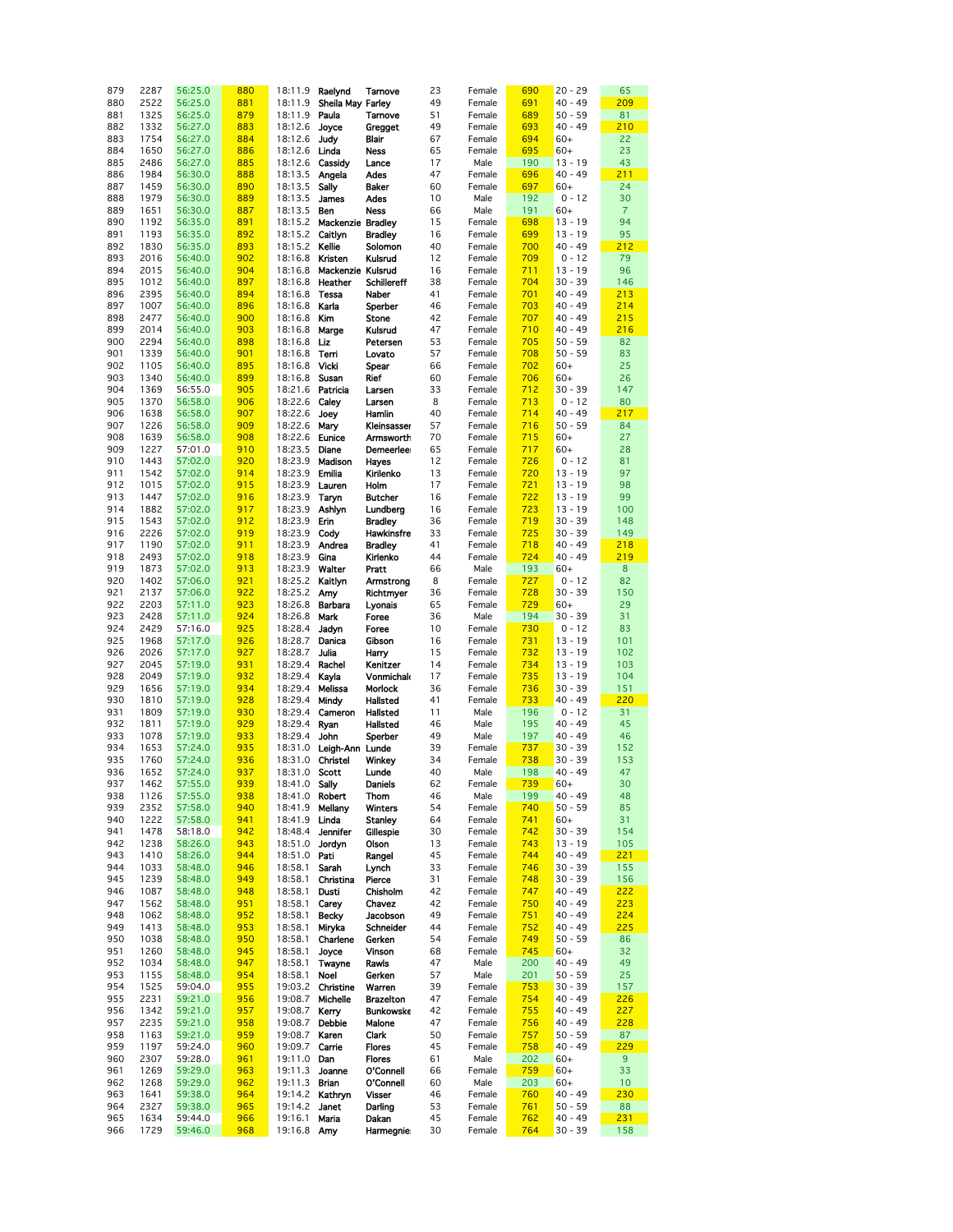| | | | | | | | | | | | | |
|---|---|---|---|---|---|---|---|---|---|---|---|---|
| 879 | 2287 | 56:25.0 | 880 | 18:11.9 | Raelynd | Tarnove | 23 | Female | 690 | 20 - 29 | 65 |
| 880 | 2522 | 56:25.0 | 881 | 18:11.9 | Sheila May | Farley | 49 | Female | 691 | 40 - 49 | 209 |
| 881 | 1325 | 56:25.0 | 879 | 18:11.9 | Paula | Tarnove | 51 | Female | 689 | 50 - 59 | 81 |
| 882 | 1332 | 56:27.0 | 883 | 18:12.6 | Joyce | Gregget | 49 | Female | 693 | 40 - 49 | 210 |
| 883 | 1754 | 56:27.0 | 884 | 18:12.6 | Judy | Blair | 67 | Female | 694 | 60+ | 22 |
| 884 | 1650 | 56:27.0 | 886 | 18:12.6 | Linda | Ness | 65 | Female | 695 | 60+ | 23 |
| 885 | 2486 | 56:27.0 | 885 | 18:12.6 | Cassidy | Lance | 17 | Male | 190 | 13 - 19 | 43 |
| 886 | 1984 | 56:30.0 | 888 | 18:13.5 | Angela | Ades | 47 | Female | 696 | 40 - 49 | 211 |
| 887 | 1459 | 56:30.0 | 890 | 18:13.5 | Sally | Baker | 60 | Female | 697 | 60+ | 24 |
| 888 | 1979 | 56:30.0 | 889 | 18:13.5 | James | Ades | 10 | Male | 192 | 0 - 12 | 30 |
| 889 | 1651 | 56:30.0 | 887 | 18:13.5 | Ben | Ness | 66 | Male | 191 | 60+ | 7 |
| 890 | 1192 | 56:35.0 | 891 | 18:15.2 | Mackenzie | Bradley | 15 | Female | 698 | 13 - 19 | 94 |
| 891 | 1193 | 56:35.0 | 892 | 18:15.2 | Caitlyn | Bradley | 16 | Female | 699 | 13 - 19 | 95 |
| 892 | 1830 | 56:35.0 | 893 | 18:15.2 | Kellie | Solomon | 40 | Female | 700 | 40 - 49 | 212 |
| 893 | 2016 | 56:40.0 | 902 | 18:16.8 | Kristen | Kulsrud | 12 | Female | 709 | 0 - 12 | 79 |
| 894 | 2015 | 56:40.0 | 904 | 18:16.8 | Mackenzie | Kulsrud | 16 | Female | 711 | 13 - 19 | 96 |
| 895 | 1012 | 56:40.0 | 897 | 18:16.8 | Heather | Schillereff | 38 | Female | 704 | 30 - 39 | 146 |
| 896 | 2395 | 56:40.0 | 894 | 18:16.8 | Tessa | Naber | 41 | Female | 701 | 40 - 49 | 213 |
| 897 | 1007 | 56:40.0 | 896 | 18:16.8 | Karla | Sperber | 46 | Female | 703 | 40 - 49 | 214 |
| 898 | 2477 | 56:40.0 | 900 | 18:16.8 | Kim | Stone | 42 | Female | 707 | 40 - 49 | 215 |
| 899 | 2014 | 56:40.0 | 903 | 18:16.8 | Marge | Kulsrud | 47 | Female | 710 | 40 - 49 | 216 |
| 900 | 2294 | 56:40.0 | 898 | 18:16.8 | Liz | Petersen | 53 | Female | 705 | 50 - 59 | 82 |
| 901 | 1339 | 56:40.0 | 901 | 18:16.8 | Terri | Lovato | 57 | Female | 708 | 50 - 59 | 83 |
| 902 | 1105 | 56:40.0 | 895 | 18:16.8 | Vicki | Spear | 66 | Female | 702 | 60+ | 25 |
| 903 | 1340 | 56:40.0 | 899 | 18:16.8 | Susan | Rief | 60 | Female | 706 | 60+ | 26 |
| 904 | 1369 | 56:55.0 | 905 | 18:21.6 | Patricia | Larsen | 33 | Female | 712 | 30 - 39 | 147 |
| 905 | 1370 | 56:58.0 | 906 | 18:22.6 | Caley | Larsen | 8 | Female | 713 | 0 - 12 | 80 |
| 906 | 1638 | 56:58.0 | 907 | 18:22.6 | Joey | Hamlin | 40 | Female | 714 | 40 - 49 | 217 |
| 907 | 1226 | 56:58.0 | 909 | 18:22.6 | Mary | Kleinsasser | 57 | Female | 716 | 50 - 59 | 84 |
| 908 | 1639 | 56:58.0 | 908 | 18:22.6 | Eunice | Armsworth | 70 | Female | 715 | 60+ | 27 |
| 909 | 1227 | 57:01.0 | 910 | 18:23.5 | Diane | Demeerleer | 65 | Female | 717 | 60+ | 28 |
| 910 | 1443 | 57:02.0 | 920 | 18:23.9 | Madison | Hayes | 12 | Female | 726 | 0 - 12 | 81 |
| 911 | 1542 | 57:02.0 | 914 | 18:23.9 | Emilia | Kirilenko | 13 | Female | 720 | 13 - 19 | 97 |
| 912 | 1015 | 57:02.0 | 915 | 18:23.9 | Lauren | Holm | 17 | Female | 721 | 13 - 19 | 98 |
| 913 | 1447 | 57:02.0 | 916 | 18:23.9 | Taryn | Butcher | 16 | Female | 722 | 13 - 19 | 99 |
| 914 | 1882 | 57:02.0 | 917 | 18:23.9 | Ashlyn | Lundberg | 16 | Female | 723 | 13 - 19 | 100 |
| 915 | 1543 | 57:02.0 | 912 | 18:23.9 | Erin | Bradley | 36 | Female | 719 | 30 - 39 | 148 |
| 916 | 2226 | 57:02.0 | 919 | 18:23.9 | Cody | Hawkinsfre | 33 | Female | 725 | 30 - 39 | 149 |
| 917 | 1190 | 57:02.0 | 911 | 18:23.9 | Andrea | Bradley | 41 | Female | 718 | 40 - 49 | 218 |
| 918 | 2493 | 57:02.0 | 918 | 18:23.9 | Gina | Kirlenko | 44 | Female | 724 | 40 - 49 | 219 |
| 919 | 1873 | 57:02.0 | 913 | 18:23.9 | Walter | Pratt | 66 | Male | 193 | 60+ | 8 |
| 920 | 1402 | 57:06.0 | 921 | 18:25.2 | Kaitlyn | Armstrong | 8 | Female | 727 | 0 - 12 | 82 |
| 921 | 2137 | 57:06.0 | 922 | 18:25.2 | Amy | Richtmyer | 36 | Female | 728 | 30 - 39 | 150 |
| 922 | 2203 | 57:11.0 | 923 | 18:26.8 | Barbara | Lyonais | 65 | Female | 729 | 60+ | 29 |
| 923 | 2428 | 57:11.0 | 924 | 18:26.8 | Mark | Foree | 36 | Male | 194 | 30 - 39 | 31 |
| 924 | 2429 | 57:16.0 | 925 | 18:28.4 | Jadyn | Foree | 10 | Female | 730 | 0 - 12 | 83 |
| 925 | 1968 | 57:17.0 | 926 | 18:28.7 | Danica | Gibson | 16 | Female | 731 | 13 - 19 | 101 |
| 926 | 2026 | 57:17.0 | 927 | 18:28.7 | Julia | Harry | 15 | Female | 732 | 13 - 19 | 102 |
| 927 | 2045 | 57:19.0 | 931 | 18:29.4 | Rachel | Kenitzer | 14 | Female | 734 | 13 - 19 | 103 |
| 928 | 2049 | 57:19.0 | 932 | 18:29.4 | Kayla | Vonmichalo | 17 | Female | 735 | 13 - 19 | 104 |
| 929 | 1656 | 57:19.0 | 934 | 18:29.4 | Melissa | Morlock | 36 | Female | 736 | 30 - 39 | 151 |
| 930 | 1810 | 57:19.0 | 928 | 18:29.4 | Mindy | Hallsted | 41 | Female | 733 | 40 - 49 | 220 |
| 931 | 1809 | 57:19.0 | 930 | 18:29.4 | Cameron | Hallsted | 11 | Male | 196 | 0 - 12 | 31 |
| 932 | 1811 | 57:19.0 | 929 | 18:29.4 | Ryan | Hallsted | 46 | Male | 195 | 40 - 49 | 45 |
| 933 | 1078 | 57:19.0 | 933 | 18:29.4 | John | Sperber | 49 | Male | 197 | 40 - 49 | 46 |
| 934 | 1653 | 57:24.0 | 935 | 18:31.0 | Leigh-Ann | Lunde | 39 | Female | 737 | 30 - 39 | 152 |
| 935 | 1760 | 57:24.0 | 936 | 18:31.0 | Christel | Winkey | 34 | Female | 738 | 30 - 39 | 153 |
| 936 | 1652 | 57:24.0 | 937 | 18:31.0 | Scott | Lunde | 40 | Male | 198 | 40 - 49 | 47 |
| 937 | 1462 | 57:55.0 | 939 | 18:41.0 | Sally | Daniels | 62 | Female | 739 | 60+ | 30 |
| 938 | 1126 | 57:55.0 | 938 | 18:41.0 | Robert | Thom | 46 | Male | 199 | 40 - 49 | 48 |
| 939 | 2352 | 57:58.0 | 940 | 18:41.9 | Mellany | Winters | 54 | Female | 740 | 50 - 59 | 85 |
| 940 | 1222 | 57:58.0 | 941 | 18:41.9 | Linda | Stanley | 64 | Female | 741 | 60+ | 31 |
| 941 | 1478 | 58:18.0 | 942 | 18:48.4 | Jennifer | Gillespie | 30 | Female | 742 | 30 - 39 | 154 |
| 942 | 1238 | 58:26.0 | 943 | 18:51.0 | Jordyn | Olson | 13 | Female | 743 | 13 - 19 | 105 |
| 943 | 1410 | 58:26.0 | 944 | 18:51.0 | Pati | Rangel | 45 | Female | 744 | 40 - 49 | 221 |
| 944 | 1033 | 58:48.0 | 946 | 18:58.1 | Sarah | Lynch | 33 | Female | 746 | 30 - 39 | 155 |
| 945 | 1239 | 58:48.0 | 949 | 18:58.1 | Christina | Pierce | 31 | Female | 748 | 30 - 39 | 156 |
| 946 | 1087 | 58:48.0 | 948 | 18:58.1 | Dusti | Chisholm | 42 | Female | 747 | 40 - 49 | 222 |
| 947 | 1562 | 58:48.0 | 951 | 18:58.1 | Carey | Chavez | 42 | Female | 750 | 40 - 49 | 223 |
| 948 | 1062 | 58:48.0 | 952 | 18:58.1 | Becky | Jacobson | 49 | Female | 751 | 40 - 49 | 224 |
| 949 | 1413 | 58:48.0 | 953 | 18:58.1 | Miryka | Schneider | 44 | Female | 752 | 40 - 49 | 225 |
| 950 | 1038 | 58:48.0 | 950 | 18:58.1 | Charlene | Gerken | 54 | Female | 749 | 50 - 59 | 86 |
| 951 | 1260 | 58:48.0 | 945 | 18:58.1 | Joyce | Vinson | 68 | Female | 745 | 60+ | 32 |
| 952 | 1034 | 58:48.0 | 947 | 18:58.1 | Twayne | Rawls | 47 | Male | 200 | 40 - 49 | 49 |
| 953 | 1155 | 58:48.0 | 954 | 18:58.1 | Noel | Gerken | 57 | Male | 201 | 50 - 59 | 25 |
| 954 | 1525 | 59:04.0 | 955 | 19:03.2 | Christine | Warren | 39 | Female | 753 | 30 - 39 | 157 |
| 955 | 2231 | 59:21.0 | 956 | 19:08.7 | Michelle | Brazelton | 47 | Female | 754 | 40 - 49 | 226 |
| 956 | 1342 | 59:21.0 | 957 | 19:08.7 | Kerry | Bunkowske | 42 | Female | 755 | 40 - 49 | 227 |
| 957 | 2235 | 59:21.0 | 958 | 19:08.7 | Debbie | Malone | 47 | Female | 756 | 40 - 49 | 228 |
| 958 | 1163 | 59:21.0 | 959 | 19:08.7 | Karen | Clark | 50 | Female | 757 | 50 - 59 | 87 |
| 959 | 1197 | 59:24.0 | 960 | 19:09.7 | Carrie | Flores | 45 | Female | 758 | 40 - 49 | 229 |
| 960 | 2307 | 59:28.0 | 961 | 19:11.0 | Dan | Flores | 61 | Male | 202 | 60+ | 9 |
| 961 | 1269 | 59:29.0 | 963 | 19:11.3 | Joanne | O'Connell | 66 | Female | 759 | 60+ | 33 |
| 962 | 1268 | 59:29.0 | 962 | 19:11.3 | Brian | O'Connell | 60 | Male | 203 | 60+ | 10 |
| 963 | 1641 | 59:38.0 | 964 | 19:14.2 | Kathryn | Visser | 46 | Female | 760 | 40 - 49 | 230 |
| 964 | 2327 | 59:38.0 | 965 | 19:14.2 | Janet | Darling | 53 | Female | 761 | 50 - 59 | 88 |
| 965 | 1634 | 59:44.0 | 966 | 19:16.1 | Maria | Dakan | 45 | Female | 762 | 40 - 49 | 231 |
| 966 | 1729 | 59:46.0 | 968 | 19:16.8 | Amy | Harmegnie | 30 | Female | 764 | 30 - 39 | 158 |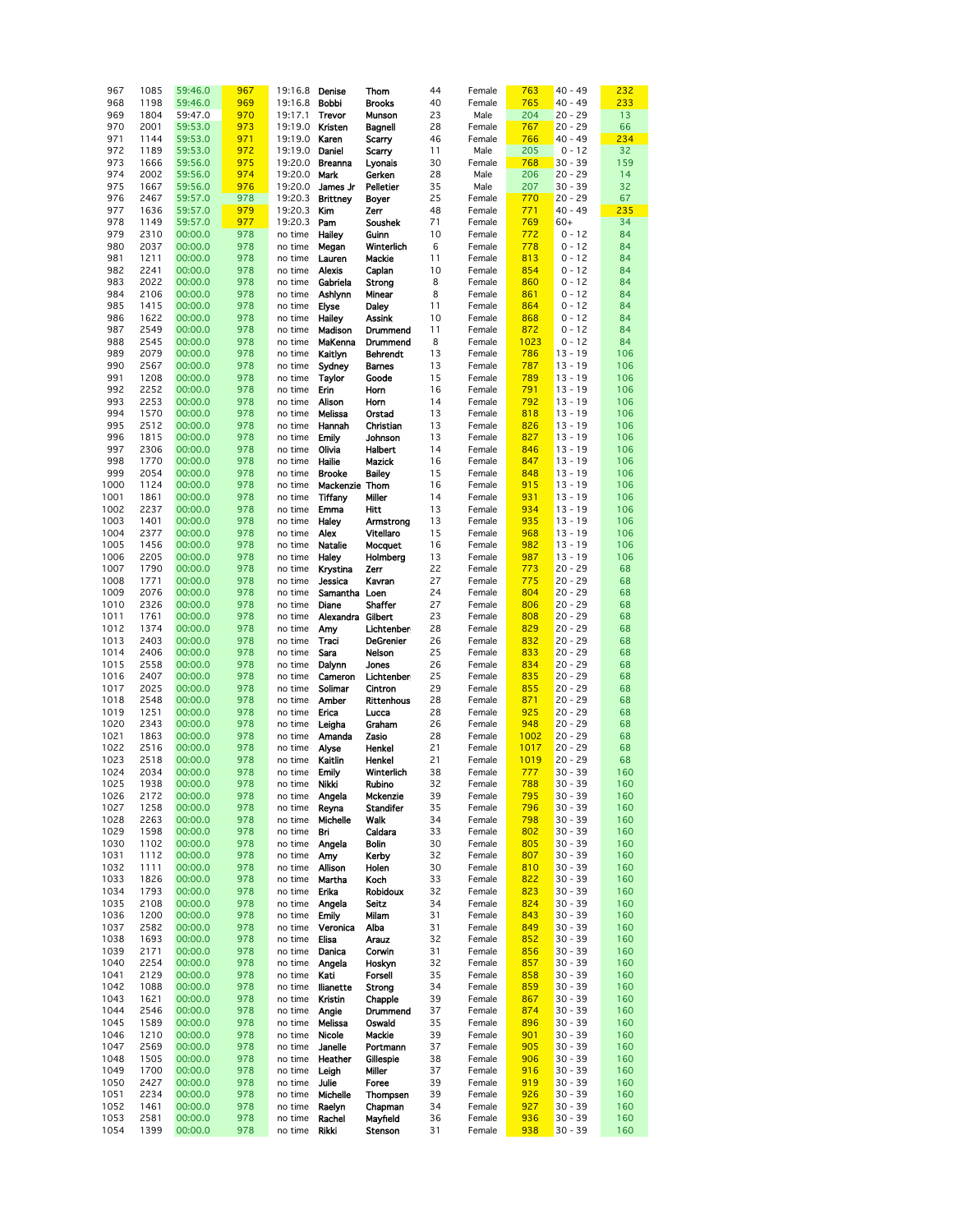| | | | | | | | | | | | |
|---|---|---|---|---|---|---|---|---|---|---|---|
| 967 | 1085 | 59:46.0 | 967 | 19:16.8 | Denise | Thom | 44 | Female | 763 | 40 - 49 | 232 |
| 968 | 1198 | 59:46.0 | 969 | 19:16.8 | Bobbi | Brooks | 40 | Female | 765 | 40 - 49 | 233 |
| 969 | 1804 | 59:47.0 | 970 | 19:17.1 | Trevor | Munson | 23 | Male | 204 | 20 - 29 | 13 |
| 970 | 2001 | 59:53.0 | 973 | 19:19.0 | Kristen | Bagnell | 28 | Female | 767 | 20 - 29 | 66 |
| 971 | 1144 | 59:53.0 | 971 | 19:19.0 | Karen | Scarry | 46 | Female | 766 | 40 - 49 | 234 |
| 972 | 1189 | 59:53.0 | 972 | 19:19.0 | Daniel | Scarry | 11 | Male | 205 | 0 - 12 | 32 |
| 973 | 1666 | 59:56.0 | 975 | 19:20.0 | Breanna | Lyonais | 30 | Female | 768 | 30 - 39 | 159 |
| 974 | 2002 | 59:56.0 | 974 | 19:20.0 | Mark | Gerken | 28 | Male | 206 | 20 - 29 | 14 |
| 975 | 1667 | 59:56.0 | 976 | 19:20.0 | James Jr | Pelletier | 35 | Male | 207 | 30 - 39 | 32 |
| 976 | 2467 | 59:57.0 | 978 | 19:20.3 | Brittney | Boyer | 25 | Female | 770 | 20 - 29 | 67 |
| 977 | 1636 | 59:57.0 | 979 | 19:20.3 | Kim | Zerr | 48 | Female | 771 | 40 - 49 | 235 |
| 978 | 1149 | 59:57.0 | 977 | 19:20.3 | Pam | Soushek | 71 | Female | 769 | 60+ | 34 |
| 979 | 2310 | 00:00.0 | 978 | no time | Hailey | Guinn | 10 | Female | 772 | 0 - 12 | 84 |
| 980 | 2037 | 00:00.0 | 978 | no time | Megan | Winterlich | 6 | Female | 778 | 0 - 12 | 84 |
| 981 | 1211 | 00:00.0 | 978 | no time | Lauren | Mackie | 11 | Female | 813 | 0 - 12 | 84 |
| 982 | 2241 | 00:00.0 | 978 | no time | Alexis | Caplan | 10 | Female | 854 | 0 - 12 | 84 |
| 983 | 2022 | 00:00.0 | 978 | no time | Gabriela | Strong | 8 | Female | 860 | 0 - 12 | 84 |
| 984 | 2106 | 00:00.0 | 978 | no time | Ashlynn | Minear | 8 | Female | 861 | 0 - 12 | 84 |
| 985 | 1415 | 00:00.0 | 978 | no time | Elyse | Daley | 11 | Female | 864 | 0 - 12 | 84 |
| 986 | 1622 | 00:00.0 | 978 | no time | Hailey | Assink | 10 | Female | 868 | 0 - 12 | 84 |
| 987 | 2549 | 00:00.0 | 978 | no time | Madison | Drummend | 11 | Female | 872 | 0 - 12 | 84 |
| 988 | 2545 | 00:00.0 | 978 | no time | MaKenna | Drummend | 8 | Female | 1023 | 0 - 12 | 84 |
| 989 | 2079 | 00:00.0 | 978 | no time | Kaitlyn | Behrendt | 13 | Female | 786 | 13 - 19 | 106 |
| 990 | 2567 | 00:00.0 | 978 | no time | Sydney | Barnes | 13 | Female | 787 | 13 - 19 | 106 |
| 991 | 1208 | 00:00.0 | 978 | no time | Taylor | Goode | 15 | Female | 789 | 13 - 19 | 106 |
| 992 | 2252 | 00:00.0 | 978 | no time | Erin | Horn | 16 | Female | 791 | 13 - 19 | 106 |
| 993 | 2253 | 00:00.0 | 978 | no time | Alison | Horn | 14 | Female | 792 | 13 - 19 | 106 |
| 994 | 1570 | 00:00.0 | 978 | no time | Melissa | Orstad | 13 | Female | 818 | 13 - 19 | 106 |
| 995 | 2512 | 00:00.0 | 978 | no time | Hannah | Christian | 13 | Female | 826 | 13 - 19 | 106 |
| 996 | 1815 | 00:00.0 | 978 | no time | Emily | Johnson | 13 | Female | 827 | 13 - 19 | 106 |
| 997 | 2306 | 00:00.0 | 978 | no time | Olivia | Halbert | 14 | Female | 846 | 13 - 19 | 106 |
| 998 | 1770 | 00:00.0 | 978 | no time | Hailie | Mazick | 16 | Female | 847 | 13 - 19 | 106 |
| 999 | 2054 | 00:00.0 | 978 | no time | Brooke | Bailey | 15 | Female | 848 | 13 - 19 | 106 |
| 1000 | 1124 | 00:00.0 | 978 | no time | Mackenzie | Thom | 16 | Female | 915 | 13 - 19 | 106 |
| 1001 | 1861 | 00:00.0 | 978 | no time | Tiffany | Miller | 14 | Female | 931 | 13 - 19 | 106 |
| 1002 | 2237 | 00:00.0 | 978 | no time | Emma | Hitt | 13 | Female | 934 | 13 - 19 | 106 |
| 1003 | 1401 | 00:00.0 | 978 | no time | Haley | Armstrong | 13 | Female | 935 | 13 - 19 | 106 |
| 1004 | 2377 | 00:00.0 | 978 | no time | Alex | Vitellaro | 15 | Female | 968 | 13 - 19 | 106 |
| 1005 | 1456 | 00:00.0 | 978 | no time | Natalie | Mocquet | 16 | Female | 982 | 13 - 19 | 106 |
| 1006 | 2205 | 00:00.0 | 978 | no time | Haley | Holmberg | 13 | Female | 987 | 13 - 19 | 106 |
| 1007 | 1790 | 00:00.0 | 978 | no time | Krystina | Zerr | 22 | Female | 773 | 20 - 29 | 68 |
| 1008 | 1771 | 00:00.0 | 978 | no time | Jessica | Kavran | 27 | Female | 775 | 20 - 29 | 68 |
| 1009 | 2076 | 00:00.0 | 978 | no time | Samantha | Loen | 24 | Female | 804 | 20 - 29 | 68 |
| 1010 | 2326 | 00:00.0 | 978 | no time | Diane | Shaffer | 27 | Female | 806 | 20 - 29 | 68 |
| 1011 | 1761 | 00:00.0 | 978 | no time | Alexandra | Gilbert | 23 | Female | 808 | 20 - 29 | 68 |
| 1012 | 1374 | 00:00.0 | 978 | no time | Amy | Lichtenber | 28 | Female | 829 | 20 - 29 | 68 |
| 1013 | 2403 | 00:00.0 | 978 | no time | Traci | DeGrenier | 26 | Female | 832 | 20 - 29 | 68 |
| 1014 | 2406 | 00:00.0 | 978 | no time | Sara | Nelson | 25 | Female | 833 | 20 - 29 | 68 |
| 1015 | 2558 | 00:00.0 | 978 | no time | Dalynn | Jones | 26 | Female | 834 | 20 - 29 | 68 |
| 1016 | 2407 | 00:00.0 | 978 | no time | Cameron | Lichtenber | 25 | Female | 835 | 20 - 29 | 68 |
| 1017 | 2025 | 00:00.0 | 978 | no time | Solimar | Cintron | 29 | Female | 855 | 20 - 29 | 68 |
| 1018 | 2548 | 00:00.0 | 978 | no time | Amber | Rittenhous | 28 | Female | 871 | 20 - 29 | 68 |
| 1019 | 1251 | 00:00.0 | 978 | no time | Erica | Lucca | 28 | Female | 925 | 20 - 29 | 68 |
| 1020 | 2343 | 00:00.0 | 978 | no time | Leigha | Graham | 26 | Female | 948 | 20 - 29 | 68 |
| 1021 | 1863 | 00:00.0 | 978 | no time | Amanda | Zasio | 28 | Female | 1002 | 20 - 29 | 68 |
| 1022 | 2516 | 00:00.0 | 978 | no time | Alyse | Henkel | 21 | Female | 1017 | 20 - 29 | 68 |
| 1023 | 2518 | 00:00.0 | 978 | no time | Kaitlin | Henkel | 21 | Female | 1019 | 20 - 29 | 68 |
| 1024 | 2034 | 00:00.0 | 978 | no time | Emily | Winterlich | 38 | Female | 777 | 30 - 39 | 160 |
| 1025 | 1938 | 00:00.0 | 978 | no time | Nikki | Rubino | 32 | Female | 788 | 30 - 39 | 160 |
| 1026 | 2172 | 00:00.0 | 978 | no time | Angela | Mckenzie | 39 | Female | 795 | 30 - 39 | 160 |
| 1027 | 1258 | 00:00.0 | 978 | no time | Reyna | Standifer | 35 | Female | 796 | 30 - 39 | 160 |
| 1028 | 2263 | 00:00.0 | 978 | no time | Michelle | Walk | 34 | Female | 798 | 30 - 39 | 160 |
| 1029 | 1598 | 00:00.0 | 978 | no time | Bri | Caldara | 33 | Female | 802 | 30 - 39 | 160 |
| 1030 | 1102 | 00:00.0 | 978 | no time | Angela | Bolin | 30 | Female | 805 | 30 - 39 | 160 |
| 1031 | 1112 | 00:00.0 | 978 | no time | Amy | Kerby | 32 | Female | 807 | 30 - 39 | 160 |
| 1032 | 1111 | 00:00.0 | 978 | no time | Allison | Holen | 30 | Female | 810 | 30 - 39 | 160 |
| 1033 | 1826 | 00:00.0 | 978 | no time | Martha | Koch | 33 | Female | 822 | 30 - 39 | 160 |
| 1034 | 1793 | 00:00.0 | 978 | no time | Erika | Robidoux | 32 | Female | 823 | 30 - 39 | 160 |
| 1035 | 2108 | 00:00.0 | 978 | no time | Angela | Seitz | 34 | Female | 824 | 30 - 39 | 160 |
| 1036 | 1200 | 00:00.0 | 978 | no time | Emily | Milam | 31 | Female | 843 | 30 - 39 | 160 |
| 1037 | 2582 | 00:00.0 | 978 | no time | Veronica | Alba | 31 | Female | 849 | 30 - 39 | 160 |
| 1038 | 1693 | 00:00.0 | 978 | no time | Elisa | Arauz | 32 | Female | 852 | 30 - 39 | 160 |
| 1039 | 2171 | 00:00.0 | 978 | no time | Danica | Corwin | 31 | Female | 856 | 30 - 39 | 160 |
| 1040 | 2254 | 00:00.0 | 978 | no time | Angela | Hoskyn | 32 | Female | 857 | 30 - 39 | 160 |
| 1041 | 2129 | 00:00.0 | 978 | no time | Kati | Forsell | 35 | Female | 858 | 30 - 39 | 160 |
| 1042 | 1088 | 00:00.0 | 978 | no time | Ilianette | Strong | 34 | Female | 859 | 30 - 39 | 160 |
| 1043 | 1621 | 00:00.0 | 978 | no time | Kristin | Chapple | 39 | Female | 867 | 30 - 39 | 160 |
| 1044 | 2546 | 00:00.0 | 978 | no time | Angie | Drummend | 37 | Female | 874 | 30 - 39 | 160 |
| 1045 | 1589 | 00:00.0 | 978 | no time | Melissa | Oswald | 35 | Female | 896 | 30 - 39 | 160 |
| 1046 | 1210 | 00:00.0 | 978 | no time | Nicole | Mackie | 39 | Female | 901 | 30 - 39 | 160 |
| 1047 | 2569 | 00:00.0 | 978 | no time | Janelle | Portmann | 37 | Female | 905 | 30 - 39 | 160 |
| 1048 | 1505 | 00:00.0 | 978 | no time | Heather | Gillespie | 38 | Female | 906 | 30 - 39 | 160 |
| 1049 | 1700 | 00:00.0 | 978 | no time | Leigh | Miller | 37 | Female | 916 | 30 - 39 | 160 |
| 1050 | 2427 | 00:00.0 | 978 | no time | Julie | Foree | 39 | Female | 919 | 30 - 39 | 160 |
| 1051 | 2234 | 00:00.0 | 978 | no time | Michelle | Thompsen | 39 | Female | 926 | 30 - 39 | 160 |
| 1052 | 1461 | 00:00.0 | 978 | no time | Raelyn | Chapman | 34 | Female | 927 | 30 - 39 | 160 |
| 1053 | 2581 | 00:00.0 | 978 | no time | Rachel | Mayfield | 36 | Female | 936 | 30 - 39 | 160 |
| 1054 | 1399 | 00:00.0 | 978 | no time | Rikki | Stenson | 31 | Female | 938 | 30 - 39 | 160 |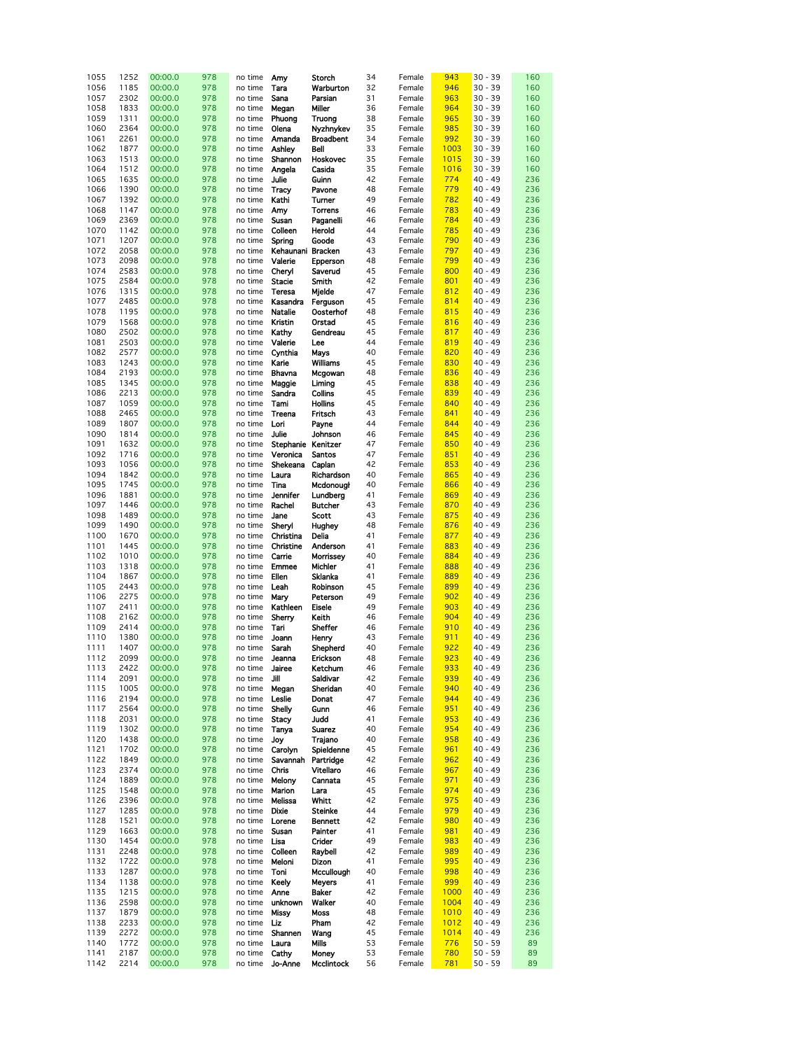| | | | | | | | | | | | |
|---|---|---|---|---|---|---|---|---|---|---|---|
| 1055 | 1252 | 00:00.0 | 978 | no time | Amy | Storch | 34 | Female | 943 | 30 - 39 | 160 |
| 1056 | 1185 | 00:00.0 | 978 | no time | Tara | Warburton | 32 | Female | 946 | 30 - 39 | 160 |
| 1057 | 2302 | 00:00.0 | 978 | no time | Sana | Parsian | 31 | Female | 963 | 30 - 39 | 160 |
| 1058 | 1833 | 00:00.0 | 978 | no time | Megan | Miller | 36 | Female | 964 | 30 - 39 | 160 |
| 1059 | 1311 | 00:00.0 | 978 | no time | Phuong | Truong | 38 | Female | 965 | 30 - 39 | 160 |
| 1060 | 2364 | 00:00.0 | 978 | no time | Olena | Nyzhnykev | 35 | Female | 985 | 30 - 39 | 160 |
| 1061 | 2261 | 00:00.0 | 978 | no time | Amanda | Broadbent | 34 | Female | 992 | 30 - 39 | 160 |
| 1062 | 1877 | 00:00.0 | 978 | no time | Ashley | Bell | 33 | Female | 1003 | 30 - 39 | 160 |
| 1063 | 1513 | 00:00.0 | 978 | no time | Shannon | Hoskovec | 35 | Female | 1015 | 30 - 39 | 160 |
| 1064 | 1512 | 00:00.0 | 978 | no time | Angela | Casida | 35 | Female | 1016 | 30 - 39 | 160 |
| 1065 | 1635 | 00:00.0 | 978 | no time | Julie | Guinn | 42 | Female | 774 | 40 - 49 | 236 |
| 1066 | 1390 | 00:00.0 | 978 | no time | Tracy | Pavone | 48 | Female | 779 | 40 - 49 | 236 |
| 1067 | 1392 | 00:00.0 | 978 | no time | Kathi | Turner | 49 | Female | 782 | 40 - 49 | 236 |
| 1068 | 1147 | 00:00.0 | 978 | no time | Amy | Torrens | 46 | Female | 783 | 40 - 49 | 236 |
| 1069 | 2369 | 00:00.0 | 978 | no time | Susan | Paganelli | 46 | Female | 784 | 40 - 49 | 236 |
| 1070 | 1142 | 00:00.0 | 978 | no time | Colleen | Herold | 44 | Female | 785 | 40 - 49 | 236 |
| 1071 | 1207 | 00:00.0 | 978 | no time | Spring | Goode | 43 | Female | 790 | 40 - 49 | 236 |
| 1072 | 2058 | 00:00.0 | 978 | no time | Kehaunani | Bracken | 43 | Female | 797 | 40 - 49 | 236 |
| 1073 | 2098 | 00:00.0 | 978 | no time | Valerie | Epperson | 48 | Female | 799 | 40 - 49 | 236 |
| 1074 | 2583 | 00:00.0 | 978 | no time | Cheryl | Saverud | 45 | Female | 800 | 40 - 49 | 236 |
| 1075 | 2584 | 00:00.0 | 978 | no time | Stacie | Smith | 42 | Female | 801 | 40 - 49 | 236 |
| 1076 | 1315 | 00:00.0 | 978 | no time | Teresa | Mjelde | 47 | Female | 812 | 40 - 49 | 236 |
| 1077 | 2485 | 00:00.0 | 978 | no time | Kasandra | Ferguson | 45 | Female | 814 | 40 - 49 | 236 |
| 1078 | 1195 | 00:00.0 | 978 | no time | Natalie | Oosterhof | 48 | Female | 815 | 40 - 49 | 236 |
| 1079 | 1568 | 00:00.0 | 978 | no time | Kristin | Orstad | 45 | Female | 816 | 40 - 49 | 236 |
| 1080 | 2502 | 00:00.0 | 978 | no time | Kathy | Gendreau | 45 | Female | 817 | 40 - 49 | 236 |
| 1081 | 2503 | 00:00.0 | 978 | no time | Valerie | Lee | 44 | Female | 819 | 40 - 49 | 236 |
| 1082 | 2577 | 00:00.0 | 978 | no time | Cynthia | Mays | 40 | Female | 820 | 40 - 49 | 236 |
| 1083 | 1243 | 00:00.0 | 978 | no time | Karie | Williams | 45 | Female | 830 | 40 - 49 | 236 |
| 1084 | 2193 | 00:00.0 | 978 | no time | Bhavna | Mcgowan | 48 | Female | 836 | 40 - 49 | 236 |
| 1085 | 1345 | 00:00.0 | 978 | no time | Maggie | Liming | 45 | Female | 838 | 40 - 49 | 236 |
| 1086 | 2213 | 00:00.0 | 978 | no time | Sandra | Collins | 45 | Female | 839 | 40 - 49 | 236 |
| 1087 | 1059 | 00:00.0 | 978 | no time | Tami | Hollins | 45 | Female | 840 | 40 - 49 | 236 |
| 1088 | 2465 | 00:00.0 | 978 | no time | Treena | Fritsch | 43 | Female | 841 | 40 - 49 | 236 |
| 1089 | 1807 | 00:00.0 | 978 | no time | Lori | Payne | 44 | Female | 844 | 40 - 49 | 236 |
| 1090 | 1814 | 00:00.0 | 978 | no time | Julie | Johnson | 46 | Female | 845 | 40 - 49 | 236 |
| 1091 | 1632 | 00:00.0 | 978 | no time | Stephanie | Kenitzer | 47 | Female | 850 | 40 - 49 | 236 |
| 1092 | 1716 | 00:00.0 | 978 | no time | Veronica | Santos | 47 | Female | 851 | 40 - 49 | 236 |
| 1093 | 1056 | 00:00.0 | 978 | no time | Shekeana | Caplan | 42 | Female | 853 | 40 - 49 | 236 |
| 1094 | 1842 | 00:00.0 | 978 | no time | Laura | Richardson | 40 | Female | 865 | 40 - 49 | 236 |
| 1095 | 1745 | 00:00.0 | 978 | no time | Tina | Mcdonough | 40 | Female | 866 | 40 - 49 | 236 |
| 1096 | 1881 | 00:00.0 | 978 | no time | Jennifer | Lundberg | 41 | Female | 869 | 40 - 49 | 236 |
| 1097 | 1446 | 00:00.0 | 978 | no time | Rachel | Butcher | 43 | Female | 870 | 40 - 49 | 236 |
| 1098 | 1489 | 00:00.0 | 978 | no time | Jane | Scott | 43 | Female | 875 | 40 - 49 | 236 |
| 1099 | 1490 | 00:00.0 | 978 | no time | Sheryl | Hughey | 48 | Female | 876 | 40 - 49 | 236 |
| 1100 | 1670 | 00:00.0 | 978 | no time | Christina | Delia | 41 | Female | 877 | 40 - 49 | 236 |
| 1101 | 1445 | 00:00.0 | 978 | no time | Christine | Anderson | 41 | Female | 883 | 40 - 49 | 236 |
| 1102 | 1010 | 00:00.0 | 978 | no time | Carrie | Morrissey | 40 | Female | 884 | 40 - 49 | 236 |
| 1103 | 1318 | 00:00.0 | 978 | no time | Emmee | Michler | 41 | Female | 888 | 40 - 49 | 236 |
| 1104 | 1867 | 00:00.0 | 978 | no time | Ellen | Sklanka | 41 | Female | 889 | 40 - 49 | 236 |
| 1105 | 2443 | 00:00.0 | 978 | no time | Leah | Robinson | 45 | Female | 899 | 40 - 49 | 236 |
| 1106 | 2275 | 00:00.0 | 978 | no time | Mary | Peterson | 49 | Female | 902 | 40 - 49 | 236 |
| 1107 | 2411 | 00:00.0 | 978 | no time | Kathleen | Eisele | 49 | Female | 903 | 40 - 49 | 236 |
| 1108 | 2162 | 00:00.0 | 978 | no time | Sherry | Keith | 46 | Female | 904 | 40 - 49 | 236 |
| 1109 | 2414 | 00:00.0 | 978 | no time | Tari | Sheffer | 46 | Female | 910 | 40 - 49 | 236 |
| 1110 | 1380 | 00:00.0 | 978 | no time | Joann | Henry | 43 | Female | 911 | 40 - 49 | 236 |
| 1111 | 1407 | 00:00.0 | 978 | no time | Sarah | Shepherd | 40 | Female | 922 | 40 - 49 | 236 |
| 1112 | 2099 | 00:00.0 | 978 | no time | Jeanna | Erickson | 48 | Female | 923 | 40 - 49 | 236 |
| 1113 | 2422 | 00:00.0 | 978 | no time | Jairee | Ketchum | 46 | Female | 933 | 40 - 49 | 236 |
| 1114 | 2091 | 00:00.0 | 978 | no time | Jill | Saldivar | 42 | Female | 939 | 40 - 49 | 236 |
| 1115 | 1005 | 00:00.0 | 978 | no time | Megan | Sheridan | 40 | Female | 940 | 40 - 49 | 236 |
| 1116 | 2194 | 00:00.0 | 978 | no time | Leslie | Donat | 47 | Female | 944 | 40 - 49 | 236 |
| 1117 | 2564 | 00:00.0 | 978 | no time | Shelly | Gunn | 46 | Female | 951 | 40 - 49 | 236 |
| 1118 | 2031 | 00:00.0 | 978 | no time | Stacy | Judd | 41 | Female | 953 | 40 - 49 | 236 |
| 1119 | 1302 | 00:00.0 | 978 | no time | Tanya | Suarez | 40 | Female | 954 | 40 - 49 | 236 |
| 1120 | 1438 | 00:00.0 | 978 | no time | Joy | Trajano | 40 | Female | 958 | 40 - 49 | 236 |
| 1121 | 1702 | 00:00.0 | 978 | no time | Carolyn | Spieldenne | 45 | Female | 961 | 40 - 49 | 236 |
| 1122 | 1849 | 00:00.0 | 978 | no time | Savannah | Partridge | 42 | Female | 962 | 40 - 49 | 236 |
| 1123 | 2374 | 00:00.0 | 978 | no time | Chris | Vitellaro | 46 | Female | 967 | 40 - 49 | 236 |
| 1124 | 1889 | 00:00.0 | 978 | no time | Melony | Cannata | 45 | Female | 971 | 40 - 49 | 236 |
| 1125 | 1548 | 00:00.0 | 978 | no time | Marion | Lara | 45 | Female | 974 | 40 - 49 | 236 |
| 1126 | 2396 | 00:00.0 | 978 | no time | Melissa | Whitt | 42 | Female | 975 | 40 - 49 | 236 |
| 1127 | 1285 | 00:00.0 | 978 | no time | Dixie | Steinke | 44 | Female | 979 | 40 - 49 | 236 |
| 1128 | 1521 | 00:00.0 | 978 | no time | Lorene | Bennett | 42 | Female | 980 | 40 - 49 | 236 |
| 1129 | 1663 | 00:00.0 | 978 | no time | Susan | Painter | 41 | Female | 981 | 40 - 49 | 236 |
| 1130 | 1454 | 00:00.0 | 978 | no time | Lisa | Crider | 49 | Female | 983 | 40 - 49 | 236 |
| 1131 | 2248 | 00:00.0 | 978 | no time | Colleen | Raybell | 42 | Female | 989 | 40 - 49 | 236 |
| 1132 | 1722 | 00:00.0 | 978 | no time | Meloni | Dizon | 41 | Female | 995 | 40 - 49 | 236 |
| 1133 | 1287 | 00:00.0 | 978 | no time | Toni | Mccullough | 40 | Female | 998 | 40 - 49 | 236 |
| 1134 | 1138 | 00:00.0 | 978 | no time | Keely | Meyers | 41 | Female | 999 | 40 - 49 | 236 |
| 1135 | 1215 | 00:00.0 | 978 | no time | Anne | Baker | 42 | Female | 1000 | 40 - 49 | 236 |
| 1136 | 2598 | 00:00.0 | 978 | no time | unknown | Walker | 40 | Female | 1004 | 40 - 49 | 236 |
| 1137 | 1879 | 00:00.0 | 978 | no time | Missy | Moss | 48 | Female | 1010 | 40 - 49 | 236 |
| 1138 | 2233 | 00:00.0 | 978 | no time | Liz | Pham | 42 | Female | 1012 | 40 - 49 | 236 |
| 1139 | 2272 | 00:00.0 | 978 | no time | Shannen | Wang | 45 | Female | 1014 | 40 - 49 | 236 |
| 1140 | 1772 | 00:00.0 | 978 | no time | Laura | Mills | 53 | Female | 776 | 50 - 59 | 89 |
| 1141 | 2187 | 00:00.0 | 978 | no time | Cathy | Money | 53 | Female | 780 | 50 - 59 | 89 |
| 1142 | 2214 | 00:00.0 | 978 | no time | Jo-Anne | Mcclintock | 56 | Female | 781 | 50 - 59 | 89 |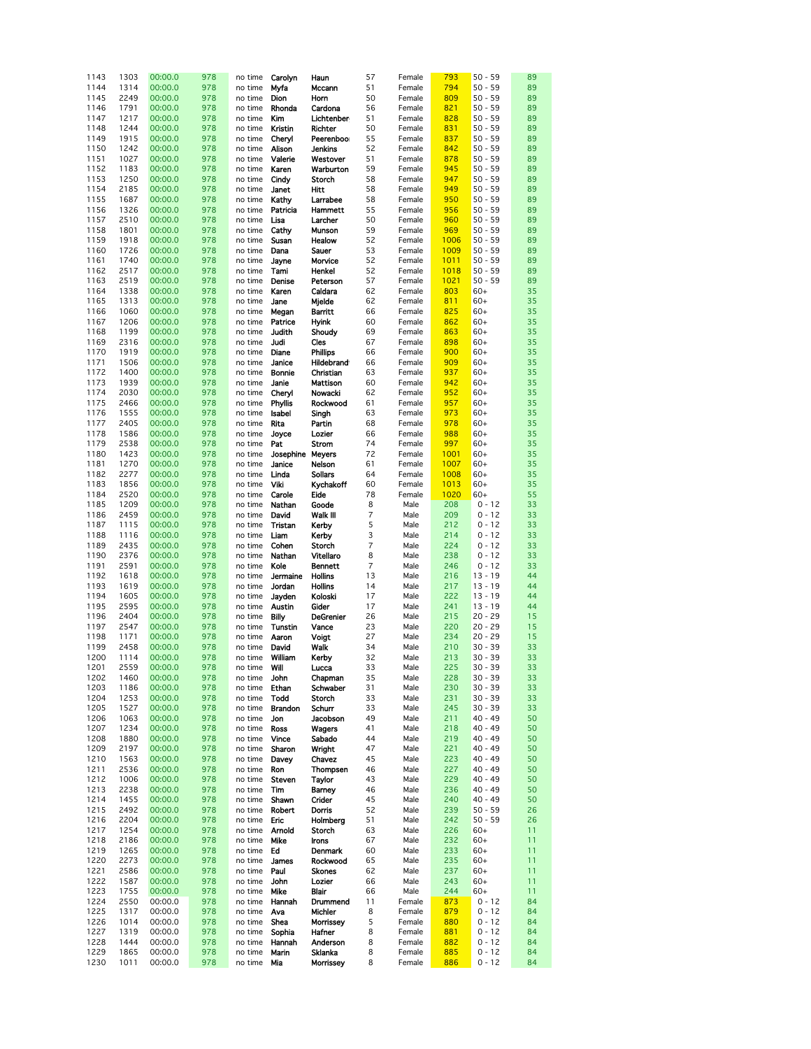| | | | | | | | | | | | |
|---|---|---|---|---|---|---|---|---|---|---|---|
| 1143 | 1303 | 00:00.0 | 978 | no time | Carolyn | Haun | 57 | Female | 793 | 50 - 59 | 89 |
| 1144 | 1314 | 00:00.0 | 978 | no time | Myfa | Mccann | 51 | Female | 794 | 50 - 59 | 89 |
| 1145 | 2249 | 00:00.0 | 978 | no time | Dion | Horn | 50 | Female | 809 | 50 - 59 | 89 |
| 1146 | 1791 | 00:00.0 | 978 | no time | Rhonda | Cardona | 56 | Female | 821 | 50 - 59 | 89 |
| 1147 | 1217 | 00:00.0 | 978 | no time | Kim | Lichtenber | 51 | Female | 828 | 50 - 59 | 89 |
| 1148 | 1244 | 00:00.0 | 978 | no time | Kristin | Richter | 50 | Female | 831 | 50 - 59 | 89 |
| 1149 | 1915 | 00:00.0 | 978 | no time | Cheryl | Peerenboo | 55 | Female | 837 | 50 - 59 | 89 |
| 1150 | 1242 | 00:00.0 | 978 | no time | Alison | Jenkins | 52 | Female | 842 | 50 - 59 | 89 |
| 1151 | 1027 | 00:00.0 | 978 | no time | Valerie | Westover | 51 | Female | 878 | 50 - 59 | 89 |
| 1152 | 1183 | 00:00.0 | 978 | no time | Karen | Warburton | 59 | Female | 945 | 50 - 59 | 89 |
| 1153 | 1250 | 00:00.0 | 978 | no time | Cindy | Storch | 58 | Female | 947 | 50 - 59 | 89 |
| 1154 | 2185 | 00:00.0 | 978 | no time | Janet | Hitt | 58 | Female | 949 | 50 - 59 | 89 |
| 1155 | 1687 | 00:00.0 | 978 | no time | Kathy | Larrabee | 58 | Female | 950 | 50 - 59 | 89 |
| 1156 | 1326 | 00:00.0 | 978 | no time | Patricia | Hammett | 55 | Female | 956 | 50 - 59 | 89 |
| 1157 | 2510 | 00:00.0 | 978 | no time | Lisa | Larcher | 50 | Female | 960 | 50 - 59 | 89 |
| 1158 | 1801 | 00:00.0 | 978 | no time | Cathy | Munson | 59 | Female | 969 | 50 - 59 | 89 |
| 1159 | 1918 | 00:00.0 | 978 | no time | Susan | Healow | 52 | Female | 1006 | 50 - 59 | 89 |
| 1160 | 1726 | 00:00.0 | 978 | no time | Dana | Sauer | 53 | Female | 1009 | 50 - 59 | 89 |
| 1161 | 1740 | 00:00.0 | 978 | no time | Jayne | Morvice | 52 | Female | 1011 | 50 - 59 | 89 |
| 1162 | 2517 | 00:00.0 | 978 | no time | Tami | Henkel | 52 | Female | 1018 | 50 - 59 | 89 |
| 1163 | 2519 | 00:00.0 | 978 | no time | Denise | Peterson | 57 | Female | 1021 | 50 - 59 | 89 |
| 1164 | 1338 | 00:00.0 | 978 | no time | Karen | Caldara | 62 | Female | 803 | 60+ | 35 |
| 1165 | 1313 | 00:00.0 | 978 | no time | Jane | Mjelde | 62 | Female | 811 | 60+ | 35 |
| 1166 | 1060 | 00:00.0 | 978 | no time | Megan | Barritt | 66 | Female | 825 | 60+ | 35 |
| 1167 | 1206 | 00:00.0 | 978 | no time | Patrice | Hyink | 60 | Female | 862 | 60+ | 35 |
| 1168 | 1199 | 00:00.0 | 978 | no time | Judith | Shoudy | 69 | Female | 863 | 60+ | 35 |
| 1169 | 2316 | 00:00.0 | 978 | no time | Judi | Cles | 67 | Female | 898 | 60+ | 35 |
| 1170 | 1919 | 00:00.0 | 978 | no time | Diane | Phillips | 66 | Female | 900 | 60+ | 35 |
| 1171 | 1506 | 00:00.0 | 978 | no time | Janice | Hildebrand | 66 | Female | 909 | 60+ | 35 |
| 1172 | 1400 | 00:00.0 | 978 | no time | Bonnie | Christian | 63 | Female | 937 | 60+ | 35 |
| 1173 | 1939 | 00:00.0 | 978 | no time | Janie | Mattison | 60 | Female | 942 | 60+ | 35 |
| 1174 | 2030 | 00:00.0 | 978 | no time | Cheryl | Nowacki | 62 | Female | 952 | 60+ | 35 |
| 1175 | 2466 | 00:00.0 | 978 | no time | Phyllis | Rockwood | 61 | Female | 957 | 60+ | 35 |
| 1176 | 1555 | 00:00.0 | 978 | no time | Isabel | Singh | 63 | Female | 973 | 60+ | 35 |
| 1177 | 2405 | 00:00.0 | 978 | no time | Rita | Partin | 68 | Female | 978 | 60+ | 35 |
| 1178 | 1586 | 00:00.0 | 978 | no time | Joyce | Lozier | 66 | Female | 988 | 60+ | 35 |
| 1179 | 2538 | 00:00.0 | 978 | no time | Pat | Strom | 74 | Female | 997 | 60+ | 35 |
| 1180 | 1423 | 00:00.0 | 978 | no time | Josephine | Meyers | 72 | Female | 1001 | 60+ | 35 |
| 1181 | 1270 | 00:00.0 | 978 | no time | Janice | Nelson | 61 | Female | 1007 | 60+ | 35 |
| 1182 | 2277 | 00:00.0 | 978 | no time | Linda | Sollars | 64 | Female | 1008 | 60+ | 35 |
| 1183 | 1856 | 00:00.0 | 978 | no time | Viki | Kychakoff | 60 | Female | 1013 | 60+ | 35 |
| 1184 | 2520 | 00:00.0 | 978 | no time | Carole | Eide | 78 | Female | 1020 | 60+ | 55 |
| 1185 | 1209 | 00:00.0 | 978 | no time | Nathan | Goode | 8 | Male | 208 | 0 - 12 | 33 |
| 1186 | 2459 | 00:00.0 | 978 | no time | David | Walk III | 7 | Male | 209 | 0 - 12 | 33 |
| 1187 | 1115 | 00:00.0 | 978 | no time | Tristan | Kerby | 5 | Male | 212 | 0 - 12 | 33 |
| 1188 | 1116 | 00:00.0 | 978 | no time | Liam | Kerby | 3 | Male | 214 | 0 - 12 | 33 |
| 1189 | 2435 | 00:00.0 | 978 | no time | Cohen | Storch | 7 | Male | 224 | 0 - 12 | 33 |
| 1190 | 2376 | 00:00.0 | 978 | no time | Nathan | Vitellaro | 8 | Male | 238 | 0 - 12 | 33 |
| 1191 | 2591 | 00:00.0 | 978 | no time | Kole | Bennett | 7 | Male | 246 | 0 - 12 | 33 |
| 1192 | 1618 | 00:00.0 | 978 | no time | Jermaine | Hollins | 13 | Male | 216 | 13 - 19 | 44 |
| 1193 | 1619 | 00:00.0 | 978 | no time | Jordan | Hollins | 14 | Male | 217 | 13 - 19 | 44 |
| 1194 | 1605 | 00:00.0 | 978 | no time | Jayden | Koloski | 17 | Male | 222 | 13 - 19 | 44 |
| 1195 | 2595 | 00:00.0 | 978 | no time | Austin | Gider | 17 | Male | 241 | 13 - 19 | 44 |
| 1196 | 2404 | 00:00.0 | 978 | no time | Billy | DeGrenier | 26 | Male | 215 | 20 - 29 | 15 |
| 1197 | 2547 | 00:00.0 | 978 | no time | Tunstin | Vance | 23 | Male | 220 | 20 - 29 | 15 |
| 1198 | 1171 | 00:00.0 | 978 | no time | Aaron | Voigt | 27 | Male | 234 | 20 - 29 | 15 |
| 1199 | 2458 | 00:00.0 | 978 | no time | David | Walk | 34 | Male | 210 | 30 - 39 | 33 |
| 1200 | 1114 | 00:00.0 | 978 | no time | William | Kerby | 32 | Male | 213 | 30 - 39 | 33 |
| 1201 | 2559 | 00:00.0 | 978 | no time | Will | Lucca | 33 | Male | 225 | 30 - 39 | 33 |
| 1202 | 1460 | 00:00.0 | 978 | no time | John | Chapman | 35 | Male | 228 | 30 - 39 | 33 |
| 1203 | 1186 | 00:00.0 | 978 | no time | Ethan | Schwaber | 31 | Male | 230 | 30 - 39 | 33 |
| 1204 | 1253 | 00:00.0 | 978 | no time | Todd | Storch | 33 | Male | 231 | 30 - 39 | 33 |
| 1205 | 1527 | 00:00.0 | 978 | no time | Brandon | Schurr | 33 | Male | 245 | 30 - 39 | 33 |
| 1206 | 1063 | 00:00.0 | 978 | no time | Jon | Jacobson | 49 | Male | 211 | 40 - 49 | 50 |
| 1207 | 1234 | 00:00.0 | 978 | no time | Ross | Wagers | 41 | Male | 218 | 40 - 49 | 50 |
| 1208 | 1880 | 00:00.0 | 978 | no time | Vince | Sabado | 44 | Male | 219 | 40 - 49 | 50 |
| 1209 | 2197 | 00:00.0 | 978 | no time | Sharon | Wright | 47 | Male | 221 | 40 - 49 | 50 |
| 1210 | 1563 | 00:00.0 | 978 | no time | Davey | Chavez | 45 | Male | 223 | 40 - 49 | 50 |
| 1211 | 2536 | 00:00.0 | 978 | no time | Ron | Thompsen | 46 | Male | 227 | 40 - 49 | 50 |
| 1212 | 1006 | 00:00.0 | 978 | no time | Steven | Taylor | 43 | Male | 229 | 40 - 49 | 50 |
| 1213 | 2238 | 00:00.0 | 978 | no time | Tim | Barney | 46 | Male | 236 | 40 - 49 | 50 |
| 1214 | 1455 | 00:00.0 | 978 | no time | Shawn | Crider | 45 | Male | 240 | 40 - 49 | 50 |
| 1215 | 2492 | 00:00.0 | 978 | no time | Robert | Dorris | 52 | Male | 239 | 50 - 59 | 26 |
| 1216 | 2204 | 00:00.0 | 978 | no time | Eric | Holmberg | 51 | Male | 242 | 50 - 59 | 26 |
| 1217 | 1254 | 00:00.0 | 978 | no time | Arnold | Storch | 63 | Male | 226 | 60+ | 11 |
| 1218 | 2186 | 00:00.0 | 978 | no time | Mike | Irons | 67 | Male | 232 | 60+ | 11 |
| 1219 | 1265 | 00:00.0 | 978 | no time | Ed | Denmark | 60 | Male | 233 | 60+ | 11 |
| 1220 | 2273 | 00:00.0 | 978 | no time | James | Rockwood | 65 | Male | 235 | 60+ | 11 |
| 1221 | 2586 | 00:00.0 | 978 | no time | Paul | Skones | 62 | Male | 237 | 60+ | 11 |
| 1222 | 1587 | 00:00.0 | 978 | no time | John | Lozier | 66 | Male | 243 | 60+ | 11 |
| 1223 | 1755 | 00:00.0 | 978 | no time | Mike | Blair | 66 | Male | 244 | 60+ | 11 |
| 1224 | 2550 | 00:00.0 | 978 | no time | Hannah | Drummond | 11 | Female | 873 | 0 - 12 | 84 |
| 1225 | 1317 | 00:00.0 | 978 | no time | Ava | Michler | 8 | Female | 879 | 0 - 12 | 84 |
| 1226 | 1014 | 00:00.0 | 978 | no time | Shea | Morrissey | 5 | Female | 880 | 0 - 12 | 84 |
| 1227 | 1319 | 00:00.0 | 978 | no time | Sophia | Hafner | 8 | Female | 881 | 0 - 12 | 84 |
| 1228 | 1444 | 00:00.0 | 978 | no time | Hannah | Anderson | 8 | Female | 882 | 0 - 12 | 84 |
| 1229 | 1865 | 00:00.0 | 978 | no time | Marin | Sklanka | 8 | Female | 885 | 0 - 12 | 84 |
| 1230 | 1011 | 00:00.0 | 978 | no time | Mia | Morrissey | 8 | Female | 886 | 0 - 12 | 84 |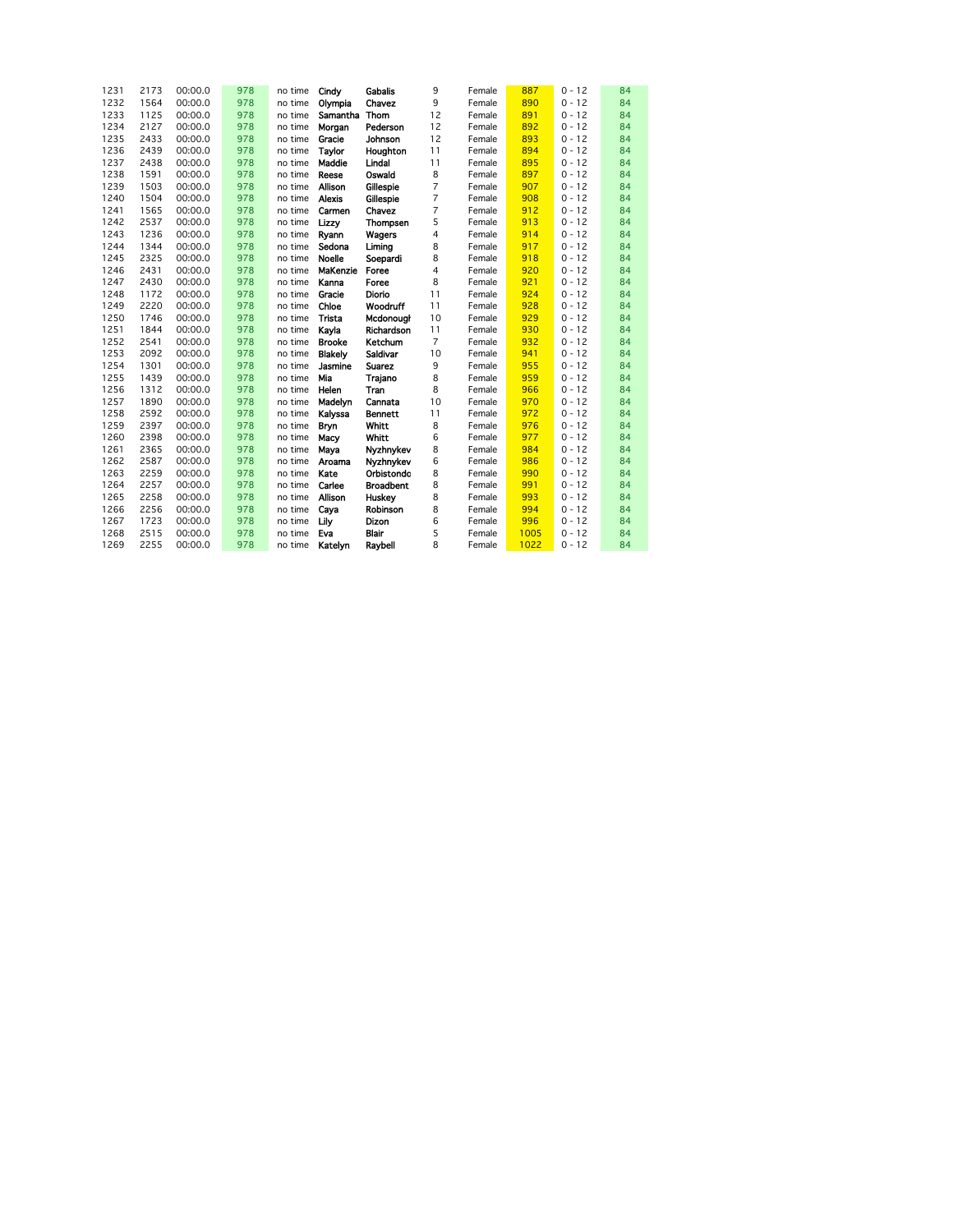| | | | | | | | | | | | |
|---|---|---|---|---|---|---|---|---|---|---|---|
| 1231 | 2173 | 00:00.0 | 978 | no time | Cindy | Gabalis | 9 | Female | 887 | 0 - 12 | 84 |
| 1232 | 1564 | 00:00.0 | 978 | no time | Olympia | Chavez | 9 | Female | 890 | 0 - 12 | 84 |
| 1233 | 1125 | 00:00.0 | 978 | no time | Samantha | Thom | 12 | Female | 891 | 0 - 12 | 84 |
| 1234 | 2127 | 00:00.0 | 978 | no time | Morgan | Pederson | 12 | Female | 892 | 0 - 12 | 84 |
| 1235 | 2433 | 00:00.0 | 978 | no time | Gracie | Johnson | 12 | Female | 893 | 0 - 12 | 84 |
| 1236 | 2439 | 00:00.0 | 978 | no time | Taylor | Houghton | 11 | Female | 894 | 0 - 12 | 84 |
| 1237 | 2438 | 00:00.0 | 978 | no time | Maddie | Lindal | 11 | Female | 895 | 0 - 12 | 84 |
| 1238 | 1591 | 00:00.0 | 978 | no time | Reese | Oswald | 8 | Female | 897 | 0 - 12 | 84 |
| 1239 | 1503 | 00:00.0 | 978 | no time | Allison | Gillespie | 7 | Female | 907 | 0 - 12 | 84 |
| 1240 | 1504 | 00:00.0 | 978 | no time | Alexis | Gillespie | 7 | Female | 908 | 0 - 12 | 84 |
| 1241 | 1565 | 00:00.0 | 978 | no time | Carmen | Chavez | 7 | Female | 912 | 0 - 12 | 84 |
| 1242 | 2537 | 00:00.0 | 978 | no time | Lizzy | Thompsen | 5 | Female | 913 | 0 - 12 | 84 |
| 1243 | 1236 | 00:00.0 | 978 | no time | Ryann | Wagers | 4 | Female | 914 | 0 - 12 | 84 |
| 1244 | 1344 | 00:00.0 | 978 | no time | Sedona | Liming | 8 | Female | 917 | 0 - 12 | 84 |
| 1245 | 2325 | 00:00.0 | 978 | no time | Noelle | Soepardi | 8 | Female | 918 | 0 - 12 | 84 |
| 1246 | 2431 | 00:00.0 | 978 | no time | MaKenzie | Foree | 4 | Female | 920 | 0 - 12 | 84 |
| 1247 | 2430 | 00:00.0 | 978 | no time | Kanna | Foree | 8 | Female | 921 | 0 - 12 | 84 |
| 1248 | 1172 | 00:00.0 | 978 | no time | Gracie | Diorio | 11 | Female | 924 | 0 - 12 | 84 |
| 1249 | 2220 | 00:00.0 | 978 | no time | Chloe | Woodruff | 11 | Female | 928 | 0 - 12 | 84 |
| 1250 | 1746 | 00:00.0 | 978 | no time | Trista | Mcdonough | 10 | Female | 929 | 0 - 12 | 84 |
| 1251 | 1844 | 00:00.0 | 978 | no time | Kayla | Richardson | 11 | Female | 930 | 0 - 12 | 84 |
| 1252 | 2541 | 00:00.0 | 978 | no time | Brooke | Ketchum | 7 | Female | 932 | 0 - 12 | 84 |
| 1253 | 2092 | 00:00.0 | 978 | no time | Blakely | Saldivar | 10 | Female | 941 | 0 - 12 | 84 |
| 1254 | 1301 | 00:00.0 | 978 | no time | Jasmine | Suarez | 9 | Female | 955 | 0 - 12 | 84 |
| 1255 | 1439 | 00:00.0 | 978 | no time | Mia | Trajano | 8 | Female | 959 | 0 - 12 | 84 |
| 1256 | 1312 | 00:00.0 | 978 | no time | Helen | Tran | 8 | Female | 966 | 0 - 12 | 84 |
| 1257 | 1890 | 00:00.0 | 978 | no time | Madelyn | Cannata | 10 | Female | 970 | 0 - 12 | 84 |
| 1258 | 2592 | 00:00.0 | 978 | no time | Kalyssa | Bennett | 11 | Female | 972 | 0 - 12 | 84 |
| 1259 | 2397 | 00:00.0 | 978 | no time | Bryn | Whitt | 8 | Female | 976 | 0 - 12 | 84 |
| 1260 | 2398 | 00:00.0 | 978 | no time | Macy | Whitt | 6 | Female | 977 | 0 - 12 | 84 |
| 1261 | 2365 | 00:00.0 | 978 | no time | Maya | Nyzhnykev | 8 | Female | 984 | 0 - 12 | 84 |
| 1262 | 2587 | 00:00.0 | 978 | no time | Aroama | Nyzhnykev | 6 | Female | 986 | 0 - 12 | 84 |
| 1263 | 2259 | 00:00.0 | 978 | no time | Kate | Orbistondo | 8 | Female | 990 | 0 - 12 | 84 |
| 1264 | 2257 | 00:00.0 | 978 | no time | Carlee | Broadbent | 8 | Female | 991 | 0 - 12 | 84 |
| 1265 | 2258 | 00:00.0 | 978 | no time | Allison | Huskey | 8 | Female | 993 | 0 - 12 | 84 |
| 1266 | 2256 | 00:00.0 | 978 | no time | Caya | Robinson | 8 | Female | 994 | 0 - 12 | 84 |
| 1267 | 1723 | 00:00.0 | 978 | no time | Lily | Dizon | 6 | Female | 996 | 0 - 12 | 84 |
| 1268 | 2515 | 00:00.0 | 978 | no time | Eva | Blair | 5 | Female | 1005 | 0 - 12 | 84 |
| 1269 | 2255 | 00:00.0 | 978 | no time | Katelyn | Raybell | 8 | Female | 1022 | 0 - 12 | 84 |